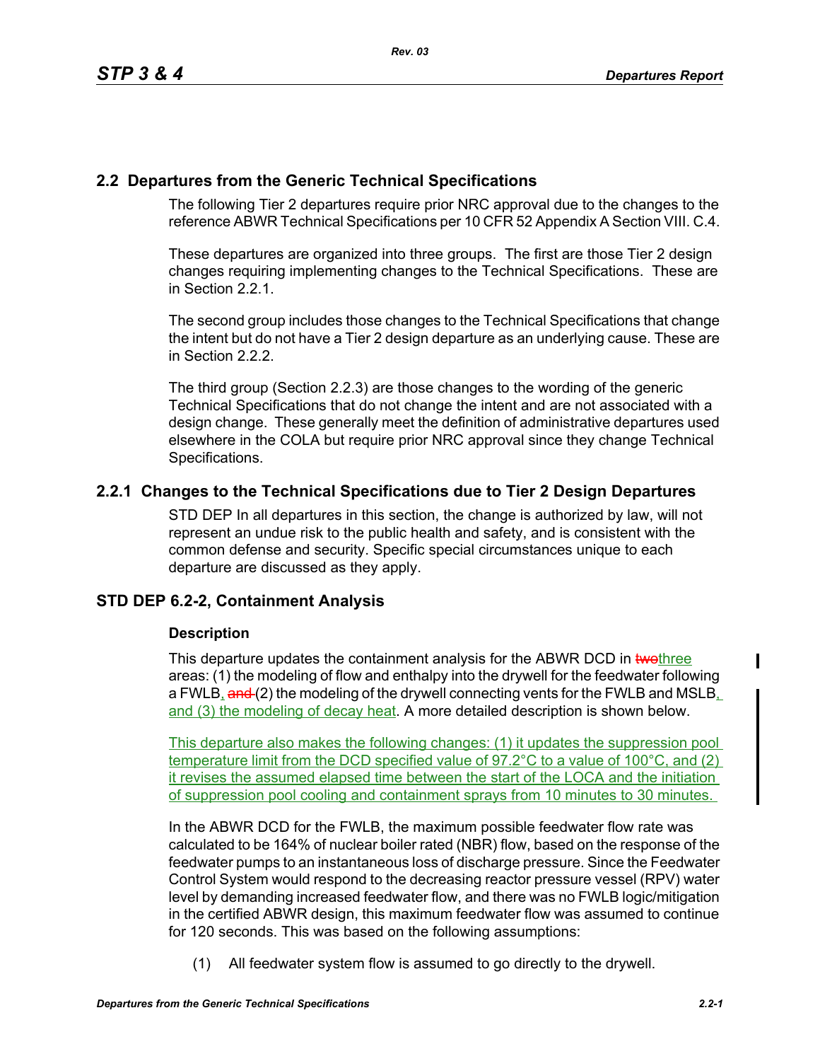## 2.2 Departures from the Generic Technical Specifications

The following Tier 2 departures require prior NRC approval due to the changes to the reference ABWR Technical Specifications per 10 CFR 52 Appendix A Section VIII. C.4.

These departures are organized into three groups. The first are those Tier 2 design changes requiring implementing changes to the Technical Specifications. These are in Section 2.2.1.

The second group includes those changes to the Technical Specifications that change the intent but do not have a Tier 2 design departure as an underlying cause. These are in Section 2.2.2.

The third group (Section 2.2.3) are those changes to the wording of the generic Technical Specifications that do not change the intent and are not associated with a design change. These generally meet the definition of administrative departures used elsewhere in the COLA but require prior NRC approval since they change Technical Specifications.

### 2.2.1 Changes to the Technical Specifications due to Tier 2 Design Departures

STD DEP In all departures in this section, the change is authorized by law, will not represent an undue risk to the public health and safety, and is consistent with the common defense and security. Specific special circumstances unique to each departure are discussed as they apply.

### STD DEP 6.2-2, Containment Analysis

**Description**

This departure updates the containment analysis for the ABWR DCD in ~~two~~three areas: (1) the modeling of flow and enthalpy into the drywell for the feedwater following a FWLB, ~~and~~ (2) the modeling of the drywell connecting vents for the FWLB and MSLB, and (3) the modeling of decay heat. A more detailed description is shown below.

This departure also makes the following changes: (1) it updates the suppression pool temperature limit from the DCD specified value of 97.2°C to a value of 100°C, and (2) it revises the assumed elapsed time between the start of the LOCA and the initiation of suppression pool cooling and containment sprays from 10 minutes to 30 minutes.

In the ABWR DCD for the FWLB, the maximum possible feedwater flow rate was calculated to be 164% of nuclear boiler rated (NBR) flow, based on the response of the feedwater pumps to an instantaneous loss of discharge pressure. Since the Feedwater Control System would respond to the decreasing reactor pressure vessel (RPV) water level by demanding increased feedwater flow, and there was no FWLB logic/mitigation in the certified ABWR design, this maximum feedwater flow was assumed to continue for 120 seconds. This was based on the following assumptions:

(1) All feedwater system flow is assumed to go directly to the drywell.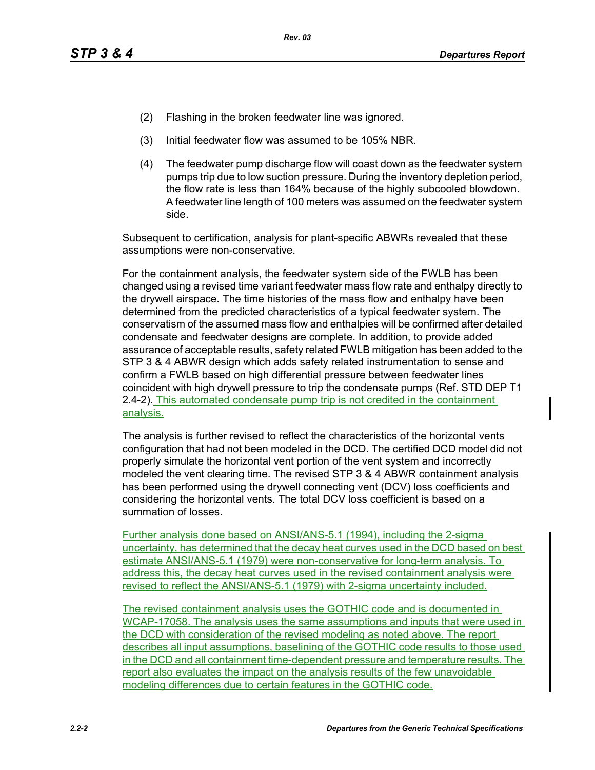(2) Flashing in the broken feedwater line was ignored.

(3) Initial feedwater flow was assumed to be 105% NBR.

(4) The feedwater pump discharge flow will coast down as the feedwater system pumps trip due to low suction pressure. During the inventory depletion period, the flow rate is less than 164% because of the highly subcooled blowdown. A feedwater line length of 100 meters was assumed on the feedwater system side.

Subsequent to certification, analysis for plant-specific ABWRs revealed that these assumptions were non-conservative.

For the containment analysis, the feedwater system side of the FWLB has been changed using a revised time variant feedwater mass flow rate and enthalpy directly to the drywell airspace. The time histories of the mass flow and enthalpy have been determined from the predicted characteristics of a typical feedwater system. The conservatism of the assumed mass flow and enthalpies will be confirmed after detailed condensate and feedwater designs are complete. In addition, to provide added assurance of acceptable results, safety related FWLB mitigation has been added to the STP 3 & 4 ABWR design which adds safety related instrumentation to sense and confirm a FWLB based on high differential pressure between feedwater lines coincident with high drywell pressure to trip the condensate pumps (Ref. STD DEP T1 2.4-2). This automated condensate pump trip is not credited in the containment analysis.

The analysis is further revised to reflect the characteristics of the horizontal vents configuration that had not been modeled in the DCD. The certified DCD model did not properly simulate the horizontal vent portion of the vent system and incorrectly modeled the vent clearing time. The revised STP 3 & 4 ABWR containment analysis has been performed using the drywell connecting vent (DCV) loss coefficients and considering the horizontal vents. The total DCV loss coefficient is based on a summation of losses.

Further analysis done based on ANSI/ANS-5.1 (1994), including the 2-sigma uncertainty, has determined that the decay heat curves used in the DCD based on best estimate ANSI/ANS-5.1 (1979) were non-conservative for long-term analysis. To address this, the decay heat curves used in the revised containment analysis were revised to reflect the ANSI/ANS-5.1 (1979) with 2-sigma uncertainty included.

The revised containment analysis uses the GOTHIC code and is documented in WCAP-17058. The analysis uses the same assumptions and inputs that were used in the DCD with consideration of the revised modeling as noted above. The report describes all input assumptions, baselining of the GOTHIC code results to those used in the DCD and all containment time-dependent pressure and temperature results. The report also evaluates the impact on the analysis results of the few unavoidable modeling differences due to certain features in the GOTHIC code.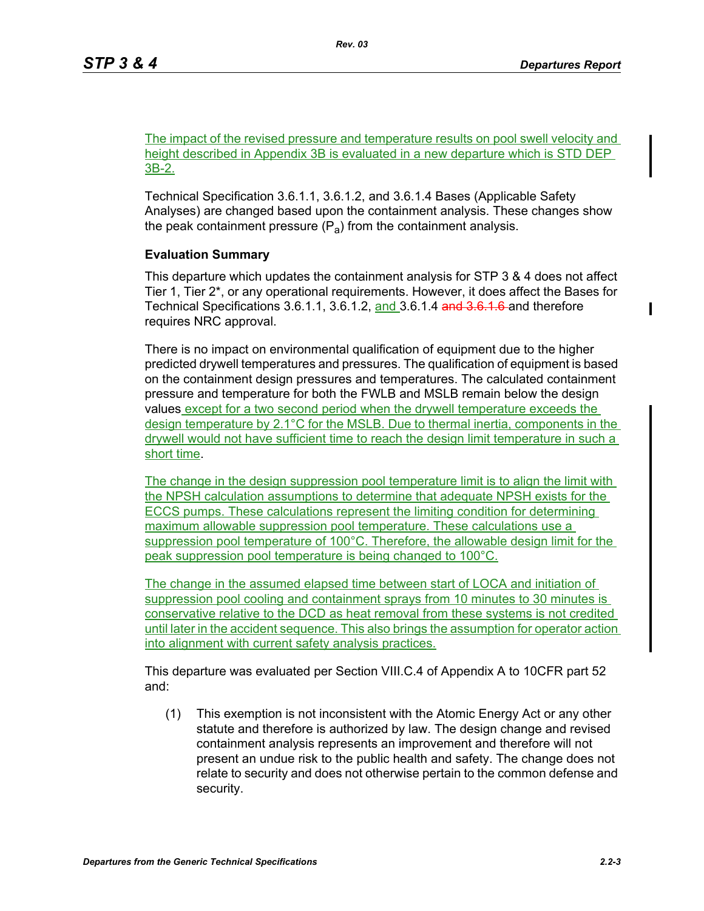The impact of the revised pressure and temperature results on pool swell velocity and height described in Appendix 3B is evaluated in a new departure which is STD DEP 3B-2.

Technical Specification 3.6.1.1, 3.6.1.2, and 3.6.1.4 Bases (Applicable Safety Analyses) are changed based upon the containment analysis. These changes show the peak containment pressure ($P_a$) from the containment analysis.

**Evaluation Summary**

This departure which updates the containment analysis for STP 3 & 4 does not affect Tier 1, Tier 2*, or any operational requirements. However, it does affect the Bases for Technical Specifications 3.6.1.1, 3.6.1.2, and 3.6.1.4 ~~and 3.6.1.6~~ and therefore requires NRC approval.

There is no impact on environmental qualification of equipment due to the higher predicted drywell temperatures and pressures. The qualification of equipment is based on the containment design pressures and temperatures. The calculated containment pressure and temperature for both the FWLB and MSLB remain below the design values except for a two second period when the drywell temperature exceeds the design temperature by 2.1°C for the MSLB. Due to thermal inertia, components in the drywell would not have sufficient time to reach the design limit temperature in such a short time.

The change in the design suppression pool temperature limit is to align the limit with the NPSH calculation assumptions to determine that adequate NPSH exists for the ECCS pumps. These calculations represent the limiting condition for determining maximum allowable suppression pool temperature. These calculations use a suppression pool temperature of 100°C. Therefore, the allowable design limit for the peak suppression pool temperature is being changed to 100°C.

The change in the assumed elapsed time between start of LOCA and initiation of suppression pool cooling and containment sprays from 10 minutes to 30 minutes is conservative relative to the DCD as heat removal from these systems is not credited until later in the accident sequence. This also brings the assumption for operator action into alignment with current safety analysis practices.

This departure was evaluated per Section VIII.C.4 of Appendix A to 10CFR part 52 and:

(1) This exemption is not inconsistent with the Atomic Energy Act or any other statute and therefore is authorized by law. The design change and revised containment analysis represents an improvement and therefore will not present an undue risk to the public health and safety. The change does not relate to security and does not otherwise pertain to the common defense and security.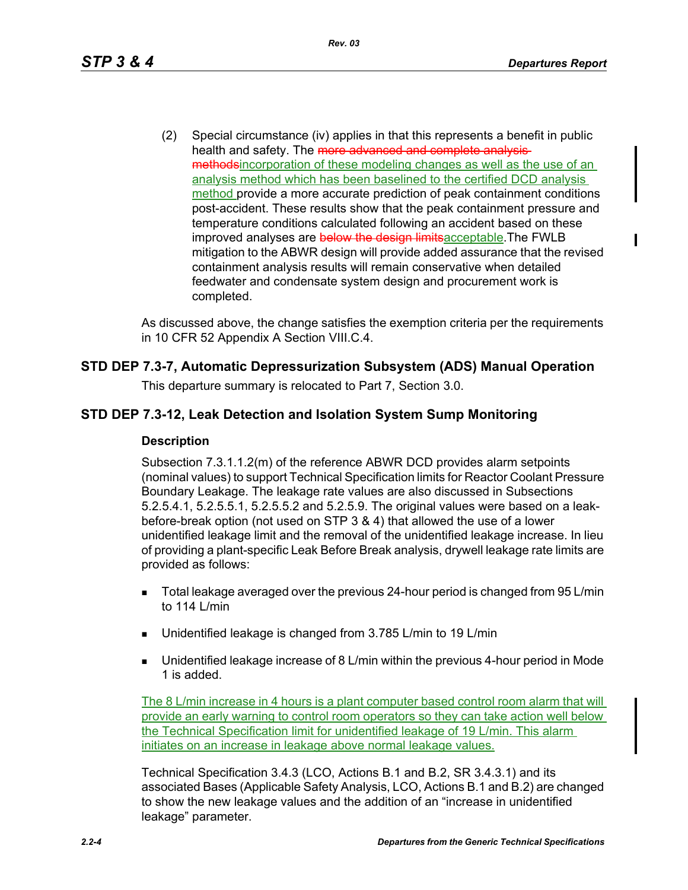(2) Special circumstance (iv) applies in that this represents a benefit in public health and safety. The ~~more advanced and complete analysis methods~~incorporation of these modeling changes as well as the use of an analysis method which has been baselined to the certified DCD analysis method provide a more accurate prediction of peak containment conditions post-accident. These results show that the peak containment pressure and temperature conditions calculated following an accident based on these improved analyses are ~~below the design limits~~acceptable.The FWLB mitigation to the ABWR design will provide added assurance that the revised containment analysis results will remain conservative when detailed feedwater and condensate system design and procurement work is completed.

As discussed above, the change satisfies the exemption criteria per the requirements in 10 CFR 52 Appendix A Section VIII.C.4.

## STD DEP 7.3-7, Automatic Depressurization Subsystem (ADS) Manual Operation

This departure summary is relocated to Part 7, Section 3.0.

## STD DEP 7.3-12, Leak Detection and Isolation System Sump Monitoring

### Description

Subsection 7.3.1.1.2(m) of the reference ABWR DCD provides alarm setpoints (nominal values) to support Technical Specification limits for Reactor Coolant Pressure Boundary Leakage. The leakage rate values are also discussed in Subsections 5.2.5.4.1, 5.2.5.5.1, 5.2.5.5.2 and 5.2.5.9. The original values were based on a leak-before-break option (not used on STP 3 & 4) that allowed the use of a lower unidentified leakage limit and the removal of the unidentified leakage increase. In lieu of providing a plant-specific Leak Before Break analysis, drywell leakage rate limits are provided as follows:

- Total leakage averaged over the previous 24-hour period is changed from 95 L/min to 114 L/min
- Unidentified leakage is changed from 3.785 L/min to 19 L/min
- Unidentified leakage increase of 8 L/min within the previous 4-hour period in Mode 1 is added.

The 8 L/min increase in 4 hours is a plant computer based control room alarm that will provide an early warning to control room operators so they can take action well below the Technical Specification limit for unidentified leakage of 19 L/min. This alarm initiates on an increase in leakage above normal leakage values.

Technical Specification 3.4.3 (LCO, Actions B.1 and B.2, SR 3.4.3.1) and its associated Bases (Applicable Safety Analysis, LCO, Actions B.1 and B.2) are changed to show the new leakage values and the addition of an "increase in unidentified leakage" parameter.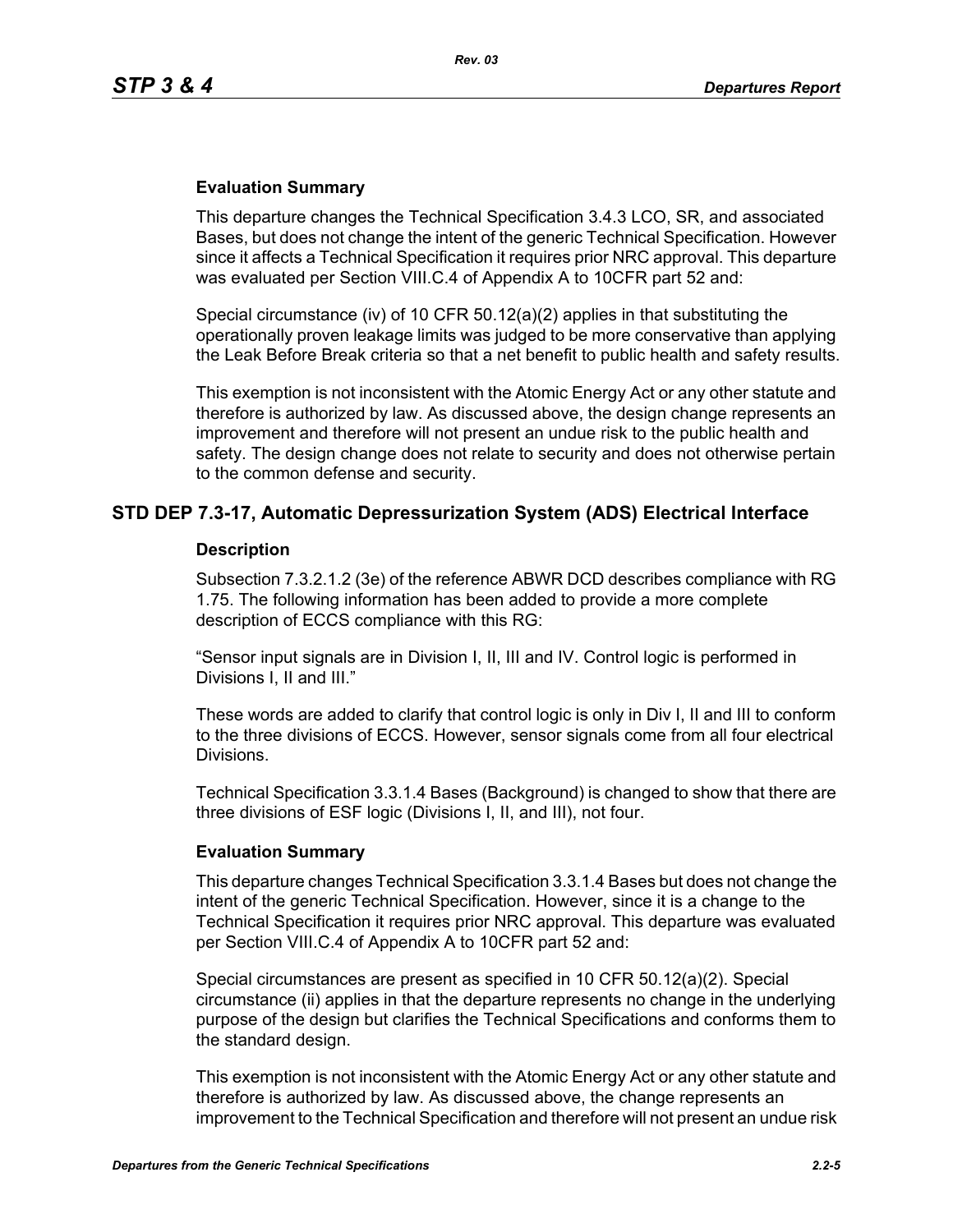#### Evaluation Summary

This departure changes the Technical Specification 3.4.3 LCO, SR, and associated Bases, but does not change the intent of the generic Technical Specification. However since it affects a Technical Specification it requires prior NRC approval. This departure was evaluated per Section VIII.C.4 of Appendix A to 10CFR part 52 and:

Special circumstance (iv) of 10 CFR 50.12(a)(2) applies in that substituting the operationally proven leakage limits was judged to be more conservative than applying the Leak Before Break criteria so that a net benefit to public health and safety results.

This exemption is not inconsistent with the Atomic Energy Act or any other statute and therefore is authorized by law. As discussed above, the design change represents an improvement and therefore will not present an undue risk to the public health and safety. The design change does not relate to security and does not otherwise pertain to the common defense and security.

### STD DEP 7.3-17, Automatic Depressurization System (ADS) Electrical Interface

#### Description

Subsection 7.3.2.1.2 (3e) of the reference ABWR DCD describes compliance with RG 1.75. The following information has been added to provide a more complete description of ECCS compliance with this RG:

“Sensor input signals are in Division I, II, III and IV. Control logic is performed in Divisions I, II and III.”

These words are added to clarify that control logic is only in Div I, II and III to conform to the three divisions of ECCS. However, sensor signals come from all four electrical Divisions.

Technical Specification 3.3.1.4 Bases (Background) is changed to show that there are three divisions of ESF logic (Divisions I, II, and III), not four.

#### Evaluation Summary

This departure changes Technical Specification 3.3.1.4 Bases but does not change the intent of the generic Technical Specification. However, since it is a change to the Technical Specification it requires prior NRC approval. This departure was evaluated per Section VIII.C.4 of Appendix A to 10CFR part 52 and:

Special circumstances are present as specified in 10 CFR 50.12(a)(2). Special circumstance (ii) applies in that the departure represents no change in the underlying purpose of the design but clarifies the Technical Specifications and conforms them to the standard design.

This exemption is not inconsistent with the Atomic Energy Act or any other statute and therefore is authorized by law. As discussed above, the change represents an improvement to the Technical Specification and therefore will not present an undue risk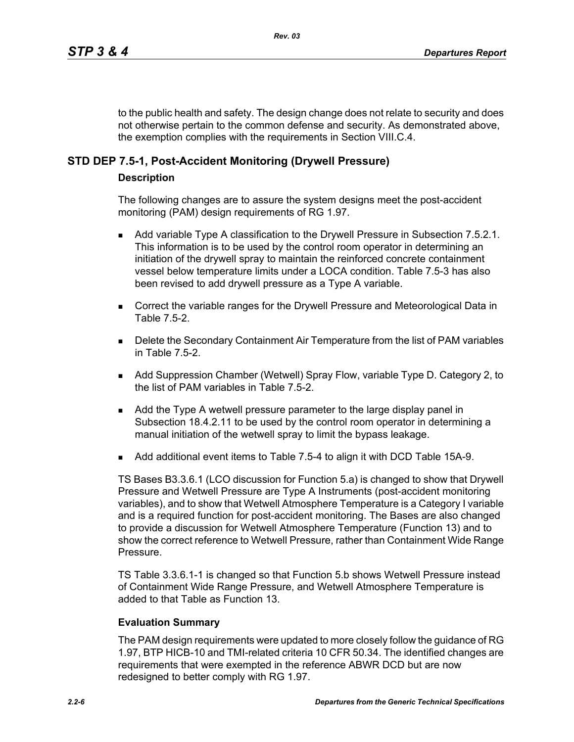to the public health and safety. The design change does not relate to security and does not otherwise pertain to the common defense and security. As demonstrated above, the exemption complies with the requirements in Section VIII.C.4.

## STD DEP 7.5-1, Post-Accident Monitoring (Drywell Pressure)

### Description

The following changes are to assure the system designs meet the post-accident monitoring (PAM) design requirements of RG 1.97.

- Add variable Type A classification to the Drywell Pressure in Subsection 7.5.2.1. This information is to be used by the control room operator in determining an initiation of the drywell spray to maintain the reinforced concrete containment vessel below temperature limits under a LOCA condition. Table 7.5-3 has also been revised to add drywell pressure as a Type A variable.
- Correct the variable ranges for the Drywell Pressure and Meteorological Data in Table 7.5-2.
- Delete the Secondary Containment Air Temperature from the list of PAM variables in Table 7.5-2.
- Add Suppression Chamber (Wetwell) Spray Flow, variable Type D. Category 2, to the list of PAM variables in Table 7.5-2.
- Add the Type A wetwell pressure parameter to the large display panel in Subsection 18.4.2.11 to be used by the control room operator in determining a manual initiation of the wetwell spray to limit the bypass leakage.
- Add additional event items to Table 7.5-4 to align it with DCD Table 15A-9.

TS Bases B3.3.6.1 (LCO discussion for Function 5.a) is changed to show that Drywell Pressure and Wetwell Pressure are Type A Instruments (post-accident monitoring variables), and to show that Wetwell Atmosphere Temperature is a Category I variable and is a required function for post-accident monitoring. The Bases are also changed to provide a discussion for Wetwell Atmosphere Temperature (Function 13) and to show the correct reference to Wetwell Pressure, rather than Containment Wide Range Pressure.

TS Table 3.3.6.1-1 is changed so that Function 5.b shows Wetwell Pressure instead of Containment Wide Range Pressure, and Wetwell Atmosphere Temperature is added to that Table as Function 13.

### Evaluation Summary

The PAM design requirements were updated to more closely follow the guidance of RG 1.97, BTP HICB-10 and TMI-related criteria 10 CFR 50.34. The identified changes are requirements that were exempted in the reference ABWR DCD but are now redesigned to better comply with RG 1.97.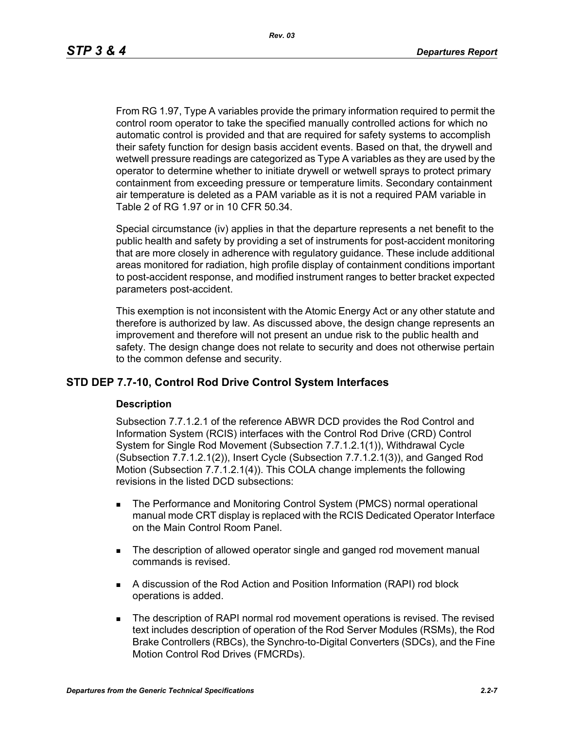From RG 1.97, Type A variables provide the primary information required to permit the control room operator to take the specified manually controlled actions for which no automatic control is provided and that are required for safety systems to accomplish their safety function for design basis accident events. Based on that, the drywell and wetwell pressure readings are categorized as Type A variables as they are used by the operator to determine whether to initiate drywell or wetwell sprays to protect primary containment from exceeding pressure or temperature limits. Secondary containment air temperature is deleted as a PAM variable as it is not a required PAM variable in Table 2 of RG 1.97 or in 10 CFR 50.34.

Special circumstance (iv) applies in that the departure represents a net benefit to the public health and safety by providing a set of instruments for post-accident monitoring that are more closely in adherence with regulatory guidance. These include additional areas monitored for radiation, high profile display of containment conditions important to post-accident response, and modified instrument ranges to better bracket expected parameters post-accident.

This exemption is not inconsistent with the Atomic Energy Act or any other statute and therefore is authorized by law. As discussed above, the design change represents an improvement and therefore will not present an undue risk to the public health and safety. The design change does not relate to security and does not otherwise pertain to the common defense and security.

## STD DEP 7.7-10, Control Rod Drive Control System Interfaces

### Description

Subsection 7.7.1.2.1 of the reference ABWR DCD provides the Rod Control and Information System (RCIS) interfaces with the Control Rod Drive (CRD) Control System for Single Rod Movement (Subsection 7.7.1.2.1(1)), Withdrawal Cycle (Subsection 7.7.1.2.1(2)), Insert Cycle (Subsection 7.7.1.2.1(3)), and Ganged Rod Motion (Subsection 7.7.1.2.1(4)). This COLA change implements the following revisions in the listed DCD subsections:

- The Performance and Monitoring Control System (PMCS) normal operational manual mode CRT display is replaced with the RCIS Dedicated Operator Interface on the Main Control Room Panel.
- The description of allowed operator single and ganged rod movement manual commands is revised.
- A discussion of the Rod Action and Position Information (RAPI) rod block operations is added.
- The description of RAPI normal rod movement operations is revised. The revised text includes description of operation of the Rod Server Modules (RSMs), the Rod Brake Controllers (RBCs), the Synchro-to-Digital Converters (SDCs), and the Fine Motion Control Rod Drives (FMCRDs).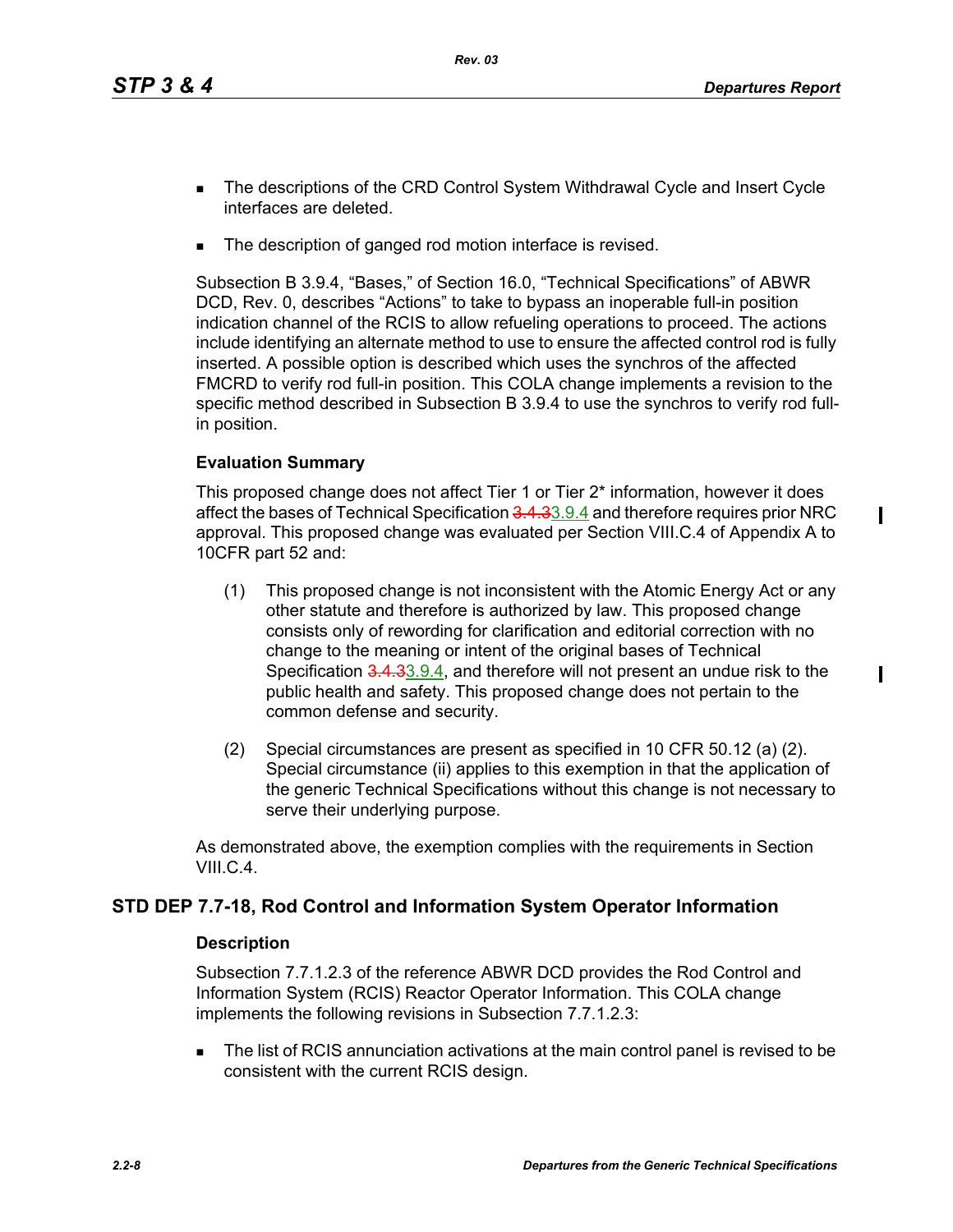- The descriptions of the CRD Control System Withdrawal Cycle and Insert Cycle interfaces are deleted.
- The description of ganged rod motion interface is revised.

Subsection B 3.9.4, "Bases," of Section 16.0, "Technical Specifications" of ABWR DCD, Rev. 0, describes "Actions" to take to bypass an inoperable full-in position indication channel of the RCIS to allow refueling operations to proceed. The actions include identifying an alternate method to use to ensure the affected control rod is fully inserted. A possible option is described which uses the synchros of the affected FMCRD to verify rod full-in position. This COLA change implements a revision to the specific method described in Subsection B 3.9.4 to use the synchros to verify rod full-in position.

### Evaluation Summary

This proposed change does not affect Tier 1 or Tier 2* information, however it does affect the bases of Technical Specification ~~3.4.3~~3.9.4 and therefore requires prior NRC approval. This proposed change was evaluated per Section VIII.C.4 of Appendix A to 10CFR part 52 and:

(1) This proposed change is not inconsistent with the Atomic Energy Act or any other statute and therefore is authorized by law. This proposed change consists only of rewording for clarification and editorial correction with no change to the meaning or intent of the original bases of Technical Specification ~~3.4.3~~3.9.4, and therefore will not present an undue risk to the public health and safety. This proposed change does not pertain to the common defense and security.

(2) Special circumstances are present as specified in 10 CFR 50.12 (a) (2). Special circumstance (ii) applies to this exemption in that the application of the generic Technical Specifications without this change is not necessary to serve their underlying purpose.

As demonstrated above, the exemption complies with the requirements in Section VIII.C.4.

## STD DEP 7.7-18, Rod Control and Information System Operator Information

### Description

Subsection 7.7.1.2.3 of the reference ABWR DCD provides the Rod Control and Information System (RCIS) Reactor Operator Information. This COLA change implements the following revisions in Subsection 7.7.1.2.3:

- The list of RCIS annunciation activations at the main control panel is revised to be consistent with the current RCIS design.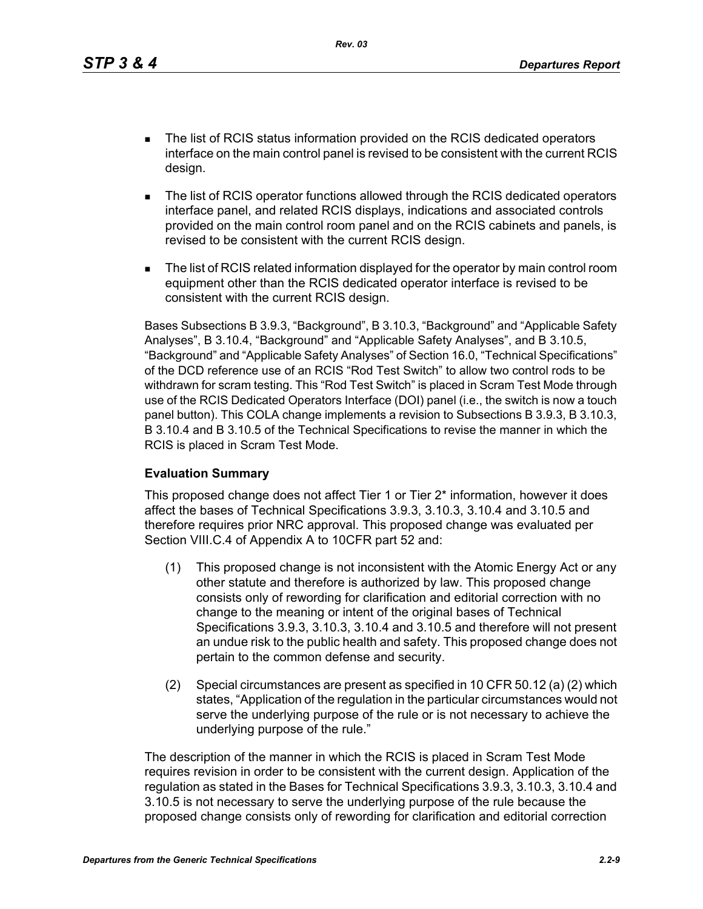- The list of RCIS status information provided on the RCIS dedicated operators interface on the main control panel is revised to be consistent with the current RCIS design.
- The list of RCIS operator functions allowed through the RCIS dedicated operators interface panel, and related RCIS displays, indications and associated controls provided on the main control room panel and on the RCIS cabinets and panels, is revised to be consistent with the current RCIS design.
- The list of RCIS related information displayed for the operator by main control room equipment other than the RCIS dedicated operator interface is revised to be consistent with the current RCIS design.

Bases Subsections B 3.9.3, "Background", B 3.10.3, "Background" and "Applicable Safety Analyses", B 3.10.4, "Background" and "Applicable Safety Analyses", and B 3.10.5, "Background" and "Applicable Safety Analyses" of Section 16.0, "Technical Specifications" of the DCD reference use of an RCIS "Rod Test Switch" to allow two control rods to be withdrawn for scram testing. This "Rod Test Switch" is placed in Scram Test Mode through use of the RCIS Dedicated Operators Interface (DOI) panel (i.e., the switch is now a touch panel button). This COLA change implements a revision to Subsections B 3.9.3, B 3.10.3, B 3.10.4 and B 3.10.5 of the Technical Specifications to revise the manner in which the RCIS is placed in Scram Test Mode.

**Evaluation Summary**

This proposed change does not affect Tier 1 or Tier 2* information, however it does affect the bases of Technical Specifications 3.9.3, 3.10.3, 3.10.4 and 3.10.5 and therefore requires prior NRC approval. This proposed change was evaluated per Section VIII.C.4 of Appendix A to 10CFR part 52 and:

(1) This proposed change is not inconsistent with the Atomic Energy Act or any other statute and therefore is authorized by law. This proposed change consists only of rewording for clarification and editorial correction with no change to the meaning or intent of the original bases of Technical Specifications 3.9.3, 3.10.3, 3.10.4 and 3.10.5 and therefore will not present an undue risk to the public health and safety. This proposed change does not pertain to the common defense and security.

(2) Special circumstances are present as specified in 10 CFR 50.12 (a) (2) which states, "Application of the regulation in the particular circumstances would not serve the underlying purpose of the rule or is not necessary to achieve the underlying purpose of the rule."

The description of the manner in which the RCIS is placed in Scram Test Mode requires revision in order to be consistent with the current design. Application of the regulation as stated in the Bases for Technical Specifications 3.9.3, 3.10.3, 3.10.4 and 3.10.5 is not necessary to serve the underlying purpose of the rule because the proposed change consists only of rewording for clarification and editorial correction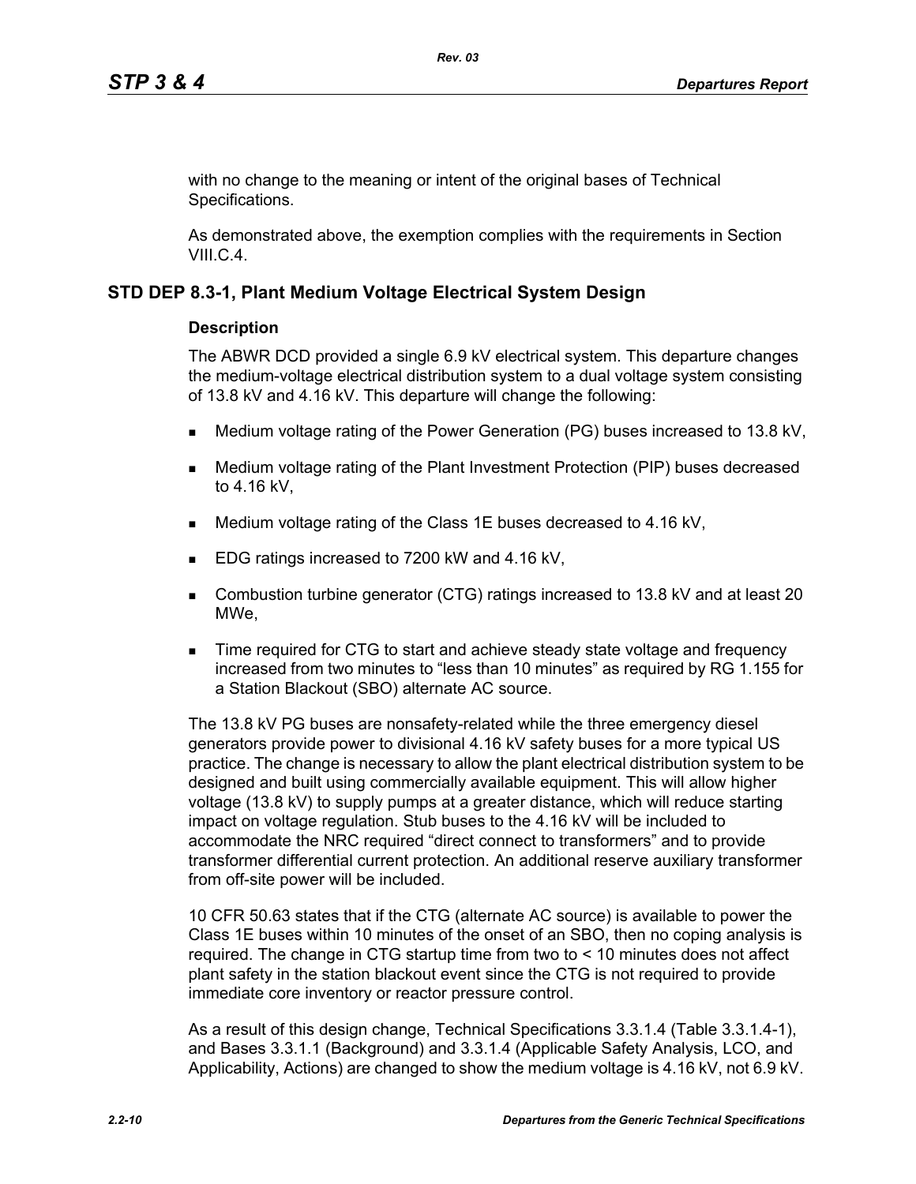with no change to the meaning or intent of the original bases of Technical Specifications.

As demonstrated above, the exemption complies with the requirements in Section VIII.C.4.

## STD DEP 8.3-1, Plant Medium Voltage Electrical System Design

### Description

The ABWR DCD provided a single 6.9 kV electrical system. This departure changes the medium-voltage electrical distribution system to a dual voltage system consisting of 13.8 kV and 4.16 kV. This departure will change the following:

- Medium voltage rating of the Power Generation (PG) buses increased to 13.8 kV,
- Medium voltage rating of the Plant Investment Protection (PIP) buses decreased to 4.16 kV,
- Medium voltage rating of the Class 1E buses decreased to 4.16 kV,
- EDG ratings increased to 7200 kW and 4.16 kV,
- Combustion turbine generator (CTG) ratings increased to 13.8 kV and at least 20 MWe,
- Time required for CTG to start and achieve steady state voltage and frequency increased from two minutes to "less than 10 minutes" as required by RG 1.155 for a Station Blackout (SBO) alternate AC source.

The 13.8 kV PG buses are nonsafety-related while the three emergency diesel generators provide power to divisional 4.16 kV safety buses for a more typical US practice. The change is necessary to allow the plant electrical distribution system to be designed and built using commercially available equipment. This will allow higher voltage (13.8 kV) to supply pumps at a greater distance, which will reduce starting impact on voltage regulation. Stub buses to the 4.16 kV will be included to accommodate the NRC required "direct connect to transformers" and to provide transformer differential current protection. An additional reserve auxiliary transformer from off-site power will be included.

10 CFR 50.63 states that if the CTG (alternate AC source) is available to power the Class 1E buses within 10 minutes of the onset of an SBO, then no coping analysis is required. The change in CTG startup time from two to < 10 minutes does not affect plant safety in the station blackout event since the CTG is not required to provide immediate core inventory or reactor pressure control.

As a result of this design change, Technical Specifications 3.3.1.4 (Table 3.3.1.4-1), and Bases 3.3.1.1 (Background) and 3.3.1.4 (Applicable Safety Analysis, LCO, and Applicability, Actions) are changed to show the medium voltage is 4.16 kV, not 6.9 kV.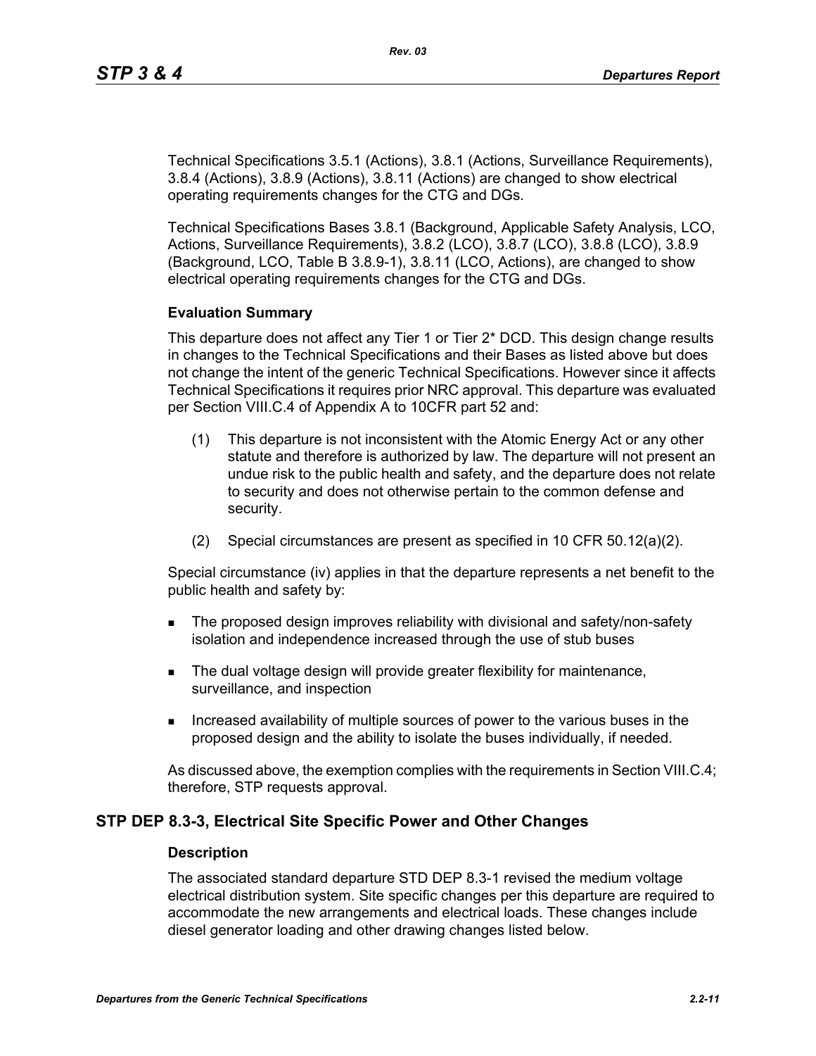Technical Specifications 3.5.1 (Actions), 3.8.1 (Actions, Surveillance Requirements), 3.8.4 (Actions), 3.8.9 (Actions), 3.8.11 (Actions) are changed to show electrical operating requirements changes for the CTG and DGs.

Technical Specifications Bases 3.8.1 (Background, Applicable Safety Analysis, LCO, Actions, Surveillance Requirements), 3.8.2 (LCO), 3.8.7 (LCO), 3.8.8 (LCO), 3.8.9 (Background, LCO, Table B 3.8.9-1), 3.8.11 (LCO, Actions), are changed to show electrical operating requirements changes for the CTG and DGs.

#### Evaluation Summary

This departure does not affect any Tier 1 or Tier 2* DCD. This design change results in changes to the Technical Specifications and their Bases as listed above but does not change the intent of the generic Technical Specifications. However since it affects Technical Specifications it requires prior NRC approval. This departure was evaluated per Section VIII.C.4 of Appendix A to 10CFR part 52 and:

(1) This departure is not inconsistent with the Atomic Energy Act or any other statute and therefore is authorized by law. The departure will not present an undue risk to the public health and safety, and the departure does not relate to security and does not otherwise pertain to the common defense and security.

(2) Special circumstances are present as specified in 10 CFR 50.12(a)(2).

Special circumstance (iv) applies in that the departure represents a net benefit to the public health and safety by:

- The proposed design improves reliability with divisional and safety/non-safety isolation and independence increased through the use of stub buses
- The dual voltage design will provide greater flexibility for maintenance, surveillance, and inspection
- Increased availability of multiple sources of power to the various buses in the proposed design and the ability to isolate the buses individually, if needed.

As discussed above, the exemption complies with the requirements in Section VIII.C.4; therefore, STP requests approval.

### STP DEP 8.3-3, Electrical Site Specific Power and Other Changes

#### Description

The associated standard departure STD DEP 8.3-1 revised the medium voltage electrical distribution system. Site specific changes per this departure are required to accommodate the new arrangements and electrical loads. These changes include diesel generator loading and other drawing changes listed below.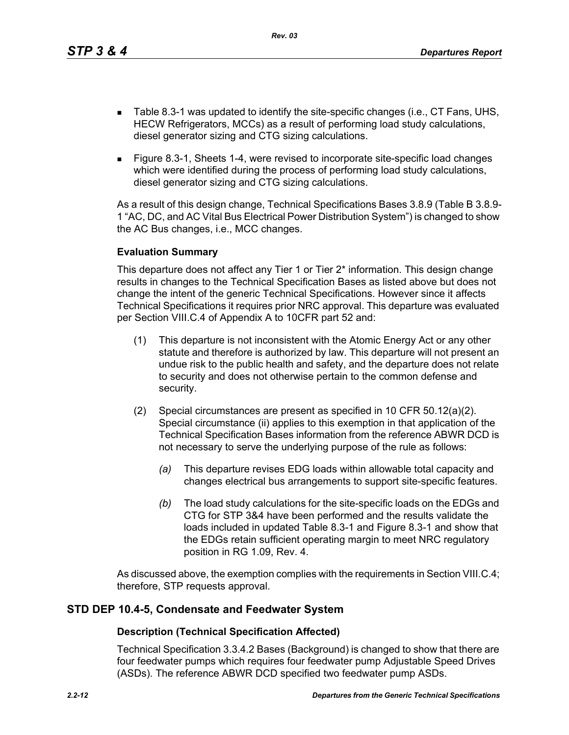- Table 8.3-1 was updated to identify the site-specific changes (i.e., CT Fans, UHS, HECW Refrigerators, MCCs) as a result of performing load study calculations, diesel generator sizing and CTG sizing calculations.
- Figure 8.3-1, Sheets 1-4, were revised to incorporate site-specific load changes which were identified during the process of performing load study calculations, diesel generator sizing and CTG sizing calculations.

As a result of this design change, Technical Specifications Bases 3.8.9 (Table B 3.8.9-1 "AC, DC, and AC Vital Bus Electrical Power Distribution System") is changed to show the AC Bus changes, i.e., MCC changes.

### Evaluation Summary

This departure does not affect any Tier 1 or Tier 2* information. This design change results in changes to the Technical Specification Bases as listed above but does not change the intent of the generic Technical Specifications. However since it affects Technical Specifications it requires prior NRC approval. This departure was evaluated per Section VIII.C.4 of Appendix A to 10CFR part 52 and:

(1) This departure is not inconsistent with the Atomic Energy Act or any other statute and therefore is authorized by law. This departure will not present an undue risk to the public health and safety, and the departure does not relate to security and does not otherwise pertain to the common defense and security.

(2) Special circumstances are present as specified in 10 CFR 50.12(a)(2). Special circumstance (ii) applies to this exemption in that application of the Technical Specification Bases information from the reference ABWR DCD is not necessary to serve the underlying purpose of the rule as follows:

*(a)* This departure revises EDG loads within allowable total capacity and changes electrical bus arrangements to support site-specific features.

*(b)* The load study calculations for the site-specific loads on the EDGs and CTG for STP 3&4 have been performed and the results validate the loads included in updated Table 8.3-1 and Figure 8.3-1 and show that the EDGs retain sufficient operating margin to meet NRC regulatory position in RG 1.09, Rev. 4.

As discussed above, the exemption complies with the requirements in Section VIII.C.4; therefore, STP requests approval.

## STD DEP 10.4-5, Condensate and Feedwater System

### Description (Technical Specification Affected)

Technical Specification 3.3.4.2 Bases (Background) is changed to show that there are four feedwater pumps which requires four feedwater pump Adjustable Speed Drives (ASDs). The reference ABWR DCD specified two feedwater pump ASDs.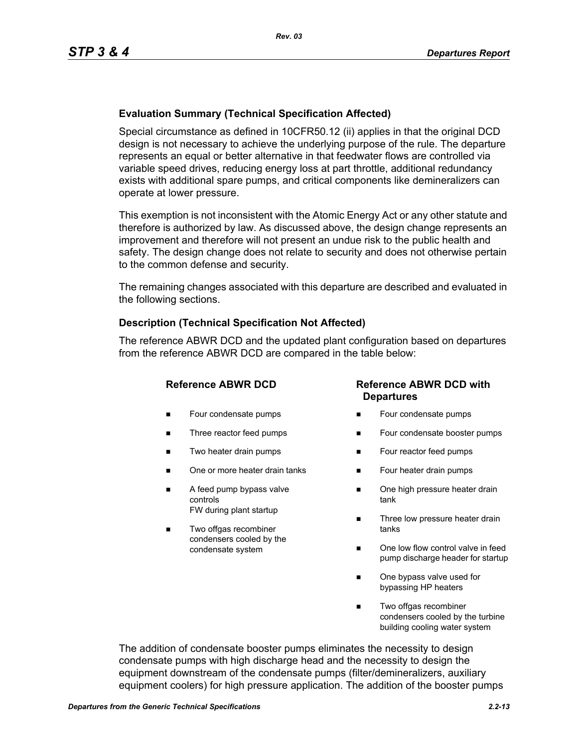**Evaluation Summary (Technical Specification Affected)**

Special circumstance as defined in 10CFR50.12 (ii) applies in that the original DCD design is not necessary to achieve the underlying purpose of the rule. The departure represents an equal or better alternative in that feedwater flows are controlled via variable speed drives, reducing energy loss at part throttle, additional redundancy exists with additional spare pumps, and critical components like demineralizers can operate at lower pressure.

This exemption is not inconsistent with the Atomic Energy Act or any other statute and therefore is authorized by law. As discussed above, the design change represents an improvement and therefore will not present an undue risk to the public health and safety. The design change does not relate to security and does not otherwise pertain to the common defense and security.

The remaining changes associated with this departure are described and evaluated in the following sections.

**Description (Technical Specification Not Affected)**

The reference ABWR DCD and the updated plant configuration based on departures from the reference ABWR DCD are compared in the table below:

| Reference ABWR DCD | Reference ABWR DCD with Departures |
|---|---|
| ■ Four condensate pumps | ■ Four condensate pumps |
| ■ Three reactor feed pumps | ■ Four condensate booster pumps |
| ■ Two heater drain pumps | ■ Four reactor feed pumps |
| ■ One or more heater drain tanks | ■ Four heater drain pumps |
| ■ A feed pump bypass valve controls FW during plant startup | ■ One high pressure heater drain tank |
| ■ Two offgas recombiner condensers cooled by the condensate system | ■ Three low pressure heater drain tanks |
| | ■ One low flow control valve in feed pump discharge header for startup |
| | ■ One bypass valve used for bypassing HP heaters |
| | ■ Two offgas recombiner condensers cooled by the turbine building cooling water system |

The addition of condensate booster pumps eliminates the necessity to design condensate pumps with high discharge head and the necessity to design the equipment downstream of the condensate pumps (filter/demineralizers, auxiliary equipment coolers) for high pressure application. The addition of the booster pumps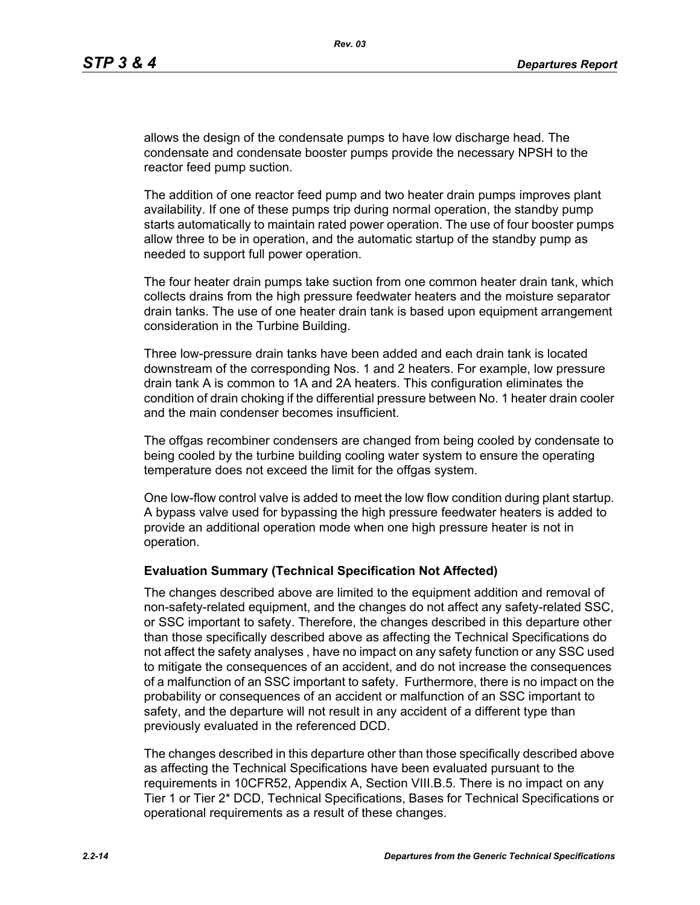allows the design of the condensate pumps to have low discharge head. The condensate and condensate booster pumps provide the necessary NPSH to the reactor feed pump suction.

The addition of one reactor feed pump and two heater drain pumps improves plant availability. If one of these pumps trip during normal operation, the standby pump starts automatically to maintain rated power operation. The use of four booster pumps allow three to be in operation, and the automatic startup of the standby pump as needed to support full power operation.

The four heater drain pumps take suction from one common heater drain tank, which collects drains from the high pressure feedwater heaters and the moisture separator drain tanks. The use of one heater drain tank is based upon equipment arrangement consideration in the Turbine Building.

Three low-pressure drain tanks have been added and each drain tank is located downstream of the corresponding Nos. 1 and 2 heaters. For example, low pressure drain tank A is common to 1A and 2A heaters. This configuration eliminates the condition of drain choking if the differential pressure between No. 1 heater drain cooler and the main condenser becomes insufficient.

The offgas recombiner condensers are changed from being cooled by condensate to being cooled by the turbine building cooling water system to ensure the operating temperature does not exceed the limit for the offgas system.

One low-flow control valve is added to meet the low flow condition during plant startup. A bypass valve used for bypassing the high pressure feedwater heaters is added to provide an additional operation mode when one high pressure heater is not in operation.

**Evaluation Summary (Technical Specification Not Affected)**

The changes described above are limited to the equipment addition and removal of non-safety-related equipment, and the changes do not affect any safety-related SSC, or SSC important to safety. Therefore, the changes described in this departure other than those specifically described above as affecting the Technical Specifications do not affect the safety analyses , have no impact on any safety function or any SSC used to mitigate the consequences of an accident, and do not increase the consequences of a malfunction of an SSC important to safety. Furthermore, there is no impact on the probability or consequences of an accident or malfunction of an SSC important to safety, and the departure will not result in any accident of a different type than previously evaluated in the referenced DCD.

The changes described in this departure other than those specifically described above as affecting the Technical Specifications have been evaluated pursuant to the requirements in 10CFR52, Appendix A, Section VIII.B.5. There is no impact on any Tier 1 or Tier 2* DCD, Technical Specifications, Bases for Technical Specifications or operational requirements as a result of these changes.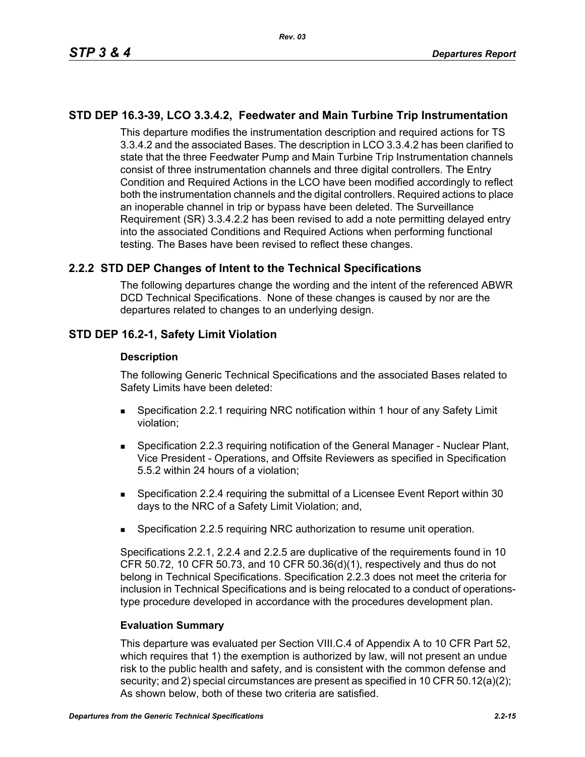## STD DEP 16.3-39, LCO 3.3.4.2, Feedwater and Main Turbine Trip Instrumentation

This departure modifies the instrumentation description and required actions for TS 3.3.4.2 and the associated Bases. The description in LCO 3.3.4.2 has been clarified to state that the three Feedwater Pump and Main Turbine Trip Instrumentation channels consist of three instrumentation channels and three digital controllers. The Entry Condition and Required Actions in the LCO have been modified accordingly to reflect both the instrumentation channels and the digital controllers. Required actions to place an inoperable channel in trip or bypass have been deleted. The Surveillance Requirement (SR) 3.3.4.2.2 has been revised to add a note permitting delayed entry into the associated Conditions and Required Actions when performing functional testing. The Bases have been revised to reflect these changes.

## 2.2.2 STD DEP Changes of Intent to the Technical Specifications

The following departures change the wording and the intent of the referenced ABWR DCD Technical Specifications. None of these changes is caused by nor are the departures related to changes to an underlying design.

## STD DEP 16.2-1, Safety Limit Violation

### Description

The following Generic Technical Specifications and the associated Bases related to Safety Limits have been deleted:

- Specification 2.2.1 requiring NRC notification within 1 hour of any Safety Limit violation;
- Specification 2.2.3 requiring notification of the General Manager - Nuclear Plant, Vice President - Operations, and Offsite Reviewers as specified in Specification 5.5.2 within 24 hours of a violation;
- Specification 2.2.4 requiring the submittal of a Licensee Event Report within 30 days to the NRC of a Safety Limit Violation; and,
- Specification 2.2.5 requiring NRC authorization to resume unit operation.

Specifications 2.2.1, 2.2.4 and 2.2.5 are duplicative of the requirements found in 10 CFR 50.72, 10 CFR 50.73, and 10 CFR 50.36(d)(1), respectively and thus do not belong in Technical Specifications. Specification 2.2.3 does not meet the criteria for inclusion in Technical Specifications and is being relocated to a conduct of operations-type procedure developed in accordance with the procedures development plan.

### Evaluation Summary

This departure was evaluated per Section VIII.C.4 of Appendix A to 10 CFR Part 52, which requires that 1) the exemption is authorized by law, will not present an undue risk to the public health and safety, and is consistent with the common defense and security; and 2) special circumstances are present as specified in 10 CFR 50.12(a)(2); As shown below, both of these two criteria are satisfied.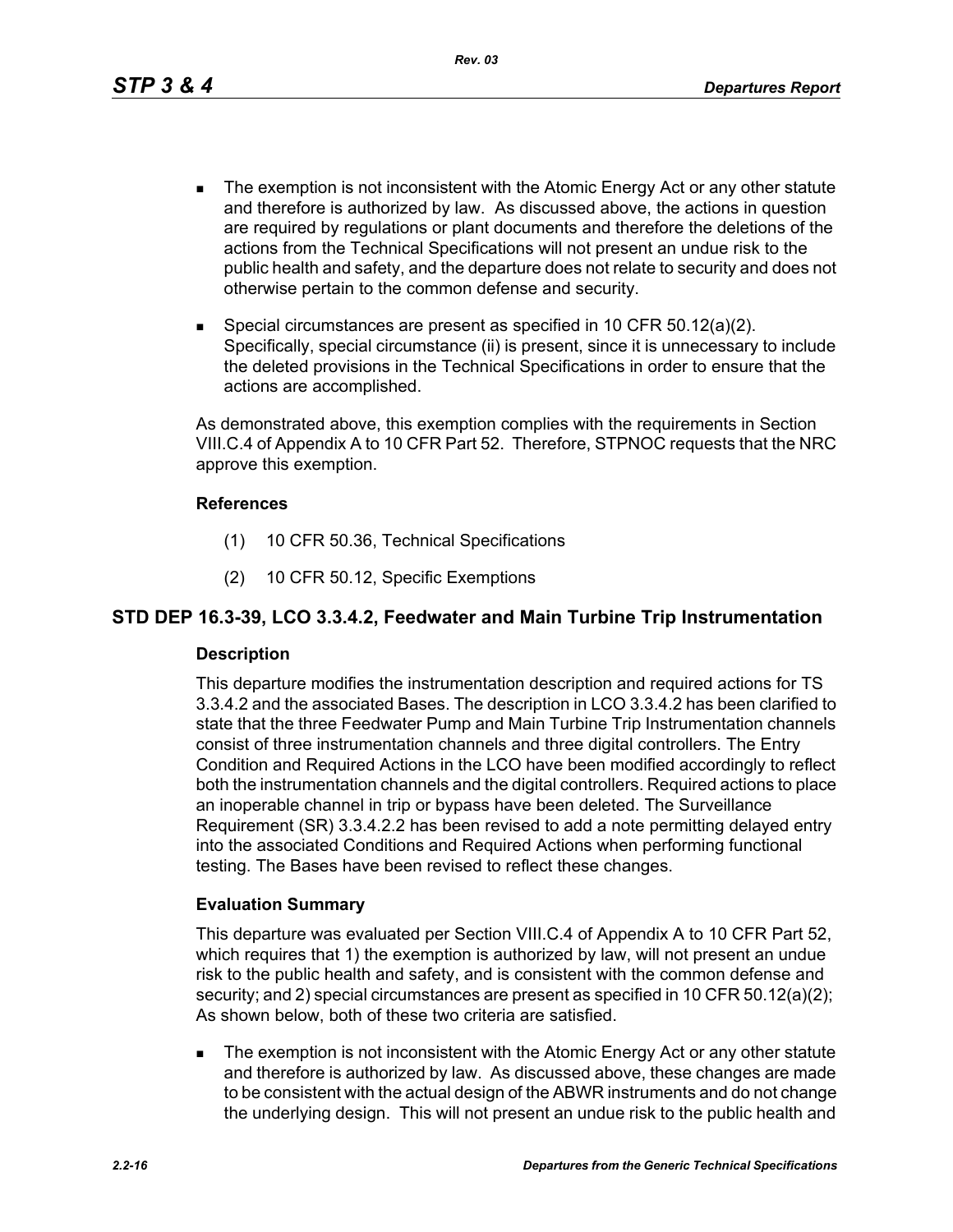- The exemption is not inconsistent with the Atomic Energy Act or any other statute and therefore is authorized by law. As discussed above, the actions in question are required by regulations or plant documents and therefore the deletions of the actions from the Technical Specifications will not present an undue risk to the public health and safety, and the departure does not relate to security and does not otherwise pertain to the common defense and security.
- Special circumstances are present as specified in 10 CFR 50.12(a)(2). Specifically, special circumstance (ii) is present, since it is unnecessary to include the deleted provisions in the Technical Specifications in order to ensure that the actions are accomplished.

As demonstrated above, this exemption complies with the requirements in Section VIII.C.4 of Appendix A to 10 CFR Part 52. Therefore, STPNOC requests that the NRC approve this exemption.

**References**

(1) 10 CFR 50.36, Technical Specifications

(2) 10 CFR 50.12, Specific Exemptions

## STD DEP 16.3-39, LCO 3.3.4.2, Feedwater and Main Turbine Trip Instrumentation

**Description**

This departure modifies the instrumentation description and required actions for TS 3.3.4.2 and the associated Bases. The description in LCO 3.3.4.2 has been clarified to state that the three Feedwater Pump and Main Turbine Trip Instrumentation channels consist of three instrumentation channels and three digital controllers. The Entry Condition and Required Actions in the LCO have been modified accordingly to reflect both the instrumentation channels and the digital controllers. Required actions to place an inoperable channel in trip or bypass have been deleted. The Surveillance Requirement (SR) 3.3.4.2.2 has been revised to add a note permitting delayed entry into the associated Conditions and Required Actions when performing functional testing. The Bases have been revised to reflect these changes.

**Evaluation Summary**

This departure was evaluated per Section VIII.C.4 of Appendix A to 10 CFR Part 52, which requires that 1) the exemption is authorized by law, will not present an undue risk to the public health and safety, and is consistent with the common defense and security; and 2) special circumstances are present as specified in 10 CFR 50.12(a)(2); As shown below, both of these two criteria are satisfied.

- The exemption is not inconsistent with the Atomic Energy Act or any other statute and therefore is authorized by law. As discussed above, these changes are made to be consistent with the actual design of the ABWR instruments and do not change the underlying design. This will not present an undue risk to the public health and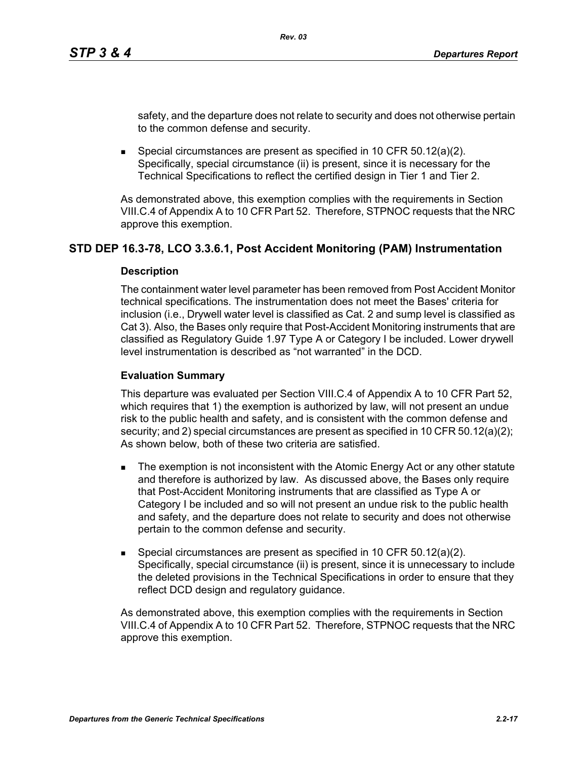safety, and the departure does not relate to security and does not otherwise pertain to the common defense and security.

- Special circumstances are present as specified in 10 CFR 50.12(a)(2). Specifically, special circumstance (ii) is present, since it is necessary for the Technical Specifications to reflect the certified design in Tier 1 and Tier 2.

As demonstrated above, this exemption complies with the requirements in Section VIII.C.4 of Appendix A to 10 CFR Part 52. Therefore, STPNOC requests that the NRC approve this exemption.

## STD DEP 16.3-78, LCO 3.3.6.1, Post Accident Monitoring (PAM) Instrumentation

### Description

The containment water level parameter has been removed from Post Accident Monitor technical specifications. The instrumentation does not meet the Bases' criteria for inclusion (i.e., Drywell water level is classified as Cat. 2 and sump level is classified as Cat 3). Also, the Bases only require that Post-Accident Monitoring instruments that are classified as Regulatory Guide 1.97 Type A or Category I be included. Lower drywell level instrumentation is described as "not warranted" in the DCD.

### Evaluation Summary

This departure was evaluated per Section VIII.C.4 of Appendix A to 10 CFR Part 52, which requires that 1) the exemption is authorized by law, will not present an undue risk to the public health and safety, and is consistent with the common defense and security; and 2) special circumstances are present as specified in 10 CFR 50.12(a)(2); As shown below, both of these two criteria are satisfied.

- The exemption is not inconsistent with the Atomic Energy Act or any other statute and therefore is authorized by law. As discussed above, the Bases only require that Post-Accident Monitoring instruments that are classified as Type A or Category I be included and so will not present an undue risk to the public health and safety, and the departure does not relate to security and does not otherwise pertain to the common defense and security.
- Special circumstances are present as specified in 10 CFR 50.12(a)(2). Specifically, special circumstance (ii) is present, since it is unnecessary to include the deleted provisions in the Technical Specifications in order to ensure that they reflect DCD design and regulatory guidance.

As demonstrated above, this exemption complies with the requirements in Section VIII.C.4 of Appendix A to 10 CFR Part 52. Therefore, STPNOC requests that the NRC approve this exemption.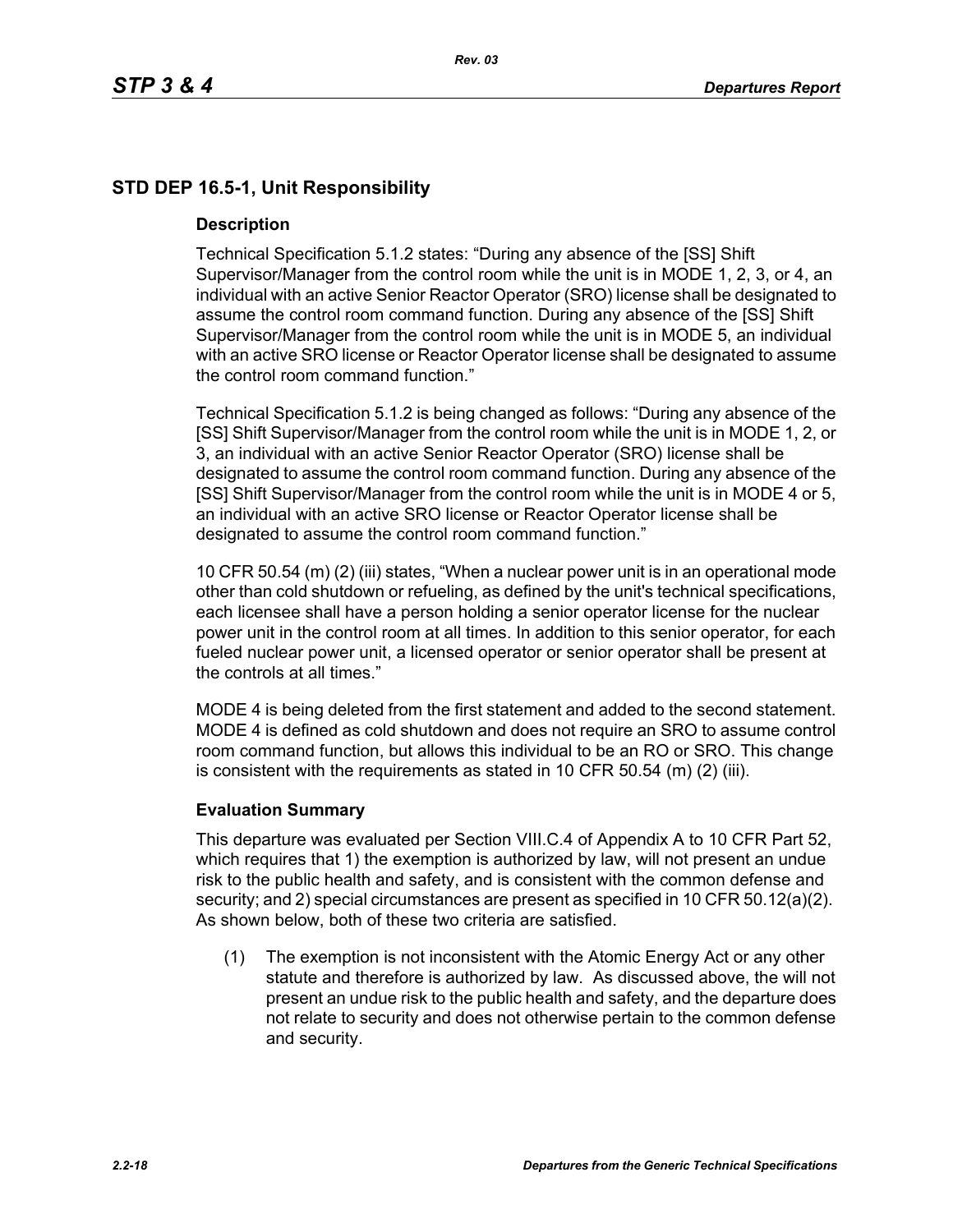## STD DEP 16.5-1, Unit Responsibility

### Description

Technical Specification 5.1.2 states: "During any absence of the [SS] Shift Supervisor/Manager from the control room while the unit is in MODE 1, 2, 3, or 4, an individual with an active Senior Reactor Operator (SRO) license shall be designated to assume the control room command function. During any absence of the [SS] Shift Supervisor/Manager from the control room while the unit is in MODE 5, an individual with an active SRO license or Reactor Operator license shall be designated to assume the control room command function."

Technical Specification 5.1.2 is being changed as follows: "During any absence of the [SS] Shift Supervisor/Manager from the control room while the unit is in MODE 1, 2, or 3, an individual with an active Senior Reactor Operator (SRO) license shall be designated to assume the control room command function. During any absence of the [SS] Shift Supervisor/Manager from the control room while the unit is in MODE 4 or 5, an individual with an active SRO license or Reactor Operator license shall be designated to assume the control room command function."

10 CFR 50.54 (m) (2) (iii) states, "When a nuclear power unit is in an operational mode other than cold shutdown or refueling, as defined by the unit's technical specifications, each licensee shall have a person holding a senior operator license for the nuclear power unit in the control room at all times. In addition to this senior operator, for each fueled nuclear power unit, a licensed operator or senior operator shall be present at the controls at all times."

MODE 4 is being deleted from the first statement and added to the second statement. MODE 4 is defined as cold shutdown and does not require an SRO to assume control room command function, but allows this individual to be an RO or SRO. This change is consistent with the requirements as stated in 10 CFR 50.54 (m) (2) (iii).

### Evaluation Summary

This departure was evaluated per Section VIII.C.4 of Appendix A to 10 CFR Part 52, which requires that 1) the exemption is authorized by law, will not present an undue risk to the public health and safety, and is consistent with the common defense and security; and 2) special circumstances are present as specified in 10 CFR 50.12(a)(2). As shown below, both of these two criteria are satisfied.

(1) The exemption is not inconsistent with the Atomic Energy Act or any other statute and therefore is authorized by law. As discussed above, the will not present an undue risk to the public health and safety, and the departure does not relate to security and does not otherwise pertain to the common defense and security.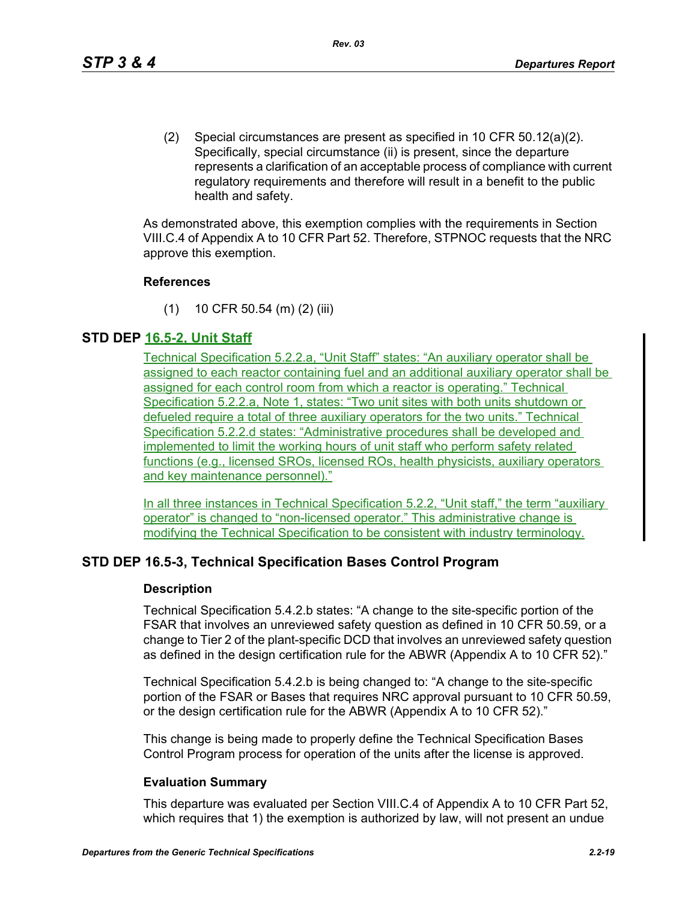(2) Special circumstances are present as specified in 10 CFR 50.12(a)(2). Specifically, special circumstance (ii) is present, since the departure represents a clarification of an acceptable process of compliance with current regulatory requirements and therefore will result in a benefit to the public health and safety.

As demonstrated above, this exemption complies with the requirements in Section VIII.C.4 of Appendix A to 10 CFR Part 52. Therefore, STPNOC requests that the NRC approve this exemption.

### References

(1) 10 CFR 50.54 (m) (2) (iii)

## STD DEP 16.5-2, Unit Staff

Technical Specification 5.2.2.a, "Unit Staff" states: "An auxiliary operator shall be assigned to each reactor containing fuel and an additional auxiliary operator shall be assigned for each control room from which a reactor is operating." Technical Specification 5.2.2.a, Note 1, states: "Two unit sites with both units shutdown or defueled require a total of three auxiliary operators for the two units." Technical Specification 5.2.2.d states: "Administrative procedures shall be developed and implemented to limit the working hours of unit staff who perform safety related functions (e.g., licensed SROs, licensed ROs, health physicists, auxiliary operators and key maintenance personnel)."

In all three instances in Technical Specification 5.2.2, "Unit staff," the term "auxiliary operator" is changed to "non-licensed operator." This administrative change is modifying the Technical Specification to be consistent with industry terminology.

## STD DEP 16.5-3, Technical Specification Bases Control Program

### Description

Technical Specification 5.4.2.b states: "A change to the site-specific portion of the FSAR that involves an unreviewed safety question as defined in 10 CFR 50.59, or a change to Tier 2 of the plant-specific DCD that involves an unreviewed safety question as defined in the design certification rule for the ABWR (Appendix A to 10 CFR 52)."

Technical Specification 5.4.2.b is being changed to: "A change to the site-specific portion of the FSAR or Bases that requires NRC approval pursuant to 10 CFR 50.59, or the design certification rule for the ABWR (Appendix A to 10 CFR 52)."

This change is being made to properly define the Technical Specification Bases Control Program process for operation of the units after the license is approved.

### Evaluation Summary

This departure was evaluated per Section VIII.C.4 of Appendix A to 10 CFR Part 52, which requires that 1) the exemption is authorized by law, will not present an undue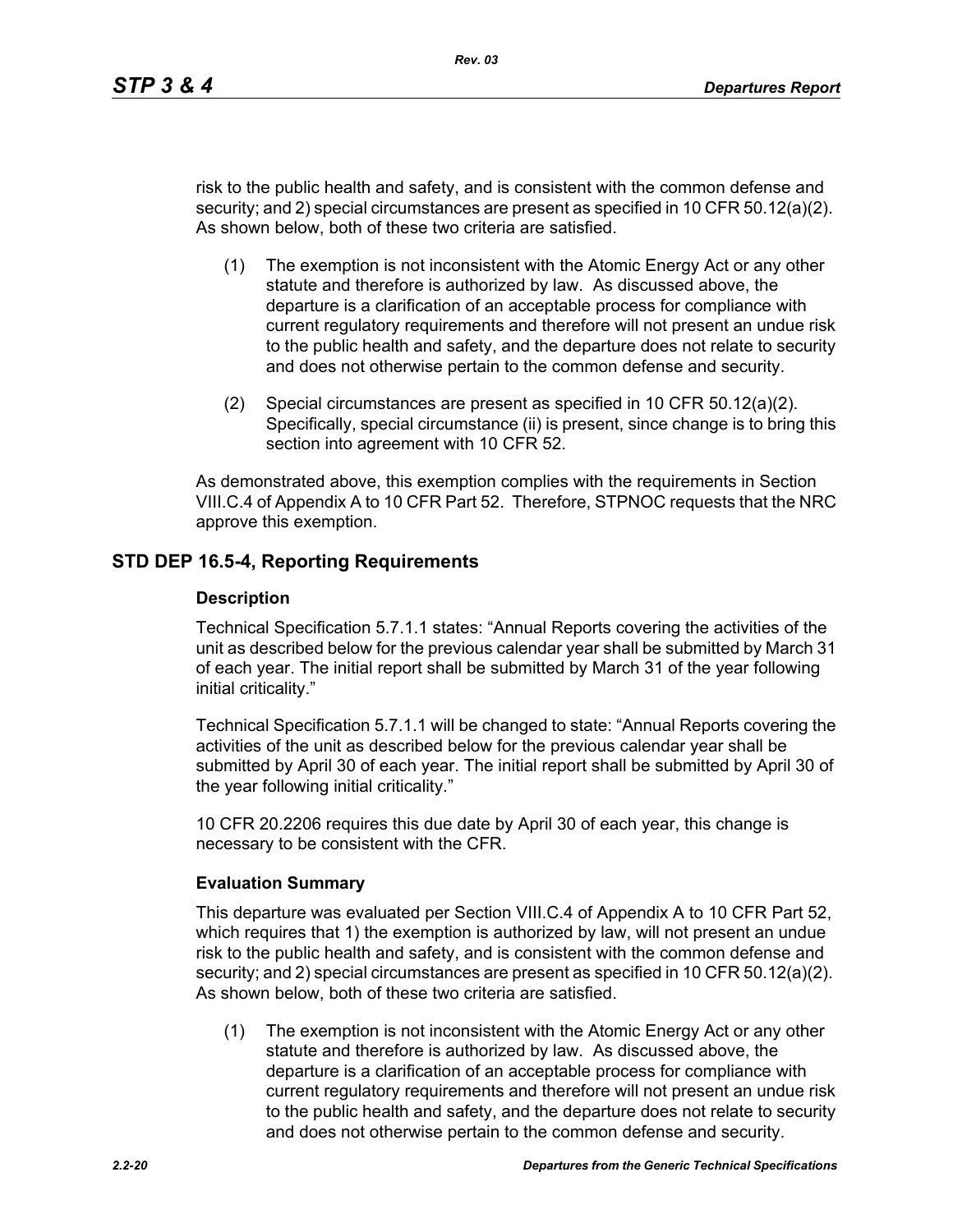risk to the public health and safety, and is consistent with the common defense and security; and 2) special circumstances are present as specified in 10 CFR 50.12(a)(2). As shown below, both of these two criteria are satisfied.

(1) The exemption is not inconsistent with the Atomic Energy Act or any other statute and therefore is authorized by law. As discussed above, the departure is a clarification of an acceptable process for compliance with current regulatory requirements and therefore will not present an undue risk to the public health and safety, and the departure does not relate to security and does not otherwise pertain to the common defense and security.

(2) Special circumstances are present as specified in 10 CFR 50.12(a)(2). Specifically, special circumstance (ii) is present, since change is to bring this section into agreement with 10 CFR 52.

As demonstrated above, this exemption complies with the requirements in Section VIII.C.4 of Appendix A to 10 CFR Part 52. Therefore, STPNOC requests that the NRC approve this exemption.

## STD DEP 16.5-4, Reporting Requirements

### Description

Technical Specification 5.7.1.1 states: "Annual Reports covering the activities of the unit as described below for the previous calendar year shall be submitted by March 31 of each year. The initial report shall be submitted by March 31 of the year following initial criticality."

Technical Specification 5.7.1.1 will be changed to state: "Annual Reports covering the activities of the unit as described below for the previous calendar year shall be submitted by April 30 of each year. The initial report shall be submitted by April 30 of the year following initial criticality."

10 CFR 20.2206 requires this due date by April 30 of each year, this change is necessary to be consistent with the CFR.

### Evaluation Summary

This departure was evaluated per Section VIII.C.4 of Appendix A to 10 CFR Part 52, which requires that 1) the exemption is authorized by law, will not present an undue risk to the public health and safety, and is consistent with the common defense and security; and 2) special circumstances are present as specified in 10 CFR 50.12(a)(2). As shown below, both of these two criteria are satisfied.

(1) The exemption is not inconsistent with the Atomic Energy Act or any other statute and therefore is authorized by law. As discussed above, the departure is a clarification of an acceptable process for compliance with current regulatory requirements and therefore will not present an undue risk to the public health and safety, and the departure does not relate to security and does not otherwise pertain to the common defense and security.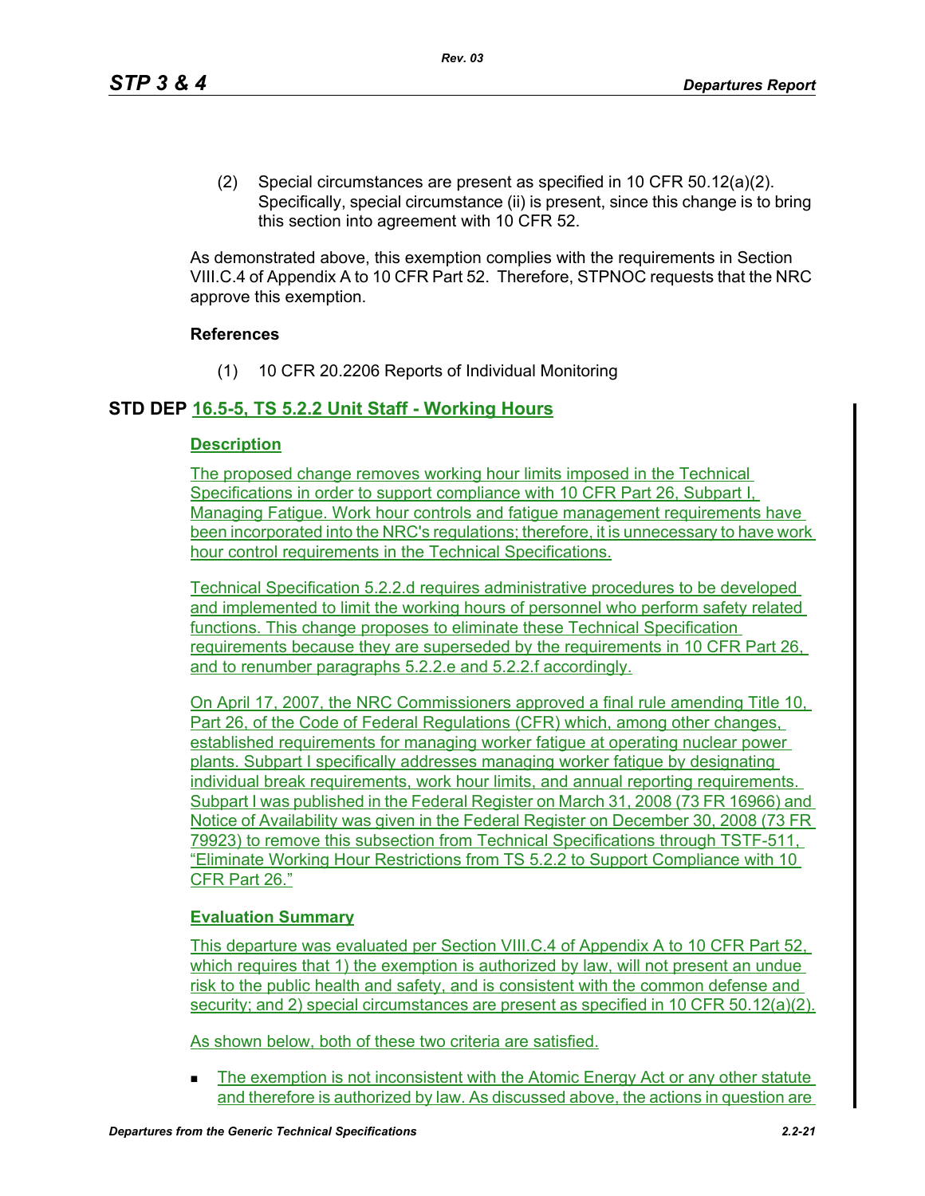(2) Special circumstances are present as specified in 10 CFR 50.12(a)(2). Specifically, special circumstance (ii) is present, since this change is to bring this section into agreement with 10 CFR 52.

As demonstrated above, this exemption complies with the requirements in Section VIII.C.4 of Appendix A to 10 CFR Part 52. Therefore, STPNOC requests that the NRC approve this exemption.

**References**

(1) 10 CFR 20.2206 Reports of Individual Monitoring

## STD DEP 16.5-5, TS 5.2.2 Unit Staff - Working Hours

### Description

The proposed change removes working hour limits imposed in the Technical Specifications in order to support compliance with 10 CFR Part 26, Subpart I, Managing Fatigue. Work hour controls and fatigue management requirements have been incorporated into the NRC's regulations; therefore, it is unnecessary to have work hour control requirements in the Technical Specifications.

Technical Specification 5.2.2.d requires administrative procedures to be developed and implemented to limit the working hours of personnel who perform safety related functions. This change proposes to eliminate these Technical Specification requirements because they are superseded by the requirements in 10 CFR Part 26, and to renumber paragraphs 5.2.2.e and 5.2.2.f accordingly.

On April 17, 2007, the NRC Commissioners approved a final rule amending Title 10, Part 26, of the Code of Federal Regulations (CFR) which, among other changes, established requirements for managing worker fatigue at operating nuclear power plants. Subpart I specifically addresses managing worker fatigue by designating individual break requirements, work hour limits, and annual reporting requirements. Subpart I was published in the Federal Register on March 31, 2008 (73 FR 16966) and Notice of Availability was given in the Federal Register on December 30, 2008 (73 FR 79923) to remove this subsection from Technical Specifications through TSTF-511, "Eliminate Working Hour Restrictions from TS 5.2.2 to Support Compliance with 10 CFR Part 26."

### Evaluation Summary

This departure was evaluated per Section VIII.C.4 of Appendix A to 10 CFR Part 52, which requires that 1) the exemption is authorized by law, will not present an undue risk to the public health and safety, and is consistent with the common defense and security; and 2) special circumstances are present as specified in 10 CFR 50.12(a)(2).

As shown below, both of these two criteria are satisfied.

- The exemption is not inconsistent with the Atomic Energy Act or any other statute and therefore is authorized by law. As discussed above, the actions in question are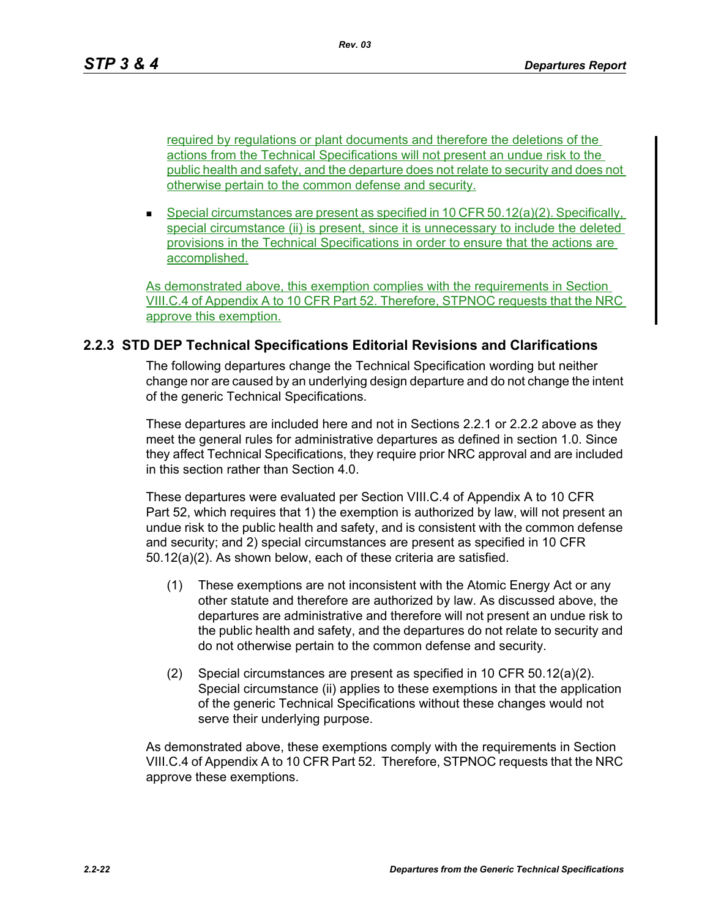required by regulations or plant documents and therefore the deletions of the actions from the Technical Specifications will not present an undue risk to the public health and safety, and the departure does not relate to security and does not otherwise pertain to the common defense and security.

- Special circumstances are present as specified in 10 CFR 50.12(a)(2). Specifically, special circumstance (ii) is present, since it is unnecessary to include the deleted provisions in the Technical Specifications in order to ensure that the actions are accomplished.

As demonstrated above, this exemption complies with the requirements in Section VIII.C.4 of Appendix A to 10 CFR Part 52. Therefore, STPNOC requests that the NRC approve this exemption.

### 2.2.3 STD DEP Technical Specifications Editorial Revisions and Clarifications

The following departures change the Technical Specification wording but neither change nor are caused by an underlying design departure and do not change the intent of the generic Technical Specifications.

These departures are included here and not in Sections 2.2.1 or 2.2.2 above as they meet the general rules for administrative departures as defined in section 1.0. Since they affect Technical Specifications, they require prior NRC approval and are included in this section rather than Section 4.0.

These departures were evaluated per Section VIII.C.4 of Appendix A to 10 CFR Part 52, which requires that 1) the exemption is authorized by law, will not present an undue risk to the public health and safety, and is consistent with the common defense and security; and 2) special circumstances are present as specified in 10 CFR 50.12(a)(2). As shown below, each of these criteria are satisfied.

(1) These exemptions are not inconsistent with the Atomic Energy Act or any other statute and therefore are authorized by law. As discussed above, the departures are administrative and therefore will not present an undue risk to the public health and safety, and the departures do not relate to security and do not otherwise pertain to the common defense and security.

(2) Special circumstances are present as specified in 10 CFR 50.12(a)(2). Special circumstance (ii) applies to these exemptions in that the application of the generic Technical Specifications without these changes would not serve their underlying purpose.

As demonstrated above, these exemptions comply with the requirements in Section VIII.C.4 of Appendix A to 10 CFR Part 52. Therefore, STPNOC requests that the NRC approve these exemptions.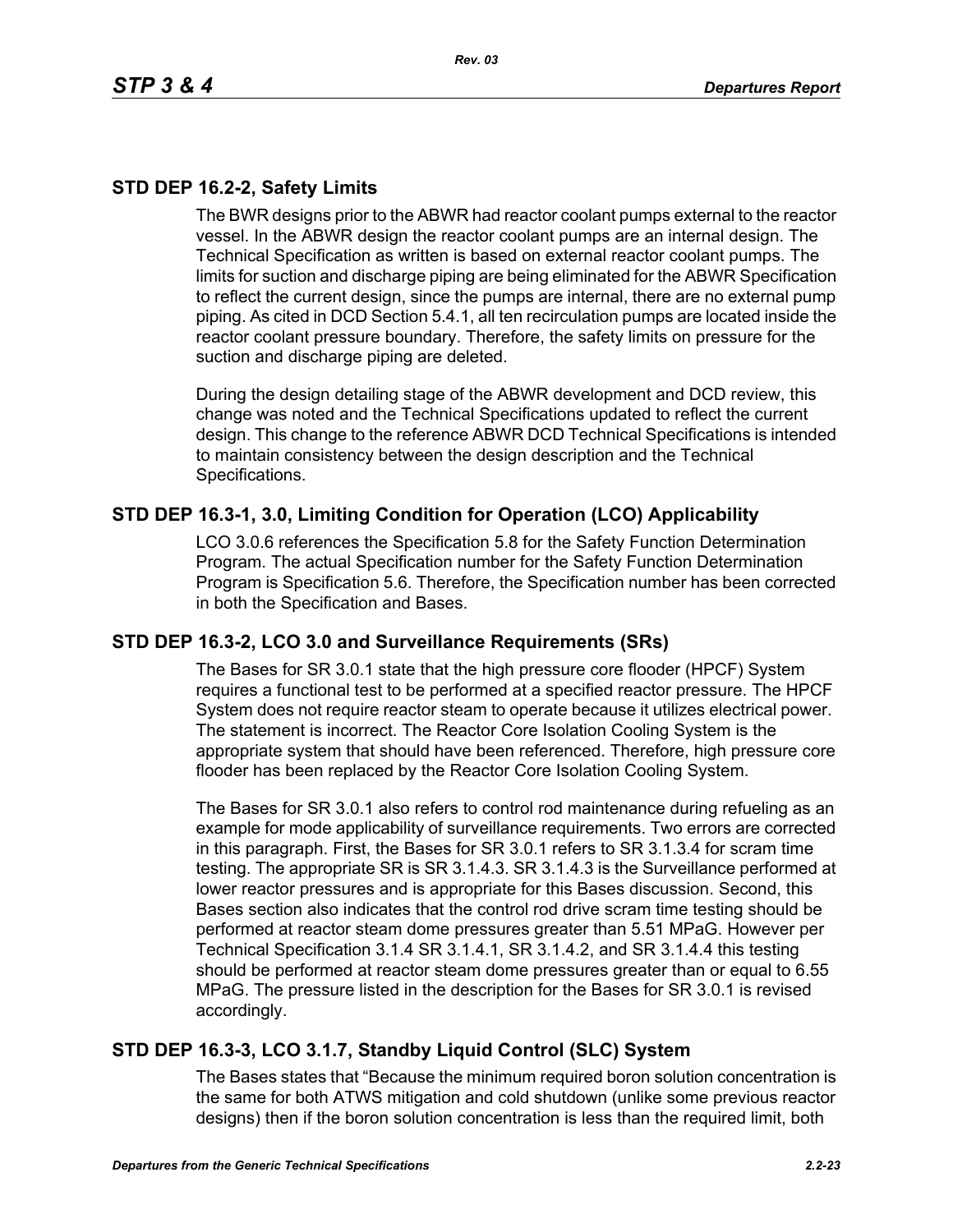## STD DEP 16.2-2, Safety Limits

The BWR designs prior to the ABWR had reactor coolant pumps external to the reactor vessel. In the ABWR design the reactor coolant pumps are an internal design. The Technical Specification as written is based on external reactor coolant pumps. The limits for suction and discharge piping are being eliminated for the ABWR Specification to reflect the current design, since the pumps are internal, there are no external pump piping. As cited in DCD Section 5.4.1, all ten recirculation pumps are located inside the reactor coolant pressure boundary. Therefore, the safety limits on pressure for the suction and discharge piping are deleted.

During the design detailing stage of the ABWR development and DCD review, this change was noted and the Technical Specifications updated to reflect the current design. This change to the reference ABWR DCD Technical Specifications is intended to maintain consistency between the design description and the Technical Specifications.

## STD DEP 16.3-1, 3.0, Limiting Condition for Operation (LCO) Applicability

LCO 3.0.6 references the Specification 5.8 for the Safety Function Determination Program. The actual Specification number for the Safety Function Determination Program is Specification 5.6. Therefore, the Specification number has been corrected in both the Specification and Bases.

## STD DEP 16.3-2, LCO 3.0 and Surveillance Requirements (SRs)

The Bases for SR 3.0.1 state that the high pressure core flooder (HPCF) System requires a functional test to be performed at a specified reactor pressure. The HPCF System does not require reactor steam to operate because it utilizes electrical power. The statement is incorrect. The Reactor Core Isolation Cooling System is the appropriate system that should have been referenced. Therefore, high pressure core flooder has been replaced by the Reactor Core Isolation Cooling System.

The Bases for SR 3.0.1 also refers to control rod maintenance during refueling as an example for mode applicability of surveillance requirements. Two errors are corrected in this paragraph. First, the Bases for SR 3.0.1 refers to SR 3.1.3.4 for scram time testing. The appropriate SR is SR 3.1.4.3. SR 3.1.4.3 is the Surveillance performed at lower reactor pressures and is appropriate for this Bases discussion. Second, this Bases section also indicates that the control rod drive scram time testing should be performed at reactor steam dome pressures greater than 5.51 MPaG. However per Technical Specification 3.1.4 SR 3.1.4.1, SR 3.1.4.2, and SR 3.1.4.4 this testing should be performed at reactor steam dome pressures greater than or equal to 6.55 MPaG. The pressure listed in the description for the Bases for SR 3.0.1 is revised accordingly.

## STD DEP 16.3-3, LCO 3.1.7, Standby Liquid Control (SLC) System

The Bases states that "Because the minimum required boron solution concentration is the same for both ATWS mitigation and cold shutdown (unlike some previous reactor designs) then if the boron solution concentration is less than the required limit, both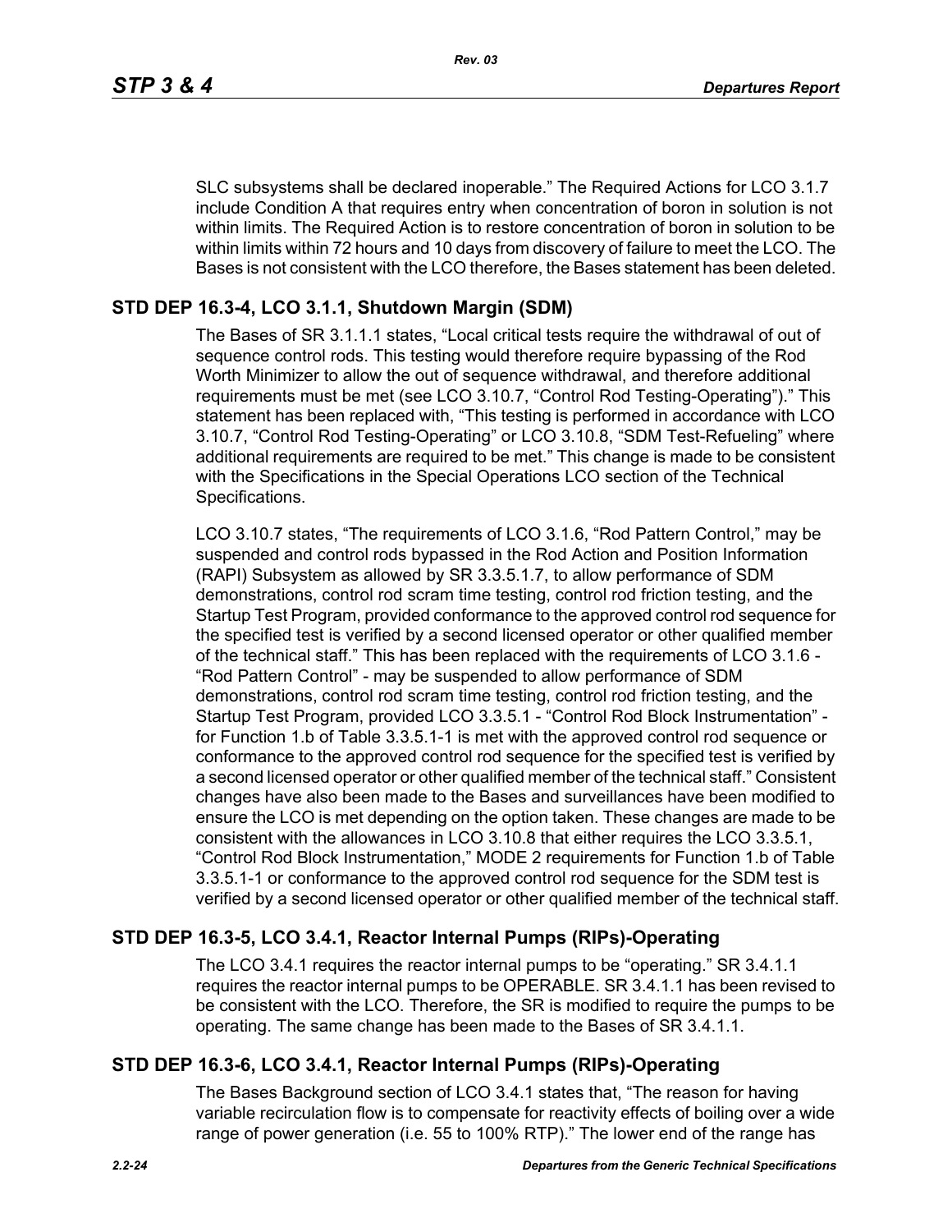SLC subsystems shall be declared inoperable." The Required Actions for LCO 3.1.7 include Condition A that requires entry when concentration of boron in solution is not within limits. The Required Action is to restore concentration of boron in solution to be within limits within 72 hours and 10 days from discovery of failure to meet the LCO. The Bases is not consistent with the LCO therefore, the Bases statement has been deleted.

## STD DEP 16.3-4, LCO 3.1.1, Shutdown Margin (SDM)

The Bases of SR 3.1.1.1 states, "Local critical tests require the withdrawal of out of sequence control rods. This testing would therefore require bypassing of the Rod Worth Minimizer to allow the out of sequence withdrawal, and therefore additional requirements must be met (see LCO 3.10.7, "Control Rod Testing-Operating")." This statement has been replaced with, "This testing is performed in accordance with LCO 3.10.7, "Control Rod Testing-Operating" or LCO 3.10.8, "SDM Test-Refueling" where additional requirements are required to be met." This change is made to be consistent with the Specifications in the Special Operations LCO section of the Technical Specifications.

LCO 3.10.7 states, "The requirements of LCO 3.1.6, "Rod Pattern Control," may be suspended and control rods bypassed in the Rod Action and Position Information (RAPI) Subsystem as allowed by SR 3.3.5.1.7, to allow performance of SDM demonstrations, control rod scram time testing, control rod friction testing, and the Startup Test Program, provided conformance to the approved control rod sequence for the specified test is verified by a second licensed operator or other qualified member of the technical staff." This has been replaced with the requirements of LCO 3.1.6 - "Rod Pattern Control" - may be suspended to allow performance of SDM demonstrations, control rod scram time testing, control rod friction testing, and the Startup Test Program, provided LCO 3.3.5.1 - "Control Rod Block Instrumentation" - for Function 1.b of Table 3.3.5.1-1 is met with the approved control rod sequence or conformance to the approved control rod sequence for the specified test is verified by a second licensed operator or other qualified member of the technical staff." Consistent changes have also been made to the Bases and surveillances have been modified to ensure the LCO is met depending on the option taken. These changes are made to be consistent with the allowances in LCO 3.10.8 that either requires the LCO 3.3.5.1, "Control Rod Block Instrumentation," MODE 2 requirements for Function 1.b of Table 3.3.5.1-1 or conformance to the approved control rod sequence for the SDM test is verified by a second licensed operator or other qualified member of the technical staff.

## STD DEP 16.3-5, LCO 3.4.1, Reactor Internal Pumps (RIPs)-Operating

The LCO 3.4.1 requires the reactor internal pumps to be "operating." SR 3.4.1.1 requires the reactor internal pumps to be OPERABLE. SR 3.4.1.1 has been revised to be consistent with the LCO. Therefore, the SR is modified to require the pumps to be operating. The same change has been made to the Bases of SR 3.4.1.1.

## STD DEP 16.3-6, LCO 3.4.1, Reactor Internal Pumps (RIPs)-Operating

The Bases Background section of LCO 3.4.1 states that, "The reason for having variable recirculation flow is to compensate for reactivity effects of boiling over a wide range of power generation (i.e. 55 to 100% RTP)." The lower end of the range has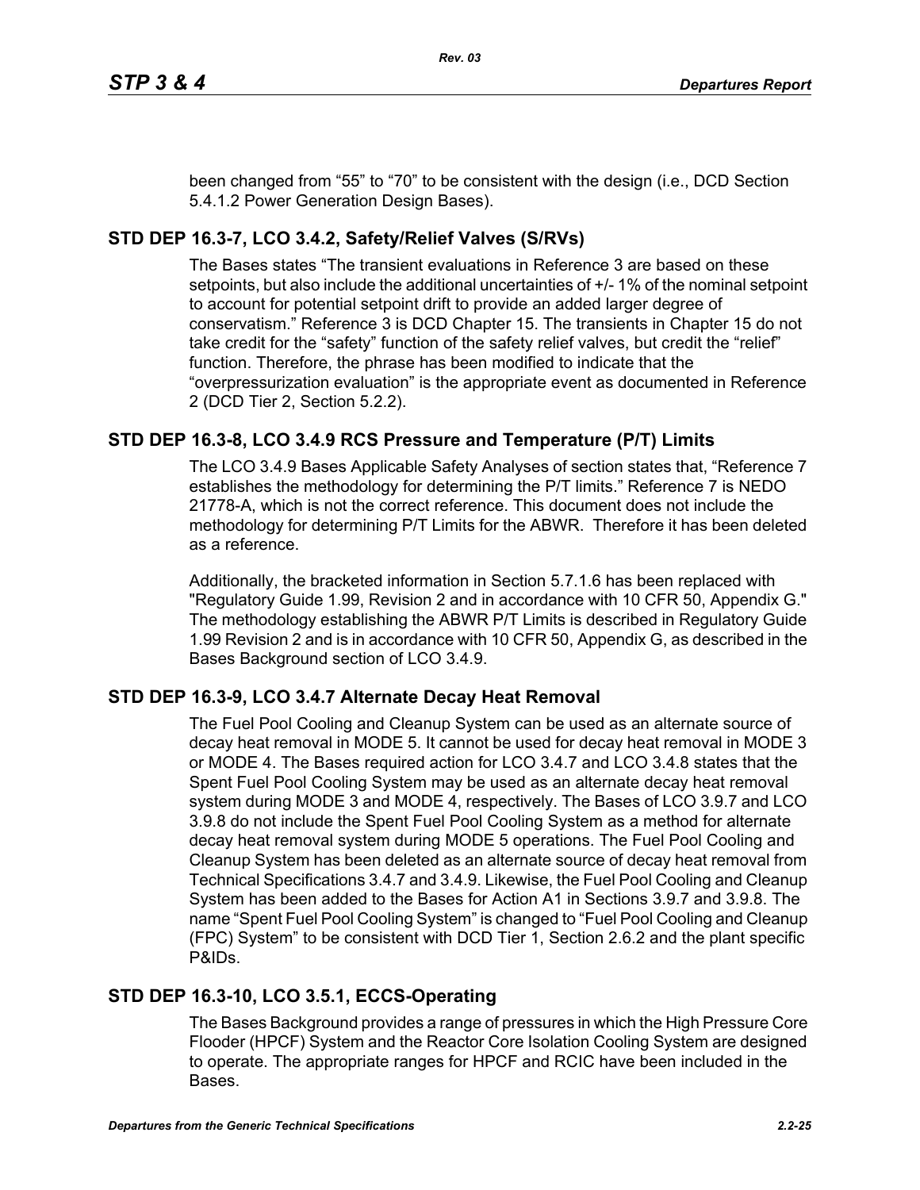been changed from “55” to “70” to be consistent with the design (i.e., DCD Section 5.4.1.2 Power Generation Design Bases).

## STD DEP 16.3-7, LCO 3.4.2, Safety/Relief Valves (S/RVs)

The Bases states “The transient evaluations in Reference 3 are based on these setpoints, but also include the additional uncertainties of +/- 1% of the nominal setpoint to account for potential setpoint drift to provide an added larger degree of conservatism.” Reference 3 is DCD Chapter 15. The transients in Chapter 15 do not take credit for the “safety” function of the safety relief valves, but credit the “relief” function. Therefore, the phrase has been modified to indicate that the “overpressurization evaluation” is the appropriate event as documented in Reference 2 (DCD Tier 2, Section 5.2.2).

## STD DEP 16.3-8, LCO 3.4.9 RCS Pressure and Temperature (P/T) Limits

The LCO 3.4.9 Bases Applicable Safety Analyses of section states that, “Reference 7 establishes the methodology for determining the P/T limits.” Reference 7 is NEDO 21778-A, which is not the correct reference. This document does not include the methodology for determining P/T Limits for the ABWR. Therefore it has been deleted as a reference.

Additionally, the bracketed information in Section 5.7.1.6 has been replaced with "Regulatory Guide 1.99, Revision 2 and in accordance with 10 CFR 50, Appendix G." The methodology establishing the ABWR P/T Limits is described in Regulatory Guide 1.99 Revision 2 and is in accordance with 10 CFR 50, Appendix G, as described in the Bases Background section of LCO 3.4.9.

## STD DEP 16.3-9, LCO 3.4.7 Alternate Decay Heat Removal

The Fuel Pool Cooling and Cleanup System can be used as an alternate source of decay heat removal in MODE 5. It cannot be used for decay heat removal in MODE 3 or MODE 4. The Bases required action for LCO 3.4.7 and LCO 3.4.8 states that the Spent Fuel Pool Cooling System may be used as an alternate decay heat removal system during MODE 3 and MODE 4, respectively. The Bases of LCO 3.9.7 and LCO 3.9.8 do not include the Spent Fuel Pool Cooling System as a method for alternate decay heat removal system during MODE 5 operations. The Fuel Pool Cooling and Cleanup System has been deleted as an alternate source of decay heat removal from Technical Specifications 3.4.7 and 3.4.9. Likewise, the Fuel Pool Cooling and Cleanup System has been added to the Bases for Action A1 in Sections 3.9.7 and 3.9.8. The name “Spent Fuel Pool Cooling System” is changed to “Fuel Pool Cooling and Cleanup (FPC) System” to be consistent with DCD Tier 1, Section 2.6.2 and the plant specific P&IDs.

## STD DEP 16.3-10, LCO 3.5.1, ECCS-Operating

The Bases Background provides a range of pressures in which the High Pressure Core Flooder (HPCF) System and the Reactor Core Isolation Cooling System are designed to operate. The appropriate ranges for HPCF and RCIC have been included in the Bases.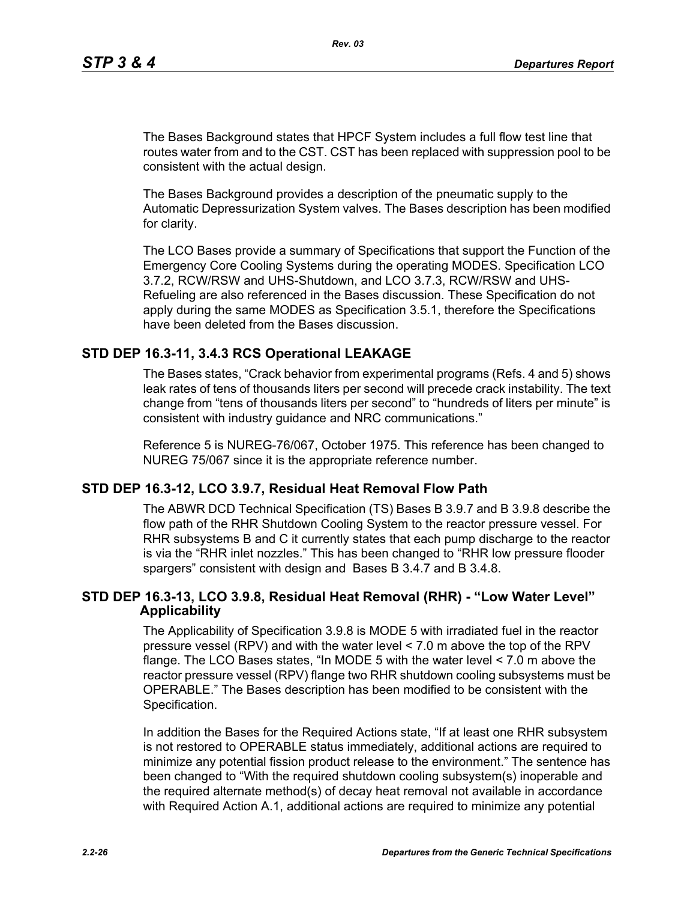The Bases Background states that HPCF System includes a full flow test line that routes water from and to the CST. CST has been replaced with suppression pool to be consistent with the actual design.

The Bases Background provides a description of the pneumatic supply to the Automatic Depressurization System valves. The Bases description has been modified for clarity.

The LCO Bases provide a summary of Specifications that support the Function of the Emergency Core Cooling Systems during the operating MODES. Specification LCO 3.7.2, RCW/RSW and UHS-Shutdown, and LCO 3.7.3, RCW/RSW and UHS-Refueling are also referenced in the Bases discussion. These Specification do not apply during the same MODES as Specification 3.5.1, therefore the Specifications have been deleted from the Bases discussion.

## STD DEP 16.3-11, 3.4.3 RCS Operational LEAKAGE

The Bases states, "Crack behavior from experimental programs (Refs. 4 and 5) shows leak rates of tens of thousands liters per second will precede crack instability. The text change from "tens of thousands liters per second" to "hundreds of liters per minute" is consistent with industry guidance and NRC communications."

Reference 5 is NUREG-76/067, October 1975. This reference has been changed to NUREG 75/067 since it is the appropriate reference number.

## STD DEP 16.3-12, LCO 3.9.7, Residual Heat Removal Flow Path

The ABWR DCD Technical Specification (TS) Bases B 3.9.7 and B 3.9.8 describe the flow path of the RHR Shutdown Cooling System to the reactor pressure vessel. For RHR subsystems B and C it currently states that each pump discharge to the reactor is via the "RHR inlet nozzles." This has been changed to "RHR low pressure flooder spargers" consistent with design and Bases B 3.4.7 and B 3.4.8.

## STD DEP 16.3-13, LCO 3.9.8, Residual Heat Removal (RHR) - "Low Water Level" Applicability

The Applicability of Specification 3.9.8 is MODE 5 with irradiated fuel in the reactor pressure vessel (RPV) and with the water level < 7.0 m above the top of the RPV flange. The LCO Bases states, "In MODE 5 with the water level < 7.0 m above the reactor pressure vessel (RPV) flange two RHR shutdown cooling subsystems must be OPERABLE." The Bases description has been modified to be consistent with the Specification.

In addition the Bases for the Required Actions state, "If at least one RHR subsystem is not restored to OPERABLE status immediately, additional actions are required to minimize any potential fission product release to the environment." The sentence has been changed to "With the required shutdown cooling subsystem(s) inoperable and the required alternate method(s) of decay heat removal not available in accordance with Required Action A.1, additional actions are required to minimize any potential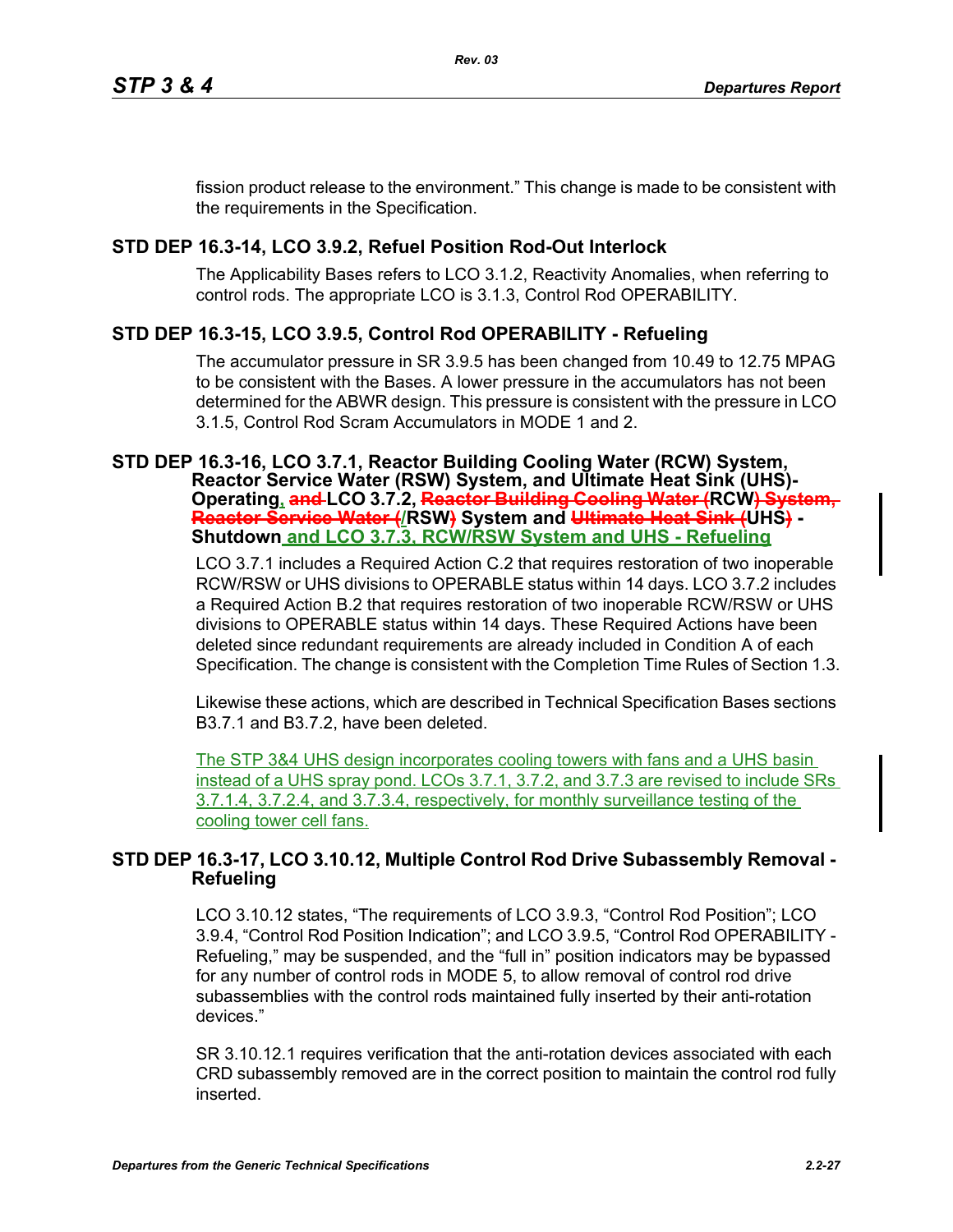fission product release to the environment." This change is made to be consistent with the requirements in the Specification.

## STD DEP 16.3-14, LCO 3.9.2, Refuel Position Rod-Out Interlock

The Applicability Bases refers to LCO 3.1.2, Reactivity Anomalies, when referring to control rods. The appropriate LCO is 3.1.3, Control Rod OPERABILITY.

## STD DEP 16.3-15, LCO 3.9.5, Control Rod OPERABILITY - Refueling

The accumulator pressure in SR 3.9.5 has been changed from 10.49 to 12.75 MPAG to be consistent with the Bases. A lower pressure in the accumulators has not been determined for the ABWR design. This pressure is consistent with the pressure in LCO 3.1.5, Control Rod Scram Accumulators in MODE 1 and 2.

## STD DEP 16.3-16, LCO 3.7.1, Reactor Building Cooling Water (RCW) System, Reactor Service Water (RSW) System, and Ultimate Heat Sink (UHS)-Operating, ~~and~~ LCO 3.7.2, ~~Reactor Building Cooling Water (~~RCW~~) System, Reactor Service Water (~~/RSW~~)~~ System and ~~Ultimate Heat Sink (~~UHS~~)~~ - Shutdown and LCO 3.7.3, RCW/RSW System and UHS - Refueling

LCO 3.7.1 includes a Required Action C.2 that requires restoration of two inoperable RCW/RSW or UHS divisions to OPERABLE status within 14 days. LCO 3.7.2 includes a Required Action B.2 that requires restoration of two inoperable RCW/RSW or UHS divisions to OPERABLE status within 14 days. These Required Actions have been deleted since redundant requirements are already included in Condition A of each Specification. The change is consistent with the Completion Time Rules of Section 1.3.

Likewise these actions, which are described in Technical Specification Bases sections B3.7.1 and B3.7.2, have been deleted.

The STP 3&4 UHS design incorporates cooling towers with fans and a UHS basin instead of a UHS spray pond. LCOs 3.7.1, 3.7.2, and 3.7.3 are revised to include SRs 3.7.1.4, 3.7.2.4, and 3.7.3.4, respectively, for monthly surveillance testing of the cooling tower cell fans.

## STD DEP 16.3-17, LCO 3.10.12, Multiple Control Rod Drive Subassembly Removal - Refueling

LCO 3.10.12 states, "The requirements of LCO 3.9.3, "Control Rod Position"; LCO 3.9.4, "Control Rod Position Indication"; and LCO 3.9.5, "Control Rod OPERABILITY - Refueling," may be suspended, and the "full in" position indicators may be bypassed for any number of control rods in MODE 5, to allow removal of control rod drive subassemblies with the control rods maintained fully inserted by their anti-rotation devices."

SR 3.10.12.1 requires verification that the anti-rotation devices associated with each CRD subassembly removed are in the correct position to maintain the control rod fully inserted.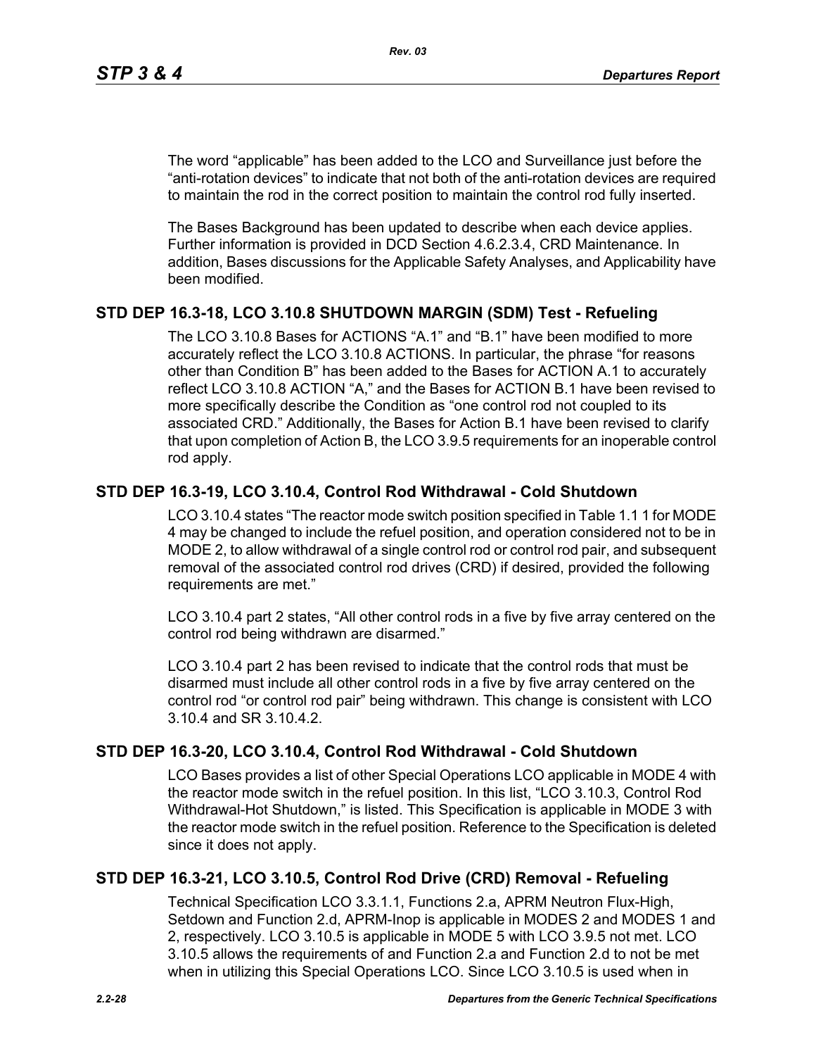The word “applicable” has been added to the LCO and Surveillance just before the “anti-rotation devices” to indicate that not both of the anti-rotation devices are required to maintain the rod in the correct position to maintain the control rod fully inserted.

The Bases Background has been updated to describe when each device applies. Further information is provided in DCD Section 4.6.2.3.4, CRD Maintenance. In addition, Bases discussions for the Applicable Safety Analyses, and Applicability have been modified.

## STD DEP 16.3-18, LCO 3.10.8 SHUTDOWN MARGIN (SDM) Test - Refueling

The LCO 3.10.8 Bases for ACTIONS “A.1” and “B.1” have been modified to more accurately reflect the LCO 3.10.8 ACTIONS. In particular, the phrase “for reasons other than Condition B” has been added to the Bases for ACTION A.1 to accurately reflect LCO 3.10.8 ACTION “A,” and the Bases for ACTION B.1 have been revised to more specifically describe the Condition as “one control rod not coupled to its associated CRD.” Additionally, the Bases for Action B.1 have been revised to clarify that upon completion of Action B, the LCO 3.9.5 requirements for an inoperable control rod apply.

## STD DEP 16.3-19, LCO 3.10.4, Control Rod Withdrawal - Cold Shutdown

LCO 3.10.4 states “The reactor mode switch position specified in Table 1.1 1 for MODE 4 may be changed to include the refuel position, and operation considered not to be in MODE 2, to allow withdrawal of a single control rod or control rod pair, and subsequent removal of the associated control rod drives (CRD) if desired, provided the following requirements are met.”

LCO 3.10.4 part 2 states, “All other control rods in a five by five array centered on the control rod being withdrawn are disarmed.”

LCO 3.10.4 part 2 has been revised to indicate that the control rods that must be disarmed must include all other control rods in a five by five array centered on the control rod “or control rod pair” being withdrawn. This change is consistent with LCO 3.10.4 and SR 3.10.4.2.

## STD DEP 16.3-20, LCO 3.10.4, Control Rod Withdrawal - Cold Shutdown

LCO Bases provides a list of other Special Operations LCO applicable in MODE 4 with the reactor mode switch in the refuel position. In this list, “LCO 3.10.3, Control Rod Withdrawal-Hot Shutdown,” is listed. This Specification is applicable in MODE 3 with the reactor mode switch in the refuel position. Reference to the Specification is deleted since it does not apply.

## STD DEP 16.3-21, LCO 3.10.5, Control Rod Drive (CRD) Removal - Refueling

Technical Specification LCO 3.3.1.1, Functions 2.a, APRM Neutron Flux-High, Setdown and Function 2.d, APRM-Inop is applicable in MODES 2 and MODES 1 and 2, respectively. LCO 3.10.5 is applicable in MODE 5 with LCO 3.9.5 not met. LCO 3.10.5 allows the requirements of and Function 2.a and Function 2.d to not be met when in utilizing this Special Operations LCO. Since LCO 3.10.5 is used when in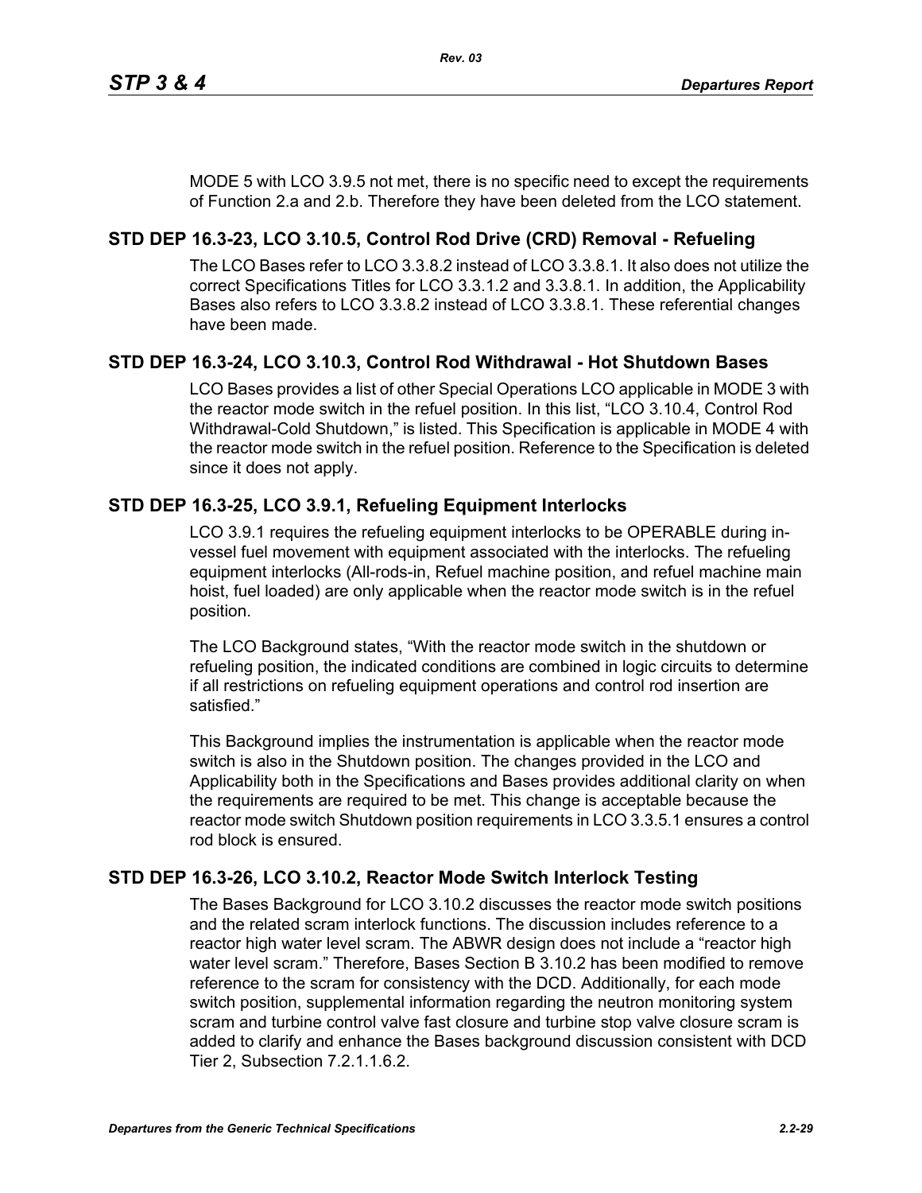MODE 5 with LCO 3.9.5 not met, there is no specific need to except the requirements of Function 2.a and 2.b. Therefore they have been deleted from the LCO statement.

## STD DEP 16.3-23, LCO 3.10.5, Control Rod Drive (CRD) Removal - Refueling

The LCO Bases refer to LCO 3.3.8.2 instead of LCO 3.3.8.1. It also does not utilize the correct Specifications Titles for LCO 3.3.1.2 and 3.3.8.1. In addition, the Applicability Bases also refers to LCO 3.3.8.2 instead of LCO 3.3.8.1. These referential changes have been made.

## STD DEP 16.3-24, LCO 3.10.3, Control Rod Withdrawal - Hot Shutdown Bases

LCO Bases provides a list of other Special Operations LCO applicable in MODE 3 with the reactor mode switch in the refuel position. In this list, "LCO 3.10.4, Control Rod Withdrawal-Cold Shutdown," is listed. This Specification is applicable in MODE 4 with the reactor mode switch in the refuel position. Reference to the Specification is deleted since it does not apply.

## STD DEP 16.3-25, LCO 3.9.1, Refueling Equipment Interlocks

LCO 3.9.1 requires the refueling equipment interlocks to be OPERABLE during in-vessel fuel movement with equipment associated with the interlocks. The refueling equipment interlocks (All-rods-in, Refuel machine position, and refuel machine main hoist, fuel loaded) are only applicable when the reactor mode switch is in the refuel position.

The LCO Background states, "With the reactor mode switch in the shutdown or refueling position, the indicated conditions are combined in logic circuits to determine if all restrictions on refueling equipment operations and control rod insertion are satisfied."

This Background implies the instrumentation is applicable when the reactor mode switch is also in the Shutdown position. The changes provided in the LCO and Applicability both in the Specifications and Bases provides additional clarity on when the requirements are required to be met. This change is acceptable because the reactor mode switch Shutdown position requirements in LCO 3.3.5.1 ensures a control rod block is ensured.

## STD DEP 16.3-26, LCO 3.10.2, Reactor Mode Switch Interlock Testing

The Bases Background for LCO 3.10.2 discusses the reactor mode switch positions and the related scram interlock functions. The discussion includes reference to a reactor high water level scram. The ABWR design does not include a "reactor high water level scram." Therefore, Bases Section B 3.10.2 has been modified to remove reference to the scram for consistency with the DCD. Additionally, for each mode switch position, supplemental information regarding the neutron monitoring system scram and turbine control valve fast closure and turbine stop valve closure scram is added to clarify and enhance the Bases background discussion consistent with DCD Tier 2, Subsection 7.2.1.1.6.2.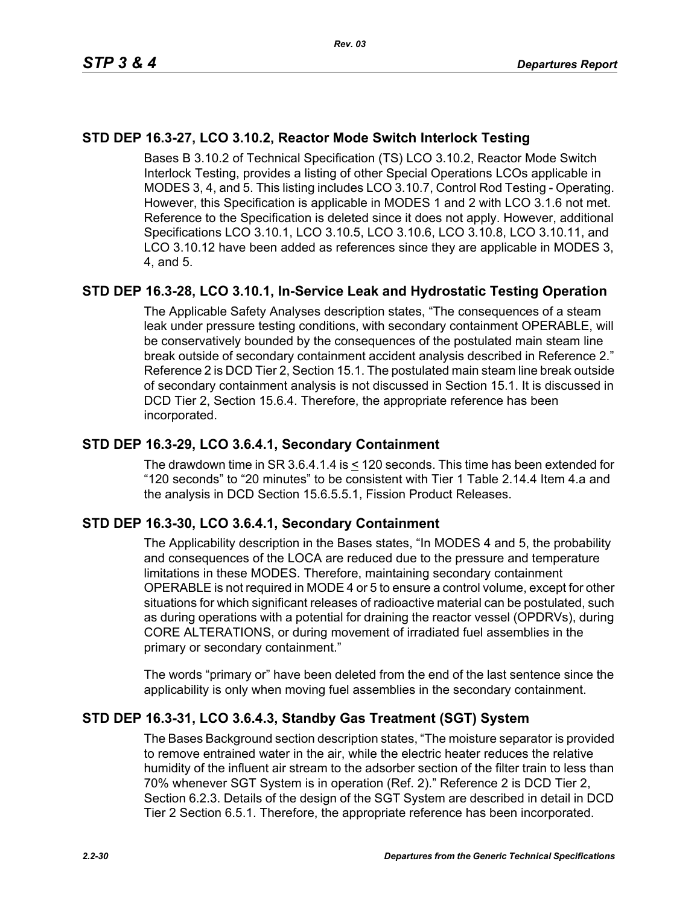## STD DEP 16.3-27, LCO 3.10.2, Reactor Mode Switch Interlock Testing

Bases B 3.10.2 of Technical Specification (TS) LCO 3.10.2, Reactor Mode Switch Interlock Testing, provides a listing of other Special Operations LCOs applicable in MODES 3, 4, and 5. This listing includes LCO 3.10.7, Control Rod Testing - Operating. However, this Specification is applicable in MODES 1 and 2 with LCO 3.1.6 not met. Reference to the Specification is deleted since it does not apply. However, additional Specifications LCO 3.10.1, LCO 3.10.5, LCO 3.10.6, LCO 3.10.8, LCO 3.10.11, and LCO 3.10.12 have been added as references since they are applicable in MODES 3, 4, and 5.

## STD DEP 16.3-28, LCO 3.10.1, In-Service Leak and Hydrostatic Testing Operation

The Applicable Safety Analyses description states, "The consequences of a steam leak under pressure testing conditions, with secondary containment OPERABLE, will be conservatively bounded by the consequences of the postulated main steam line break outside of secondary containment accident analysis described in Reference 2." Reference 2 is DCD Tier 2, Section 15.1. The postulated main steam line break outside of secondary containment analysis is not discussed in Section 15.1. It is discussed in DCD Tier 2, Section 15.6.4. Therefore, the appropriate reference has been incorporated.

## STD DEP 16.3-29, LCO 3.6.4.1, Secondary Containment

The drawdown time in SR 3.6.4.1.4 is ≤ 120 seconds. This time has been extended for "120 seconds" to "20 minutes" to be consistent with Tier 1 Table 2.14.4 Item 4.a and the analysis in DCD Section 15.6.5.5.1, Fission Product Releases.

## STD DEP 16.3-30, LCO 3.6.4.1, Secondary Containment

The Applicability description in the Bases states, "In MODES 4 and 5, the probability and consequences of the LOCA are reduced due to the pressure and temperature limitations in these MODES. Therefore, maintaining secondary containment OPERABLE is not required in MODE 4 or 5 to ensure a control volume, except for other situations for which significant releases of radioactive material can be postulated, such as during operations with a potential for draining the reactor vessel (OPDRVs), during CORE ALTERATIONS, or during movement of irradiated fuel assemblies in the primary or secondary containment."

The words "primary or" have been deleted from the end of the last sentence since the applicability is only when moving fuel assemblies in the secondary containment.

## STD DEP 16.3-31, LCO 3.6.4.3, Standby Gas Treatment (SGT) System

The Bases Background section description states, "The moisture separator is provided to remove entrained water in the air, while the electric heater reduces the relative humidity of the influent air stream to the adsorber section of the filter train to less than 70% whenever SGT System is in operation (Ref. 2)." Reference 2 is DCD Tier 2, Section 6.2.3. Details of the design of the SGT System are described in detail in DCD Tier 2 Section 6.5.1. Therefore, the appropriate reference has been incorporated.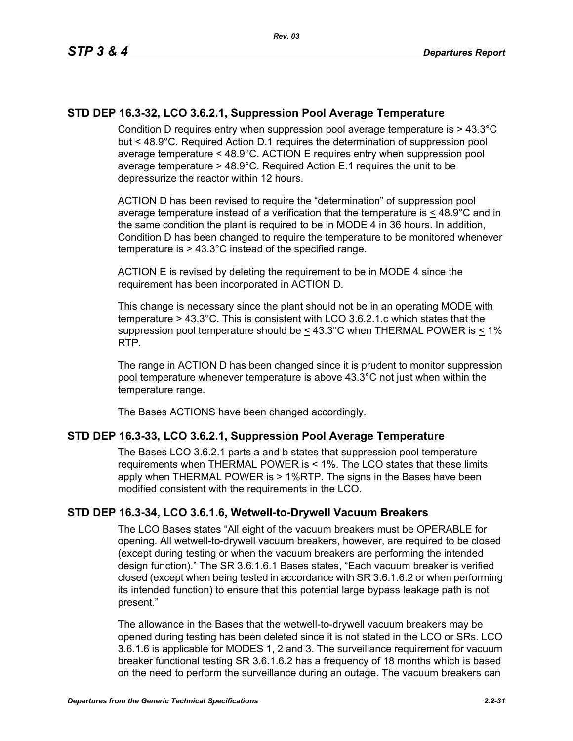## STD DEP 16.3-32, LCO 3.6.2.1, Suppression Pool Average Temperature

Condition D requires entry when suppression pool average temperature is > 43.3°C but < 48.9°C. Required Action D.1 requires the determination of suppression pool average temperature < 48.9°C. ACTION E requires entry when suppression pool average temperature > 48.9°C. Required Action E.1 requires the unit to be depressurize the reactor within 12 hours.

ACTION D has been revised to require the “determination” of suppression pool average temperature instead of a verification that the temperature is ≤ 48.9°C and in the same condition the plant is required to be in MODE 4 in 36 hours. In addition, Condition D has been changed to require the temperature to be monitored whenever temperature is > 43.3°C instead of the specified range.

ACTION E is revised by deleting the requirement to be in MODE 4 since the requirement has been incorporated in ACTION D.

This change is necessary since the plant should not be in an operating MODE with temperature > 43.3°C. This is consistent with LCO 3.6.2.1.c which states that the suppression pool temperature should be ≤ 43.3°C when THERMAL POWER is ≤ 1% RTP.

The range in ACTION D has been changed since it is prudent to monitor suppression pool temperature whenever temperature is above 43.3°C not just when within the temperature range.

The Bases ACTIONS have been changed accordingly.

## STD DEP 16.3-33, LCO 3.6.2.1, Suppression Pool Average Temperature

The Bases LCO 3.6.2.1 parts a and b states that suppression pool temperature requirements when THERMAL POWER is < 1%. The LCO states that these limits apply when THERMAL POWER is > 1%RTP. The signs in the Bases have been modified consistent with the requirements in the LCO.

## STD DEP 16.3-34, LCO 3.6.1.6, Wetwell-to-Drywell Vacuum Breakers

The LCO Bases states “All eight of the vacuum breakers must be OPERABLE for opening. All wetwell-to-drywell vacuum breakers, however, are required to be closed (except during testing or when the vacuum breakers are performing the intended design function).” The SR 3.6.1.6.1 Bases states, “Each vacuum breaker is verified closed (except when being tested in accordance with SR 3.6.1.6.2 or when performing its intended function) to ensure that this potential large bypass leakage path is not present.”

The allowance in the Bases that the wetwell-to-drywell vacuum breakers may be opened during testing has been deleted since it is not stated in the LCO or SRs. LCO 3.6.1.6 is applicable for MODES 1, 2 and 3. The surveillance requirement for vacuum breaker functional testing SR 3.6.1.6.2 has a frequency of 18 months which is based on the need to perform the surveillance during an outage. The vacuum breakers can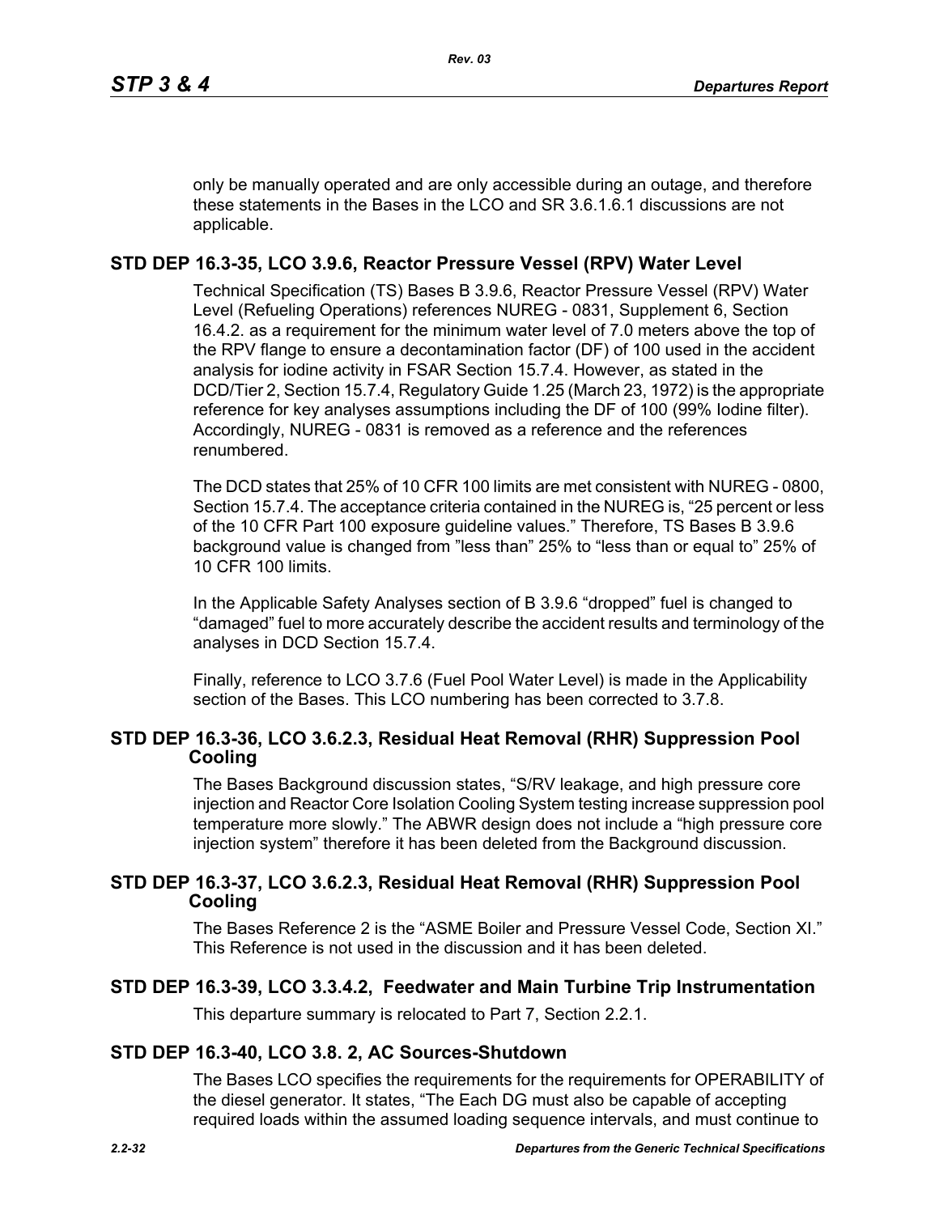only be manually operated and are only accessible during an outage, and therefore these statements in the Bases in the LCO and SR 3.6.1.6.1 discussions are not applicable.

## STD DEP 16.3-35, LCO 3.9.6, Reactor Pressure Vessel (RPV) Water Level

Technical Specification (TS) Bases B 3.9.6, Reactor Pressure Vessel (RPV) Water Level (Refueling Operations) references NUREG - 0831, Supplement 6, Section 16.4.2. as a requirement for the minimum water level of 7.0 meters above the top of the RPV flange to ensure a decontamination factor (DF) of 100 used in the accident analysis for iodine activity in FSAR Section 15.7.4. However, as stated in the DCD/Tier 2, Section 15.7.4, Regulatory Guide 1.25 (March 23, 1972) is the appropriate reference for key analyses assumptions including the DF of 100 (99% Iodine filter). Accordingly, NUREG - 0831 is removed as a reference and the references renumbered.

The DCD states that 25% of 10 CFR 100 limits are met consistent with NUREG - 0800, Section 15.7.4. The acceptance criteria contained in the NUREG is, "25 percent or less of the 10 CFR Part 100 exposure guideline values." Therefore, TS Bases B 3.9.6 background value is changed from "less than" 25% to "less than or equal to" 25% of 10 CFR 100 limits.

In the Applicable Safety Analyses section of B 3.9.6 "dropped" fuel is changed to "damaged" fuel to more accurately describe the accident results and terminology of the analyses in DCD Section 15.7.4.

Finally, reference to LCO 3.7.6 (Fuel Pool Water Level) is made in the Applicability section of the Bases. This LCO numbering has been corrected to 3.7.8.

## STD DEP 16.3-36, LCO 3.6.2.3, Residual Heat Removal (RHR) Suppression Pool Cooling

The Bases Background discussion states, "S/RV leakage, and high pressure core injection and Reactor Core Isolation Cooling System testing increase suppression pool temperature more slowly." The ABWR design does not include a "high pressure core injection system" therefore it has been deleted from the Background discussion.

## STD DEP 16.3-37, LCO 3.6.2.3, Residual Heat Removal (RHR) Suppression Pool Cooling

The Bases Reference 2 is the "ASME Boiler and Pressure Vessel Code, Section XI." This Reference is not used in the discussion and it has been deleted.

## STD DEP 16.3-39, LCO 3.3.4.2, Feedwater and Main Turbine Trip Instrumentation

This departure summary is relocated to Part 7, Section 2.2.1.

## STD DEP 16.3-40, LCO 3.8. 2, AC Sources-Shutdown

The Bases LCO specifies the requirements for the requirements for OPERABILITY of the diesel generator. It states, "The Each DG must also be capable of accepting required loads within the assumed loading sequence intervals, and must continue to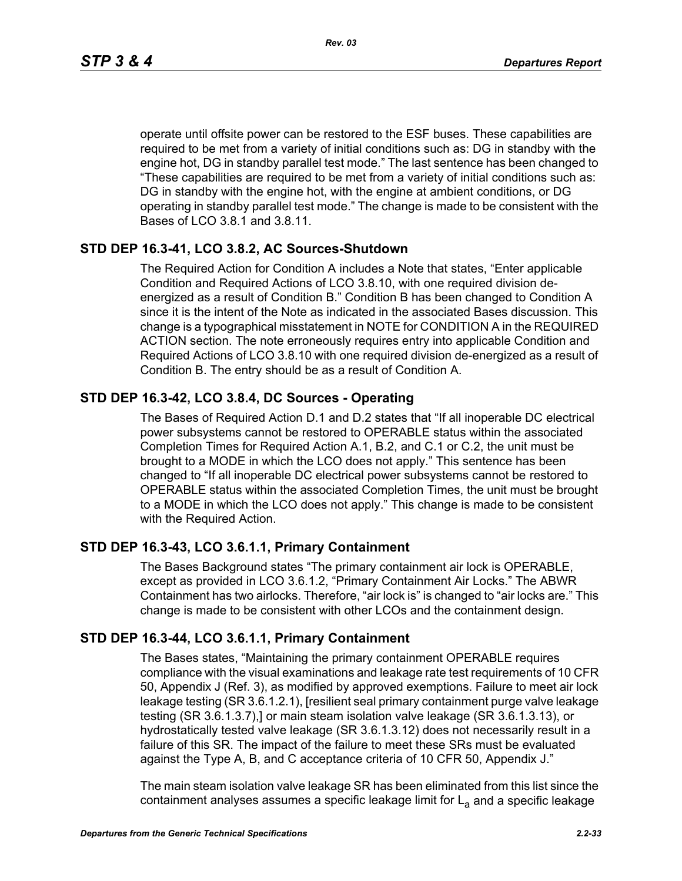operate until offsite power can be restored to the ESF buses. These capabilities are required to be met from a variety of initial conditions such as: DG in standby with the engine hot, DG in standby parallel test mode." The last sentence has been changed to "These capabilities are required to be met from a variety of initial conditions such as: DG in standby with the engine hot, with the engine at ambient conditions, or DG operating in standby parallel test mode." The change is made to be consistent with the Bases of LCO 3.8.1 and 3.8.11.

### STD DEP 16.3-41, LCO 3.8.2, AC Sources-Shutdown

The Required Action for Condition A includes a Note that states, "Enter applicable Condition and Required Actions of LCO 3.8.10, with one required division de-energized as a result of Condition B." Condition B has been changed to Condition A since it is the intent of the Note as indicated in the associated Bases discussion. This change is a typographical misstatement in NOTE for CONDITION A in the REQUIRED ACTION section. The note erroneously requires entry into applicable Condition and Required Actions of LCO 3.8.10 with one required division de-energized as a result of Condition B. The entry should be as a result of Condition A.

### STD DEP 16.3-42, LCO 3.8.4, DC Sources - Operating

The Bases of Required Action D.1 and D.2 states that "If all inoperable DC electrical power subsystems cannot be restored to OPERABLE status within the associated Completion Times for Required Action A.1, B.2, and C.1 or C.2, the unit must be brought to a MODE in which the LCO does not apply." This sentence has been changed to "If all inoperable DC electrical power subsystems cannot be restored to OPERABLE status within the associated Completion Times, the unit must be brought to a MODE in which the LCO does not apply." This change is made to be consistent with the Required Action.

### STD DEP 16.3-43, LCO 3.6.1.1, Primary Containment

The Bases Background states "The primary containment air lock is OPERABLE, except as provided in LCO 3.6.1.2, "Primary Containment Air Locks." The ABWR Containment has two airlocks. Therefore, "air lock is" is changed to "air locks are." This change is made to be consistent with other LCOs and the containment design.

### STD DEP 16.3-44, LCO 3.6.1.1, Primary Containment

The Bases states, "Maintaining the primary containment OPERABLE requires compliance with the visual examinations and leakage rate test requirements of 10 CFR 50, Appendix J (Ref. 3), as modified by approved exemptions. Failure to meet air lock leakage testing (SR 3.6.1.2.1), [resilient seal primary containment purge valve leakage testing (SR 3.6.1.3.7),] or main steam isolation valve leakage (SR 3.6.1.3.13), or hydrostatically tested valve leakage (SR 3.6.1.3.12) does not necessarily result in a failure of this SR. The impact of the failure to meet these SRs must be evaluated against the Type A, B, and C acceptance criteria of 10 CFR 50, Appendix J."

The main steam isolation valve leakage SR has been eliminated from this list since the containment analyses assumes a specific leakage limit for $L_a$ and a specific leakage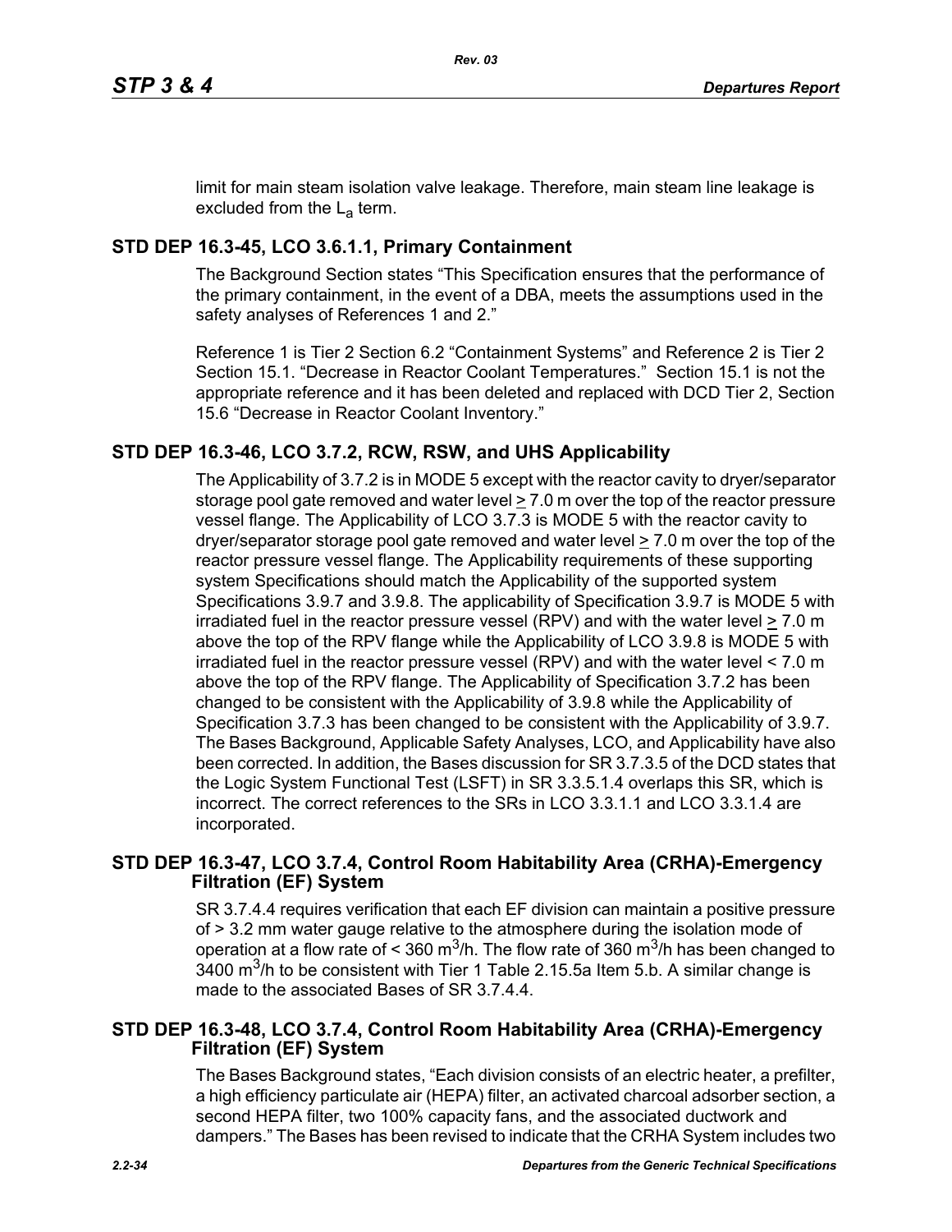limit for main steam isolation valve leakage. Therefore, main steam line leakage is excluded from the $L_a$ term.

## STD DEP 16.3-45, LCO 3.6.1.1, Primary Containment

The Background Section states "This Specification ensures that the performance of the primary containment, in the event of a DBA, meets the assumptions used in the safety analyses of References 1 and 2."

Reference 1 is Tier 2 Section 6.2 "Containment Systems" and Reference 2 is Tier 2 Section 15.1. "Decrease in Reactor Coolant Temperatures." Section 15.1 is not the appropriate reference and it has been deleted and replaced with DCD Tier 2, Section 15.6 "Decrease in Reactor Coolant Inventory."

## STD DEP 16.3-46, LCO 3.7.2, RCW, RSW, and UHS Applicability

The Applicability of 3.7.2 is in MODE 5 except with the reactor cavity to dryer/separator storage pool gate removed and water level $\geq$ 7.0 m over the top of the reactor pressure vessel flange. The Applicability of LCO 3.7.3 is MODE 5 with the reactor cavity to dryer/separator storage pool gate removed and water level $\geq$ 7.0 m over the top of the reactor pressure vessel flange. The Applicability requirements of these supporting system Specifications should match the Applicability of the supported system Specifications 3.9.7 and 3.9.8. The applicability of Specification 3.9.7 is MODE 5 with irradiated fuel in the reactor pressure vessel (RPV) and with the water level $\geq$ 7.0 m above the top of the RPV flange while the Applicability of LCO 3.9.8 is MODE 5 with irradiated fuel in the reactor pressure vessel (RPV) and with the water level < 7.0 m above the top of the RPV flange. The Applicability of Specification 3.7.2 has been changed to be consistent with the Applicability of 3.9.8 while the Applicability of Specification 3.7.3 has been changed to be consistent with the Applicability of 3.9.7. The Bases Background, Applicable Safety Analyses, LCO, and Applicability have also been corrected. In addition, the Bases discussion for SR 3.7.3.5 of the DCD states that the Logic System Functional Test (LSFT) in SR 3.3.5.1.4 overlaps this SR, which is incorrect. The correct references to the SRs in LCO 3.3.1.1 and LCO 3.3.1.4 are incorporated.

## STD DEP 16.3-47, LCO 3.7.4, Control Room Habitability Area (CRHA)-Emergency Filtration (EF) System

SR 3.7.4.4 requires verification that each EF division can maintain a positive pressure of > 3.2 mm water gauge relative to the atmosphere during the isolation mode of operation at a flow rate of < 360 $m^3$/h. The flow rate of 360 $m^3$/h has been changed to 3400 $m^3$/h to be consistent with Tier 1 Table 2.15.5a Item 5.b. A similar change is made to the associated Bases of SR 3.7.4.4.

## STD DEP 16.3-48, LCO 3.7.4, Control Room Habitability Area (CRHA)-Emergency Filtration (EF) System

The Bases Background states, "Each division consists of an electric heater, a prefilter, a high efficiency particulate air (HEPA) filter, an activated charcoal adsorber section, a second HEPA filter, two 100% capacity fans, and the associated ductwork and dampers." The Bases has been revised to indicate that the CRHA System includes two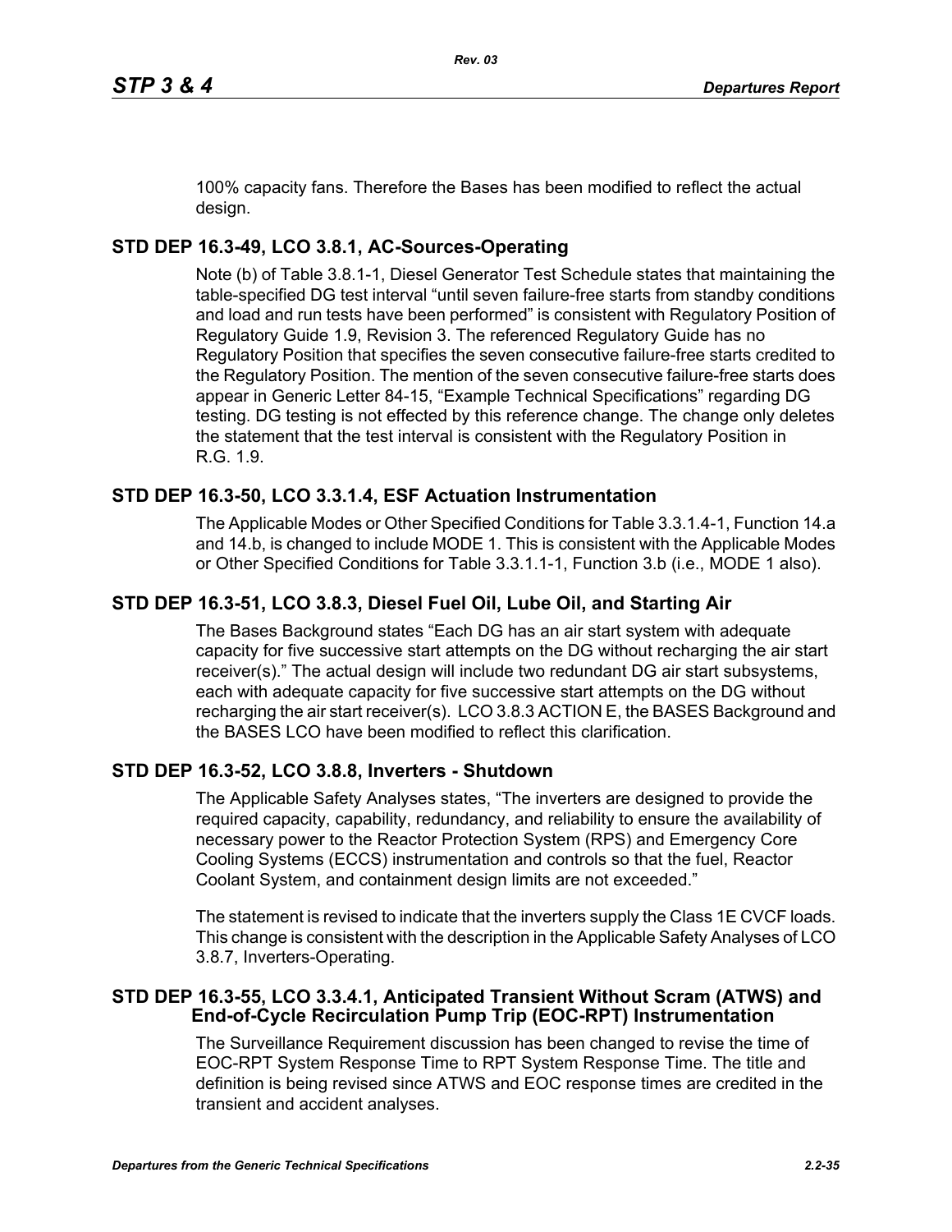100% capacity fans. Therefore the Bases has been modified to reflect the actual design.

## STD DEP 16.3-49, LCO 3.8.1, AC-Sources-Operating

Note (b) of Table 3.8.1-1, Diesel Generator Test Schedule states that maintaining the table-specified DG test interval "until seven failure-free starts from standby conditions and load and run tests have been performed" is consistent with Regulatory Position of Regulatory Guide 1.9, Revision 3. The referenced Regulatory Guide has no Regulatory Position that specifies the seven consecutive failure-free starts credited to the Regulatory Position. The mention of the seven consecutive failure-free starts does appear in Generic Letter 84-15, "Example Technical Specifications" regarding DG testing. DG testing is not effected by this reference change. The change only deletes the statement that the test interval is consistent with the Regulatory Position in R.G. 1.9.

## STD DEP 16.3-50, LCO 3.3.1.4, ESF Actuation Instrumentation

The Applicable Modes or Other Specified Conditions for Table 3.3.1.4-1, Function 14.a and 14.b, is changed to include MODE 1. This is consistent with the Applicable Modes or Other Specified Conditions for Table 3.3.1.1-1, Function 3.b (i.e., MODE 1 also).

## STD DEP 16.3-51, LCO 3.8.3, Diesel Fuel Oil, Lube Oil, and Starting Air

The Bases Background states "Each DG has an air start system with adequate capacity for five successive start attempts on the DG without recharging the air start receiver(s)." The actual design will include two redundant DG air start subsystems, each with adequate capacity for five successive start attempts on the DG without recharging the air start receiver(s). LCO 3.8.3 ACTION E, the BASES Background and the BASES LCO have been modified to reflect this clarification.

## STD DEP 16.3-52, LCO 3.8.8, Inverters - Shutdown

The Applicable Safety Analyses states, "The inverters are designed to provide the required capacity, capability, redundancy, and reliability to ensure the availability of necessary power to the Reactor Protection System (RPS) and Emergency Core Cooling Systems (ECCS) instrumentation and controls so that the fuel, Reactor Coolant System, and containment design limits are not exceeded."

The statement is revised to indicate that the inverters supply the Class 1E CVCF loads. This change is consistent with the description in the Applicable Safety Analyses of LCO 3.8.7, Inverters-Operating.

## STD DEP 16.3-55, LCO 3.3.4.1, Anticipated Transient Without Scram (ATWS) and End-of-Cycle Recirculation Pump Trip (EOC-RPT) Instrumentation

The Surveillance Requirement discussion has been changed to revise the time of EOC-RPT System Response Time to RPT System Response Time. The title and definition is being revised since ATWS and EOC response times are credited in the transient and accident analyses.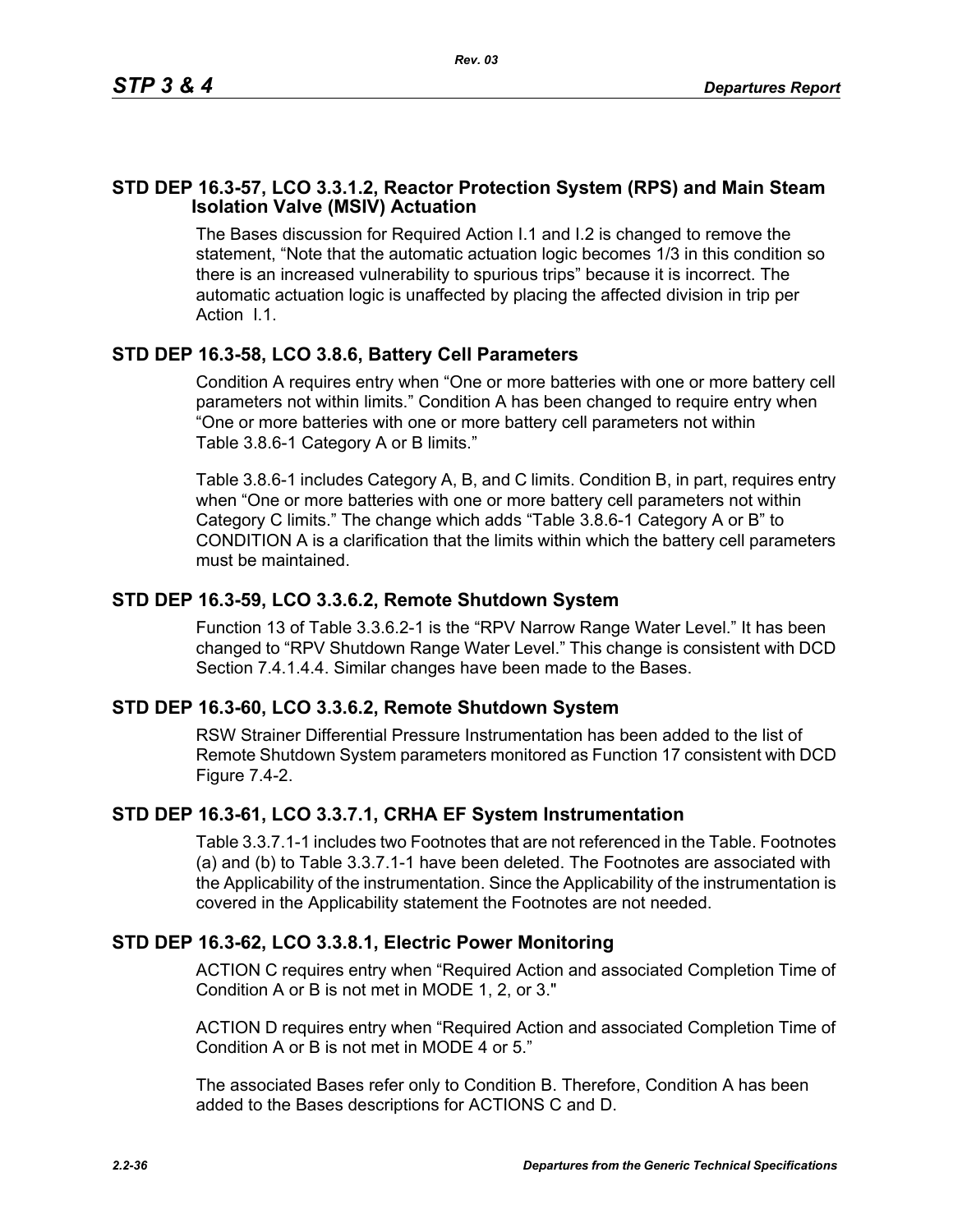## STD DEP 16.3-57, LCO 3.3.1.2, Reactor Protection System (RPS) and Main Steam Isolation Valve (MSIV) Actuation

The Bases discussion for Required Action I.1 and I.2 is changed to remove the statement, "Note that the automatic actuation logic becomes 1/3 in this condition so there is an increased vulnerability to spurious trips" because it is incorrect. The automatic actuation logic is unaffected by placing the affected division in trip per Action I.1.

## STD DEP 16.3-58, LCO 3.8.6, Battery Cell Parameters

Condition A requires entry when "One or more batteries with one or more battery cell parameters not within limits." Condition A has been changed to require entry when "One or more batteries with one or more battery cell parameters not within Table 3.8.6-1 Category A or B limits."

Table 3.8.6-1 includes Category A, B, and C limits. Condition B, in part, requires entry when "One or more batteries with one or more battery cell parameters not within Category C limits." The change which adds "Table 3.8.6-1 Category A or B" to CONDITION A is a clarification that the limits within which the battery cell parameters must be maintained.

## STD DEP 16.3-59, LCO 3.3.6.2, Remote Shutdown System

Function 13 of Table 3.3.6.2-1 is the "RPV Narrow Range Water Level." It has been changed to "RPV Shutdown Range Water Level." This change is consistent with DCD Section 7.4.1.4.4. Similar changes have been made to the Bases.

## STD DEP 16.3-60, LCO 3.3.6.2, Remote Shutdown System

RSW Strainer Differential Pressure Instrumentation has been added to the list of Remote Shutdown System parameters monitored as Function 17 consistent with DCD Figure 7.4-2.

## STD DEP 16.3-61, LCO 3.3.7.1, CRHA EF System Instrumentation

Table 3.3.7.1-1 includes two Footnotes that are not referenced in the Table. Footnotes (a) and (b) to Table 3.3.7.1-1 have been deleted. The Footnotes are associated with the Applicability of the instrumentation. Since the Applicability of the instrumentation is covered in the Applicability statement the Footnotes are not needed.

## STD DEP 16.3-62, LCO 3.3.8.1, Electric Power Monitoring

ACTION C requires entry when "Required Action and associated Completion Time of Condition A or B is not met in MODE 1, 2, or 3."

ACTION D requires entry when "Required Action and associated Completion Time of Condition A or B is not met in MODE 4 or 5."

The associated Bases refer only to Condition B. Therefore, Condition A has been added to the Bases descriptions for ACTIONS C and D.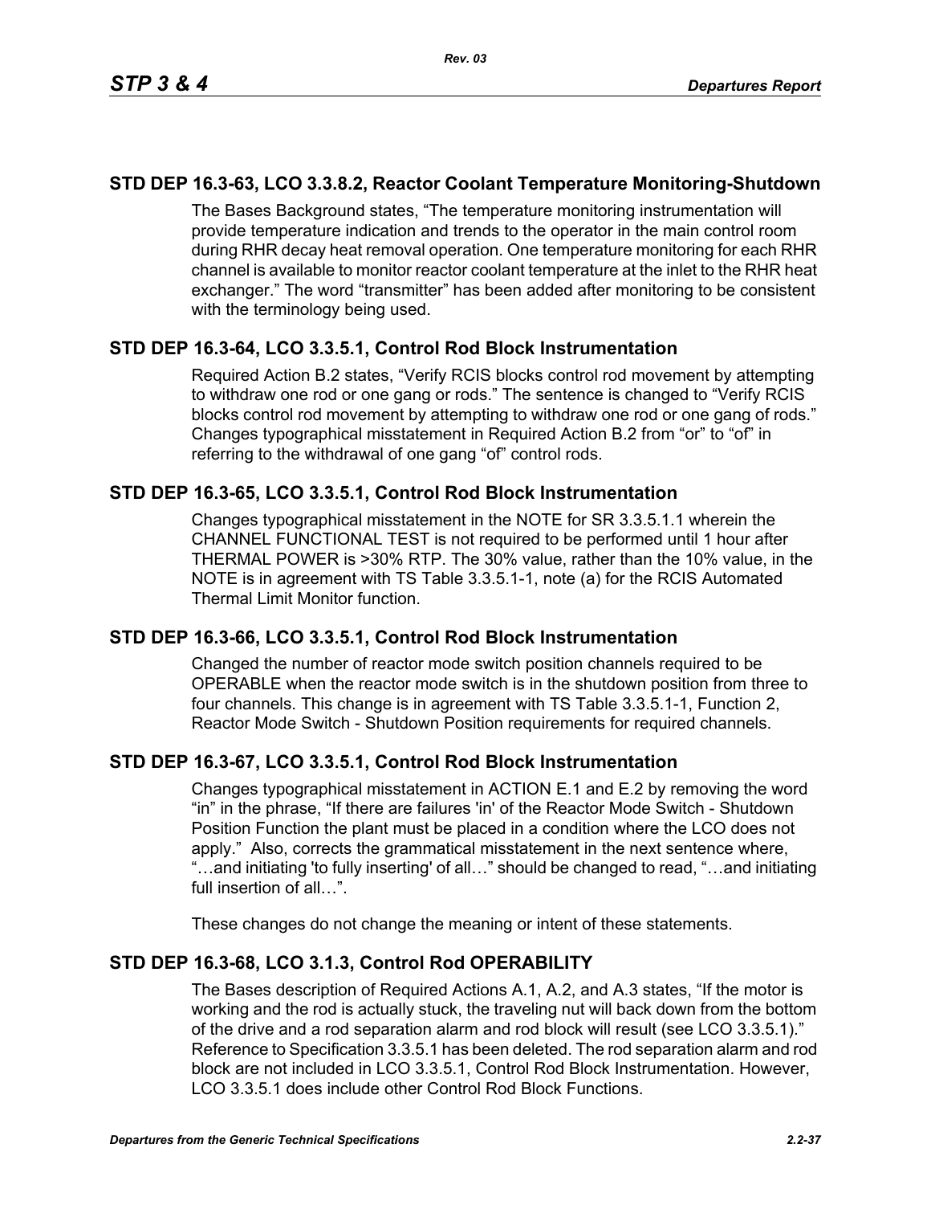## STD DEP 16.3-63, LCO 3.3.8.2, Reactor Coolant Temperature Monitoring-Shutdown

The Bases Background states, "The temperature monitoring instrumentation will provide temperature indication and trends to the operator in the main control room during RHR decay heat removal operation. One temperature monitoring for each RHR channel is available to monitor reactor coolant temperature at the inlet to the RHR heat exchanger." The word "transmitter" has been added after monitoring to be consistent with the terminology being used.

## STD DEP 16.3-64, LCO 3.3.5.1, Control Rod Block Instrumentation

Required Action B.2 states, "Verify RCIS blocks control rod movement by attempting to withdraw one rod or one gang or rods." The sentence is changed to "Verify RCIS blocks control rod movement by attempting to withdraw one rod or one gang of rods." Changes typographical misstatement in Required Action B.2 from "or" to "of" in referring to the withdrawal of one gang "of" control rods.

## STD DEP 16.3-65, LCO 3.3.5.1, Control Rod Block Instrumentation

Changes typographical misstatement in the NOTE for SR 3.3.5.1.1 wherein the CHANNEL FUNCTIONAL TEST is not required to be performed until 1 hour after THERMAL POWER is >30% RTP. The 30% value, rather than the 10% value, in the NOTE is in agreement with TS Table 3.3.5.1-1, note (a) for the RCIS Automated Thermal Limit Monitor function.

## STD DEP 16.3-66, LCO 3.3.5.1, Control Rod Block Instrumentation

Changed the number of reactor mode switch position channels required to be OPERABLE when the reactor mode switch is in the shutdown position from three to four channels. This change is in agreement with TS Table 3.3.5.1-1, Function 2, Reactor Mode Switch - Shutdown Position requirements for required channels.

## STD DEP 16.3-67, LCO 3.3.5.1, Control Rod Block Instrumentation

Changes typographical misstatement in ACTION E.1 and E.2 by removing the word "in" in the phrase, "If there are failures 'in' of the Reactor Mode Switch - Shutdown Position Function the plant must be placed in a condition where the LCO does not apply." Also, corrects the grammatical misstatement in the next sentence where, "…and initiating 'to fully inserting' of all…" should be changed to read, "…and initiating full insertion of all…".

These changes do not change the meaning or intent of these statements.

## STD DEP 16.3-68, LCO 3.1.3, Control Rod OPERABILITY

The Bases description of Required Actions A.1, A.2, and A.3 states, "If the motor is working and the rod is actually stuck, the traveling nut will back down from the bottom of the drive and a rod separation alarm and rod block will result (see LCO 3.3.5.1)." Reference to Specification 3.3.5.1 has been deleted. The rod separation alarm and rod block are not included in LCO 3.3.5.1, Control Rod Block Instrumentation. However, LCO 3.3.5.1 does include other Control Rod Block Functions.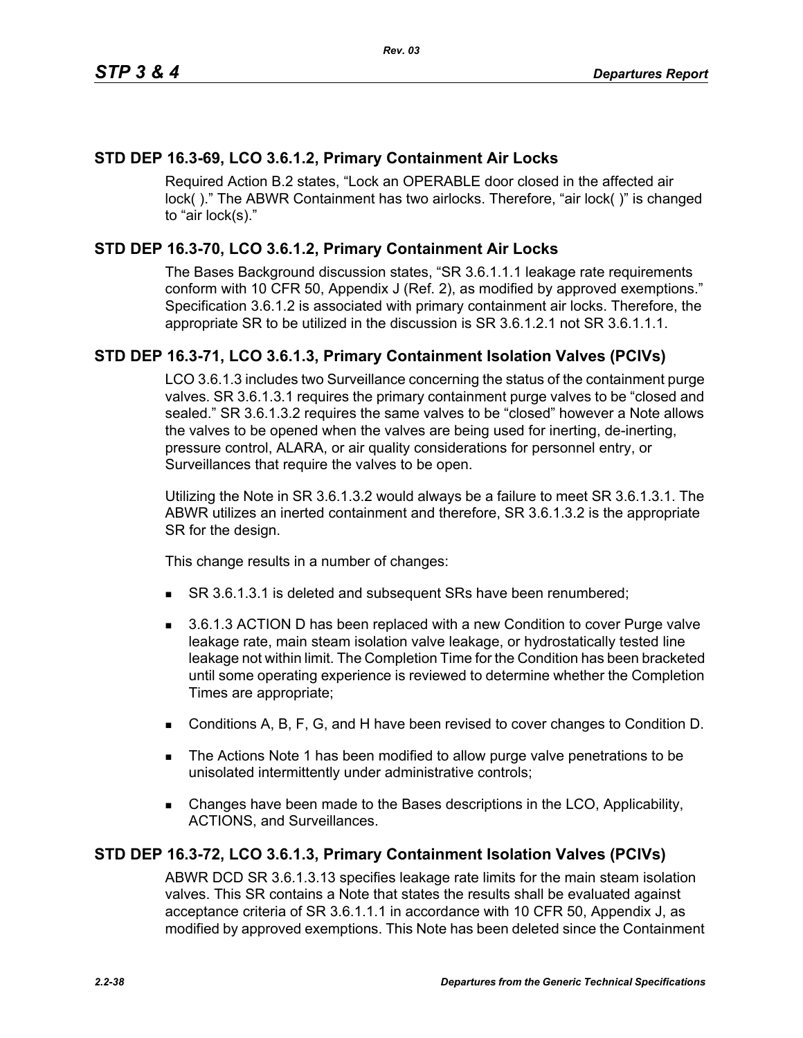## STD DEP 16.3-69, LCO 3.6.1.2, Primary Containment Air Locks

Required Action B.2 states, "Lock an OPERABLE door closed in the affected air lock( )." The ABWR Containment has two airlocks. Therefore, "air lock( )" is changed to "air lock(s)."

## STD DEP 16.3-70, LCO 3.6.1.2, Primary Containment Air Locks

The Bases Background discussion states, "SR 3.6.1.1.1 leakage rate requirements conform with 10 CFR 50, Appendix J (Ref. 2), as modified by approved exemptions." Specification 3.6.1.2 is associated with primary containment air locks. Therefore, the appropriate SR to be utilized in the discussion is SR 3.6.1.2.1 not SR 3.6.1.1.1.

## STD DEP 16.3-71, LCO 3.6.1.3, Primary Containment Isolation Valves (PCIVs)

LCO 3.6.1.3 includes two Surveillance concerning the status of the containment purge valves. SR 3.6.1.3.1 requires the primary containment purge valves to be "closed and sealed." SR 3.6.1.3.2 requires the same valves to be "closed" however a Note allows the valves to be opened when the valves are being used for inerting, de-inerting, pressure control, ALARA, or air quality considerations for personnel entry, or Surveillances that require the valves to be open.

Utilizing the Note in SR 3.6.1.3.2 would always be a failure to meet SR 3.6.1.3.1. The ABWR utilizes an inerted containment and therefore, SR 3.6.1.3.2 is the appropriate SR for the design.

This change results in a number of changes:

- SR 3.6.1.3.1 is deleted and subsequent SRs have been renumbered;
- 3.6.1.3 ACTION D has been replaced with a new Condition to cover Purge valve leakage rate, main steam isolation valve leakage, or hydrostatically tested line leakage not within limit. The Completion Time for the Condition has been bracketed until some operating experience is reviewed to determine whether the Completion Times are appropriate;
- Conditions A, B, F, G, and H have been revised to cover changes to Condition D.
- The Actions Note 1 has been modified to allow purge valve penetrations to be unisolated intermittently under administrative controls;
- Changes have been made to the Bases descriptions in the LCO, Applicability, ACTIONS, and Surveillances.

## STD DEP 16.3-72, LCO 3.6.1.3, Primary Containment Isolation Valves (PCIVs)

ABWR DCD SR 3.6.1.3.13 specifies leakage rate limits for the main steam isolation valves. This SR contains a Note that states the results shall be evaluated against acceptance criteria of SR 3.6.1.1.1 in accordance with 10 CFR 50, Appendix J, as modified by approved exemptions. This Note has been deleted since the Containment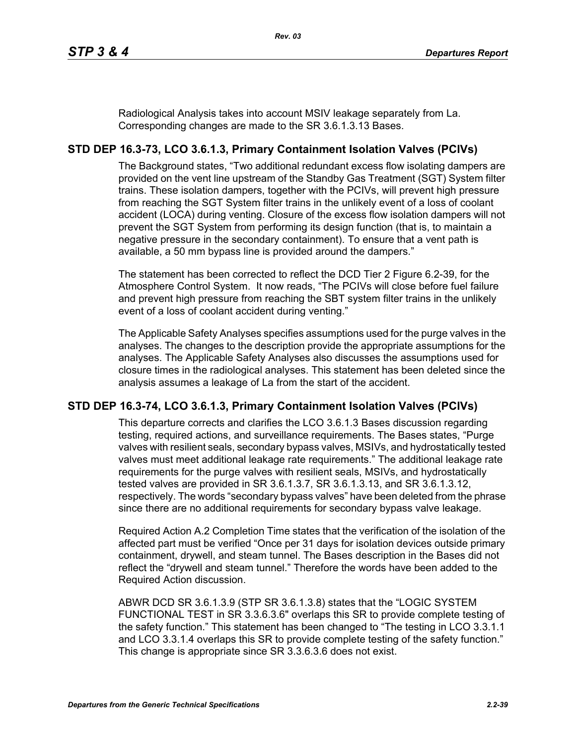Radiological Analysis takes into account MSIV leakage separately from La. Corresponding changes are made to the SR 3.6.1.3.13 Bases.

## STD DEP 16.3-73, LCO 3.6.1.3, Primary Containment Isolation Valves (PCIVs)

The Background states, “Two additional redundant excess flow isolating dampers are provided on the vent line upstream of the Standby Gas Treatment (SGT) System filter trains. These isolation dampers, together with the PCIVs, will prevent high pressure from reaching the SGT System filter trains in the unlikely event of a loss of coolant accident (LOCA) during venting. Closure of the excess flow isolation dampers will not prevent the SGT System from performing its design function (that is, to maintain a negative pressure in the secondary containment). To ensure that a vent path is available, a 50 mm bypass line is provided around the dampers.”

The statement has been corrected to reflect the DCD Tier 2 Figure 6.2-39, for the Atmosphere Control System. It now reads, “The PCIVs will close before fuel failure and prevent high pressure from reaching the SBT system filter trains in the unlikely event of a loss of coolant accident during venting.”

The Applicable Safety Analyses specifies assumptions used for the purge valves in the analyses. The changes to the description provide the appropriate assumptions for the analyses. The Applicable Safety Analyses also discusses the assumptions used for closure times in the radiological analyses. This statement has been deleted since the analysis assumes a leakage of La from the start of the accident.

## STD DEP 16.3-74, LCO 3.6.1.3, Primary Containment Isolation Valves (PCIVs)

This departure corrects and clarifies the LCO 3.6.1.3 Bases discussion regarding testing, required actions, and surveillance requirements. The Bases states, “Purge valves with resilient seals, secondary bypass valves, MSIVs, and hydrostatically tested valves must meet additional leakage rate requirements.” The additional leakage rate requirements for the purge valves with resilient seals, MSIVs, and hydrostatically tested valves are provided in SR 3.6.1.3.7, SR 3.6.1.3.13, and SR 3.6.1.3.12, respectively. The words “secondary bypass valves” have been deleted from the phrase since there are no additional requirements for secondary bypass valve leakage.

Required Action A.2 Completion Time states that the verification of the isolation of the affected part must be verified “Once per 31 days for isolation devices outside primary containment, drywell, and steam tunnel. The Bases description in the Bases did not reflect the “drywell and steam tunnel.” Therefore the words have been added to the Required Action discussion.

ABWR DCD SR 3.6.1.3.9 (STP SR 3.6.1.3.8) states that the “LOGIC SYSTEM FUNCTIONAL TEST in SR 3.3.6.3.6" overlaps this SR to provide complete testing of the safety function.” This statement has been changed to “The testing in LCO 3.3.1.1 and LCO 3.3.1.4 overlaps this SR to provide complete testing of the safety function.” This change is appropriate since SR 3.3.6.3.6 does not exist.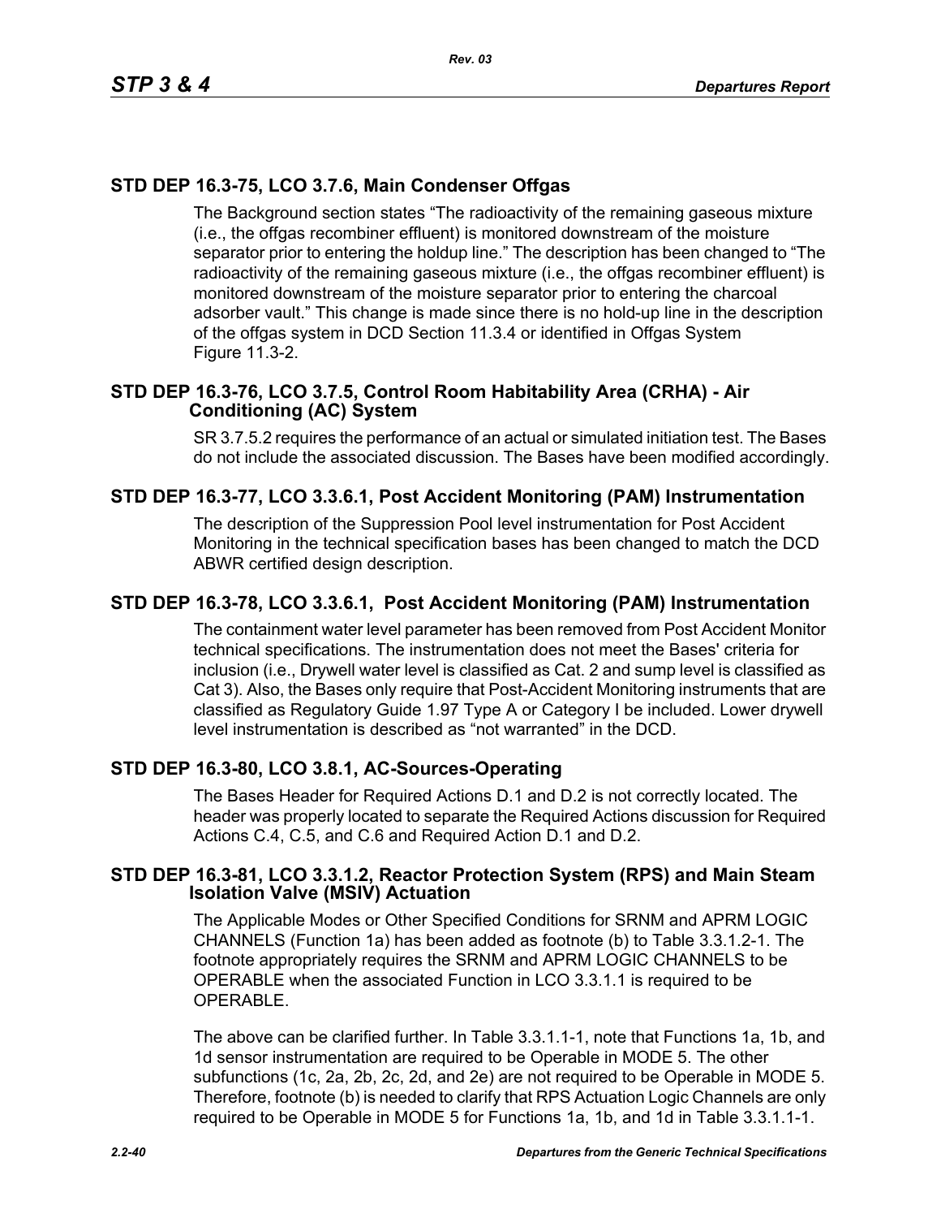## STD DEP 16.3-75, LCO 3.7.6, Main Condenser Offgas

The Background section states "The radioactivity of the remaining gaseous mixture (i.e., the offgas recombiner effluent) is monitored downstream of the moisture separator prior to entering the holdup line." The description has been changed to "The radioactivity of the remaining gaseous mixture (i.e., the offgas recombiner effluent) is monitored downstream of the moisture separator prior to entering the charcoal adsorber vault." This change is made since there is no hold-up line in the description of the offgas system in DCD Section 11.3.4 or identified in Offgas System Figure 11.3-2.

## STD DEP 16.3-76, LCO 3.7.5, Control Room Habitability Area (CRHA) - Air Conditioning (AC) System

SR 3.7.5.2 requires the performance of an actual or simulated initiation test. The Bases do not include the associated discussion. The Bases have been modified accordingly.

## STD DEP 16.3-77, LCO 3.3.6.1, Post Accident Monitoring (PAM) Instrumentation

The description of the Suppression Pool level instrumentation for Post Accident Monitoring in the technical specification bases has been changed to match the DCD ABWR certified design description.

## STD DEP 16.3-78, LCO 3.3.6.1, Post Accident Monitoring (PAM) Instrumentation

The containment water level parameter has been removed from Post Accident Monitor technical specifications. The instrumentation does not meet the Bases' criteria for inclusion (i.e., Drywell water level is classified as Cat. 2 and sump level is classified as Cat 3). Also, the Bases only require that Post-Accident Monitoring instruments that are classified as Regulatory Guide 1.97 Type A or Category I be included. Lower drywell level instrumentation is described as "not warranted" in the DCD.

## STD DEP 16.3-80, LCO 3.8.1, AC-Sources-Operating

The Bases Header for Required Actions D.1 and D.2 is not correctly located. The header was properly located to separate the Required Actions discussion for Required Actions C.4, C.5, and C.6 and Required Action D.1 and D.2.

## STD DEP 16.3-81, LCO 3.3.1.2, Reactor Protection System (RPS) and Main Steam Isolation Valve (MSIV) Actuation

The Applicable Modes or Other Specified Conditions for SRNM and APRM LOGIC CHANNELS (Function 1a) has been added as footnote (b) to Table 3.3.1.2-1. The footnote appropriately requires the SRNM and APRM LOGIC CHANNELS to be OPERABLE when the associated Function in LCO 3.3.1.1 is required to be OPERABLE.

The above can be clarified further. In Table 3.3.1.1-1, note that Functions 1a, 1b, and 1d sensor instrumentation are required to be Operable in MODE 5. The other subfunctions (1c, 2a, 2b, 2c, 2d, and 2e) are not required to be Operable in MODE 5. Therefore, footnote (b) is needed to clarify that RPS Actuation Logic Channels are only required to be Operable in MODE 5 for Functions 1a, 1b, and 1d in Table 3.3.1.1-1.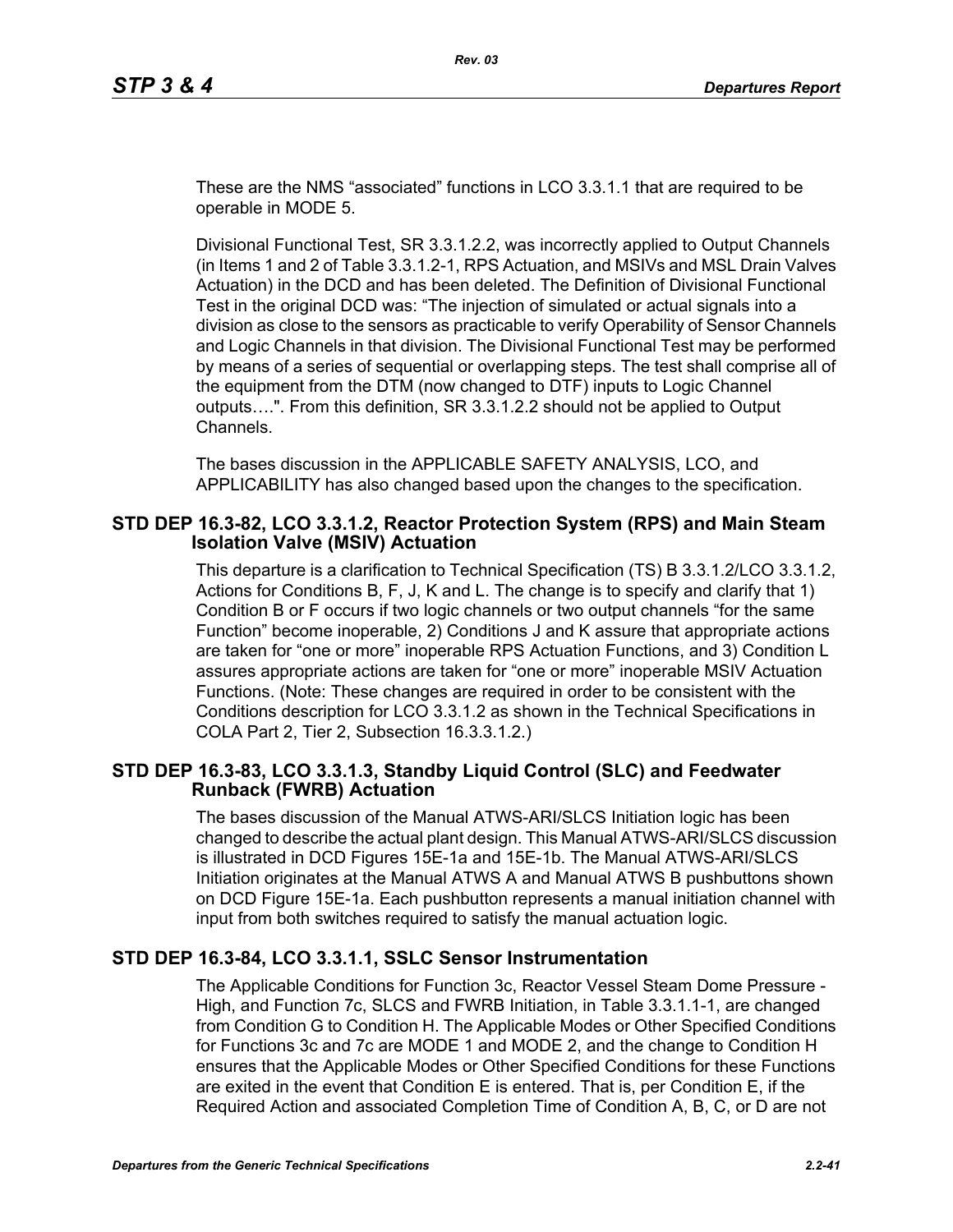These are the NMS “associated” functions in LCO 3.3.1.1 that are required to be operable in MODE 5.

Divisional Functional Test, SR 3.3.1.2.2, was incorrectly applied to Output Channels (in Items 1 and 2 of Table 3.3.1.2-1, RPS Actuation, and MSIVs and MSL Drain Valves Actuation) in the DCD and has been deleted. The Definition of Divisional Functional Test in the original DCD was: “The injection of simulated or actual signals into a division as close to the sensors as practicable to verify Operability of Sensor Channels and Logic Channels in that division. The Divisional Functional Test may be performed by means of a series of sequential or overlapping steps. The test shall comprise all of the equipment from the DTM (now changed to DTF) inputs to Logic Channel outputs….". From this definition, SR 3.3.1.2.2 should not be applied to Output Channels.

The bases discussion in the APPLICABLE SAFETY ANALYSIS, LCO, and APPLICABILITY has also changed based upon the changes to the specification.

### STD DEP 16.3-82, LCO 3.3.1.2, Reactor Protection System (RPS) and Main Steam Isolation Valve (MSIV) Actuation

This departure is a clarification to Technical Specification (TS) B 3.3.1.2/LCO 3.3.1.2, Actions for Conditions B, F, J, K and L. The change is to specify and clarify that 1) Condition B or F occurs if two logic channels or two output channels “for the same Function” become inoperable, 2) Conditions J and K assure that appropriate actions are taken for “one or more” inoperable RPS Actuation Functions, and 3) Condition L assures appropriate actions are taken for “one or more” inoperable MSIV Actuation Functions. (Note: These changes are required in order to be consistent with the Conditions description for LCO 3.3.1.2 as shown in the Technical Specifications in COLA Part 2, Tier 2, Subsection 16.3.3.1.2.)

### STD DEP 16.3-83, LCO 3.3.1.3, Standby Liquid Control (SLC) and Feedwater Runback (FWRB) Actuation

The bases discussion of the Manual ATWS-ARI/SLCS Initiation logic has been changed to describe the actual plant design. This Manual ATWS-ARI/SLCS discussion is illustrated in DCD Figures 15E-1a and 15E-1b. The Manual ATWS-ARI/SLCS Initiation originates at the Manual ATWS A and Manual ATWS B pushbuttons shown on DCD Figure 15E-1a. Each pushbutton represents a manual initiation channel with input from both switches required to satisfy the manual actuation logic.

### STD DEP 16.3-84, LCO 3.3.1.1, SSLC Sensor Instrumentation

The Applicable Conditions for Function 3c, Reactor Vessel Steam Dome Pressure - High, and Function 7c, SLCS and FWRB Initiation, in Table 3.3.1.1-1, are changed from Condition G to Condition H. The Applicable Modes or Other Specified Conditions for Functions 3c and 7c are MODE 1 and MODE 2, and the change to Condition H ensures that the Applicable Modes or Other Specified Conditions for these Functions are exited in the event that Condition E is entered. That is, per Condition E, if the Required Action and associated Completion Time of Condition A, B, C, or D are not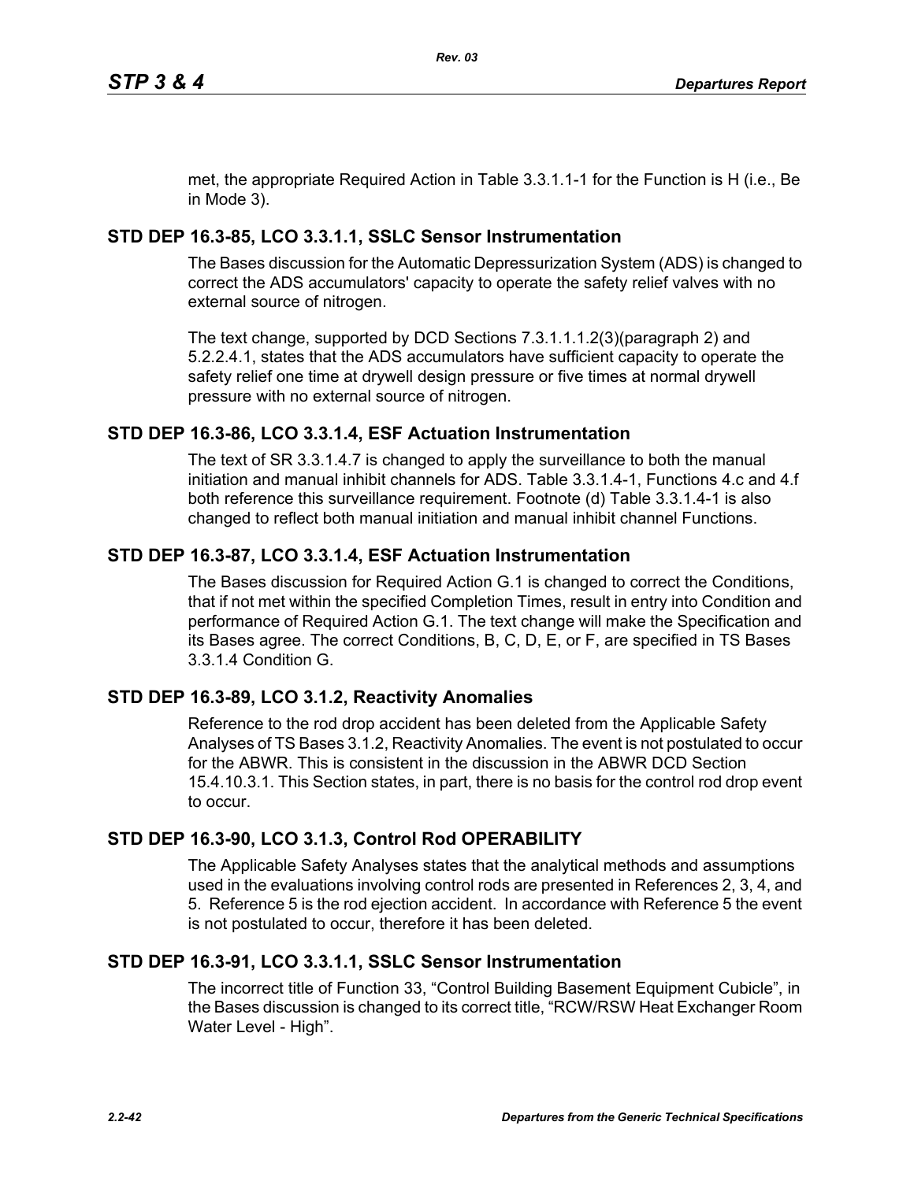met, the appropriate Required Action in Table 3.3.1.1-1 for the Function is H (i.e., Be in Mode 3).

## STD DEP 16.3-85, LCO 3.3.1.1, SSLC Sensor Instrumentation

The Bases discussion for the Automatic Depressurization System (ADS) is changed to correct the ADS accumulators' capacity to operate the safety relief valves with no external source of nitrogen.

The text change, supported by DCD Sections 7.3.1.1.1.2(3)(paragraph 2) and 5.2.2.4.1, states that the ADS accumulators have sufficient capacity to operate the safety relief one time at drywell design pressure or five times at normal drywell pressure with no external source of nitrogen.

## STD DEP 16.3-86, LCO 3.3.1.4, ESF Actuation Instrumentation

The text of SR 3.3.1.4.7 is changed to apply the surveillance to both the manual initiation and manual inhibit channels for ADS. Table 3.3.1.4-1, Functions 4.c and 4.f both reference this surveillance requirement. Footnote (d) Table 3.3.1.4-1 is also changed to reflect both manual initiation and manual inhibit channel Functions.

## STD DEP 16.3-87, LCO 3.3.1.4, ESF Actuation Instrumentation

The Bases discussion for Required Action G.1 is changed to correct the Conditions, that if not met within the specified Completion Times, result in entry into Condition and performance of Required Action G.1. The text change will make the Specification and its Bases agree. The correct Conditions, B, C, D, E, or F, are specified in TS Bases 3.3.1.4 Condition G.

## STD DEP 16.3-89, LCO 3.1.2, Reactivity Anomalies

Reference to the rod drop accident has been deleted from the Applicable Safety Analyses of TS Bases 3.1.2, Reactivity Anomalies. The event is not postulated to occur for the ABWR. This is consistent in the discussion in the ABWR DCD Section 15.4.10.3.1. This Section states, in part, there is no basis for the control rod drop event to occur.

## STD DEP 16.3-90, LCO 3.1.3, Control Rod OPERABILITY

The Applicable Safety Analyses states that the analytical methods and assumptions used in the evaluations involving control rods are presented in References 2, 3, 4, and 5. Reference 5 is the rod ejection accident. In accordance with Reference 5 the event is not postulated to occur, therefore it has been deleted.

## STD DEP 16.3-91, LCO 3.3.1.1, SSLC Sensor Instrumentation

The incorrect title of Function 33, “Control Building Basement Equipment Cubicle”, in the Bases discussion is changed to its correct title, “RCW/RSW Heat Exchanger Room Water Level - High”.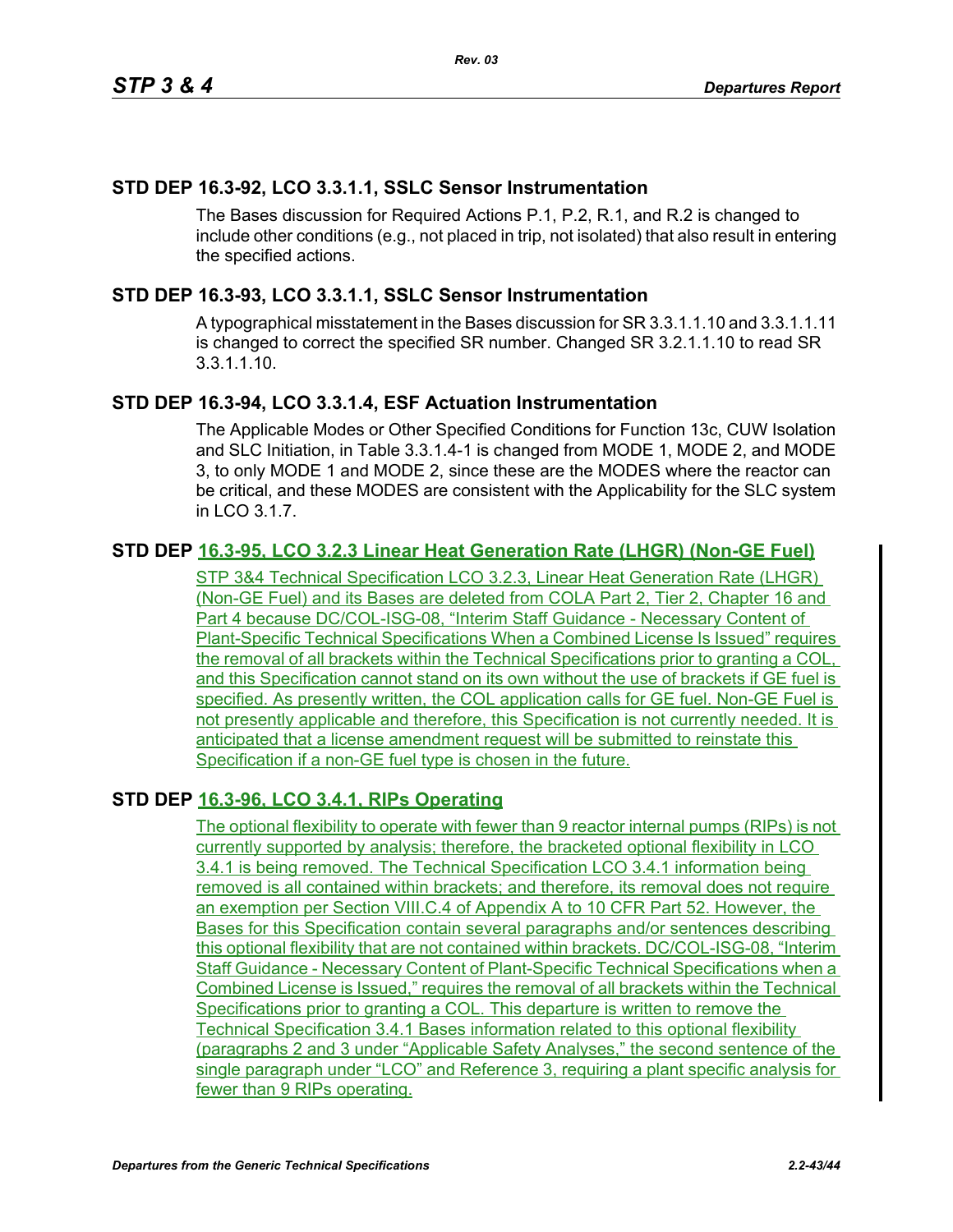## STD DEP 16.3-92, LCO 3.3.1.1, SSLC Sensor Instrumentation

The Bases discussion for Required Actions P.1, P.2, R.1, and R.2 is changed to include other conditions (e.g., not placed in trip, not isolated) that also result in entering the specified actions.

## STD DEP 16.3-93, LCO 3.3.1.1, SSLC Sensor Instrumentation

A typographical misstatement in the Bases discussion for SR 3.3.1.1.10 and 3.3.1.1.11 is changed to correct the specified SR number. Changed SR 3.2.1.1.10 to read SR 3.3.1.1.10.

## STD DEP 16.3-94, LCO 3.3.1.4, ESF Actuation Instrumentation

The Applicable Modes or Other Specified Conditions for Function 13c, CUW Isolation and SLC Initiation, in Table 3.3.1.4-1 is changed from MODE 1, MODE 2, and MODE 3, to only MODE 1 and MODE 2, since these are the MODES where the reactor can be critical, and these MODES are consistent with the Applicability for the SLC system in LCO 3.1.7.

## STD DEP 16.3-95, LCO 3.2.3 Linear Heat Generation Rate (LHGR) (Non-GE Fuel)

STP 3&4 Technical Specification LCO 3.2.3, Linear Heat Generation Rate (LHGR) (Non-GE Fuel) and its Bases are deleted from COLA Part 2, Tier 2, Chapter 16 and Part 4 because DC/COL-ISG-08, "Interim Staff Guidance - Necessary Content of Plant-Specific Technical Specifications When a Combined License Is Issued" requires the removal of all brackets within the Technical Specifications prior to granting a COL, and this Specification cannot stand on its own without the use of brackets if GE fuel is specified. As presently written, the COL application calls for GE fuel. Non-GE Fuel is not presently applicable and therefore, this Specification is not currently needed. It is anticipated that a license amendment request will be submitted to reinstate this Specification if a non-GE fuel type is chosen in the future.

## STD DEP 16.3-96, LCO 3.4.1, RIPs Operating

The optional flexibility to operate with fewer than 9 reactor internal pumps (RIPs) is not currently supported by analysis; therefore, the bracketed optional flexibility in LCO 3.4.1 is being removed. The Technical Specification LCO 3.4.1 information being removed is all contained within brackets; and therefore, its removal does not require an exemption per Section VIII.C.4 of Appendix A to 10 CFR Part 52. However, the Bases for this Specification contain several paragraphs and/or sentences describing this optional flexibility that are not contained within brackets. DC/COL-ISG-08, "Interim Staff Guidance - Necessary Content of Plant-Specific Technical Specifications when a Combined License is Issued," requires the removal of all brackets within the Technical Specifications prior to granting a COL. This departure is written to remove the Technical Specification 3.4.1 Bases information related to this optional flexibility (paragraphs 2 and 3 under "Applicable Safety Analyses," the second sentence of the single paragraph under "LCO" and Reference 3, requiring a plant specific analysis for fewer than 9 RIPs operating.